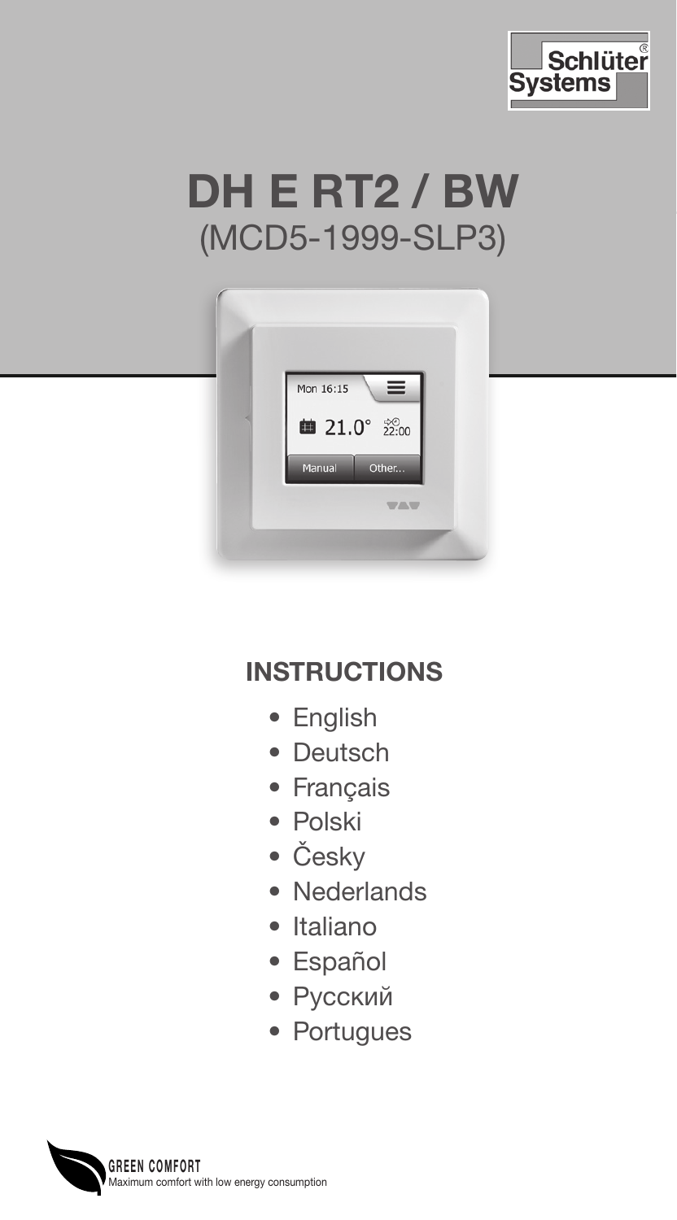Schlüter® Systems

# DH E RT2 / BW

(MCD5-1999-SLP3)

## INSTRUCTIONS

- English
- Deutsch
- Français
- Polski
- Česky
- Nederlands
- Italiano
- Español
- Русский
- Portugues

**GREEN COMFORT**
Maximum comfort with low energy consumption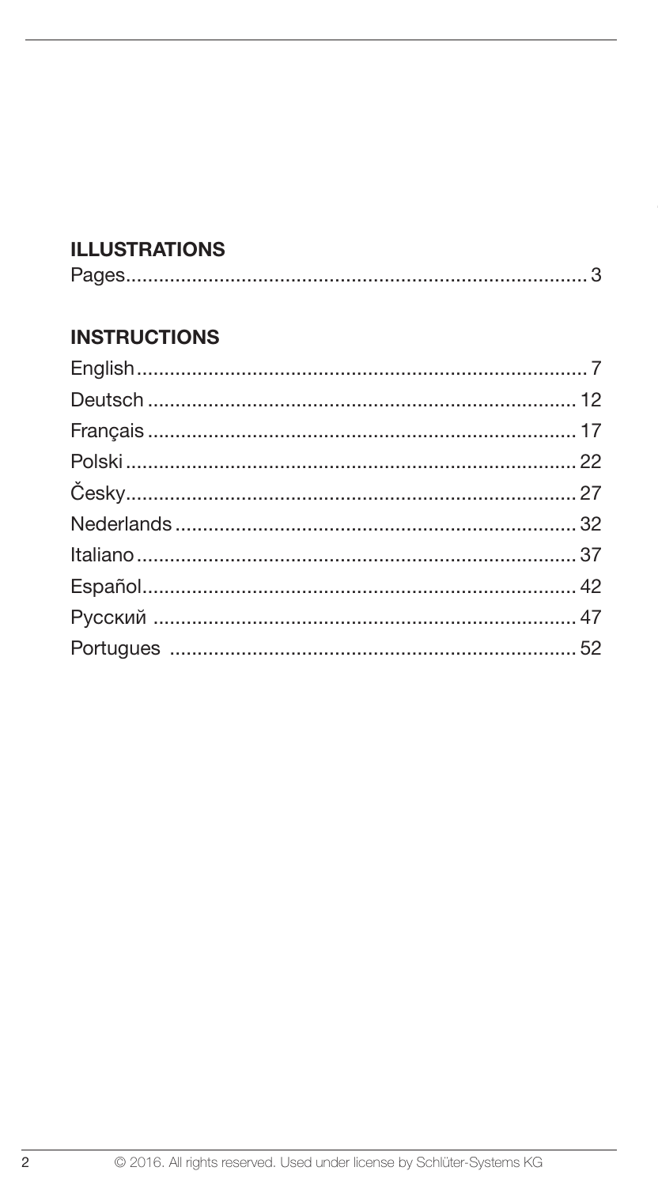## ILLUSTRATIONS

Pages.................................................................................... 3

## INSTRUCTIONS

English.................................................................................. 7

Deutsch ............................................................................... 12

Français ............................................................................... 17

Polski.................................................................................... 22

Česky.................................................................................... 27

Nederlands .......................................................................... 32

Italiano ................................................................................. 37

Español................................................................................ 42

Русский ............................................................................... 47

Portugues ........................................................................... 52

© 2016. All rights reserved. Used under license by Schlüter-Systems KG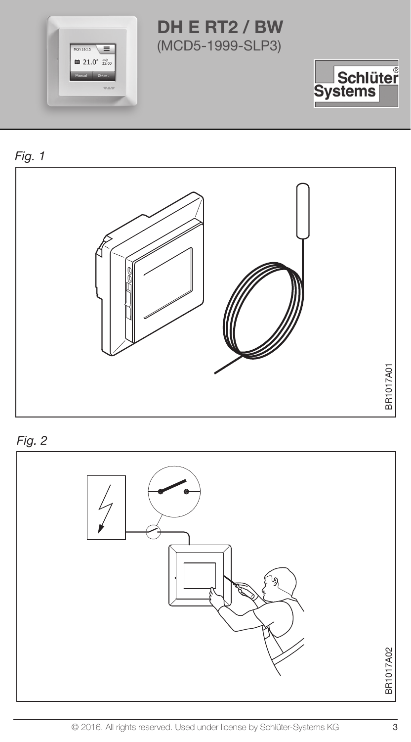# DH E RT2 / BW

(MCD5-1999-SLP3)

*Fig. 1*

BR1017A01

*Fig. 2*

BR1017A02

© 2016. All rights reserved. Used under license by Schlüter-Systems KG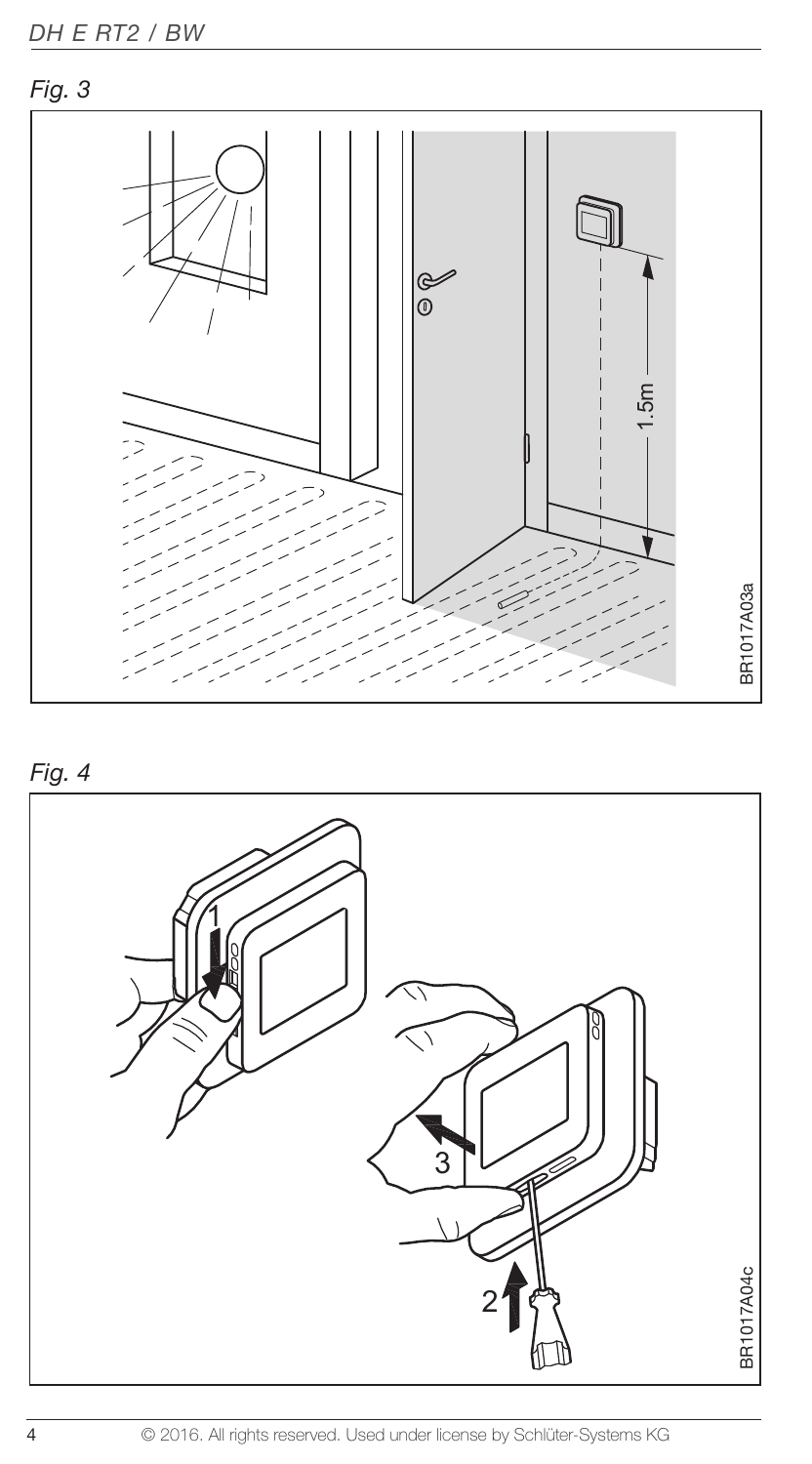*Fig. 3*

*Fig. 4*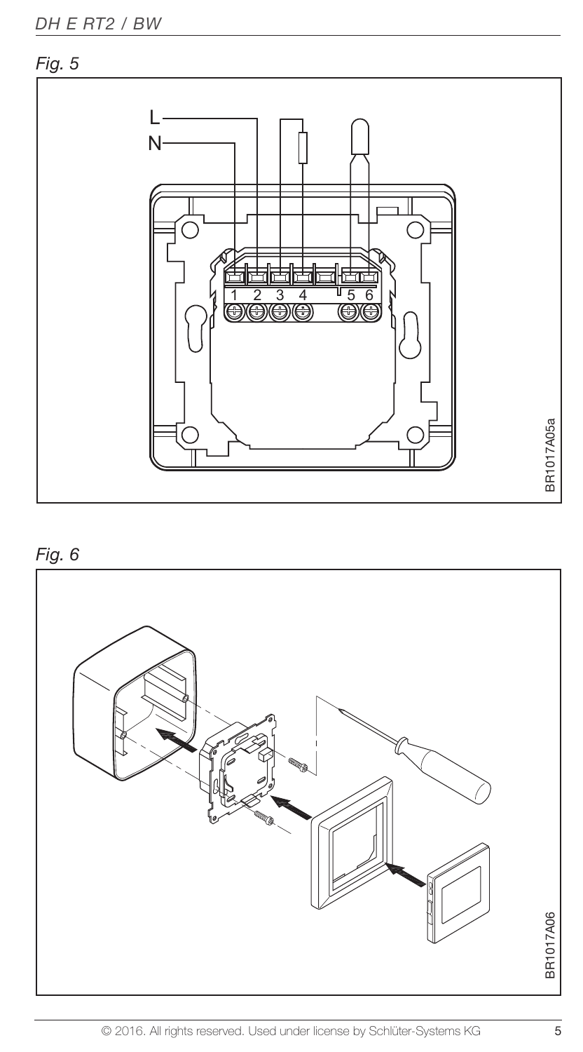*Fig. 5*

L
N

1 2 3 4 5 6

BR1017A05a

*Fig. 6*

BR1017A06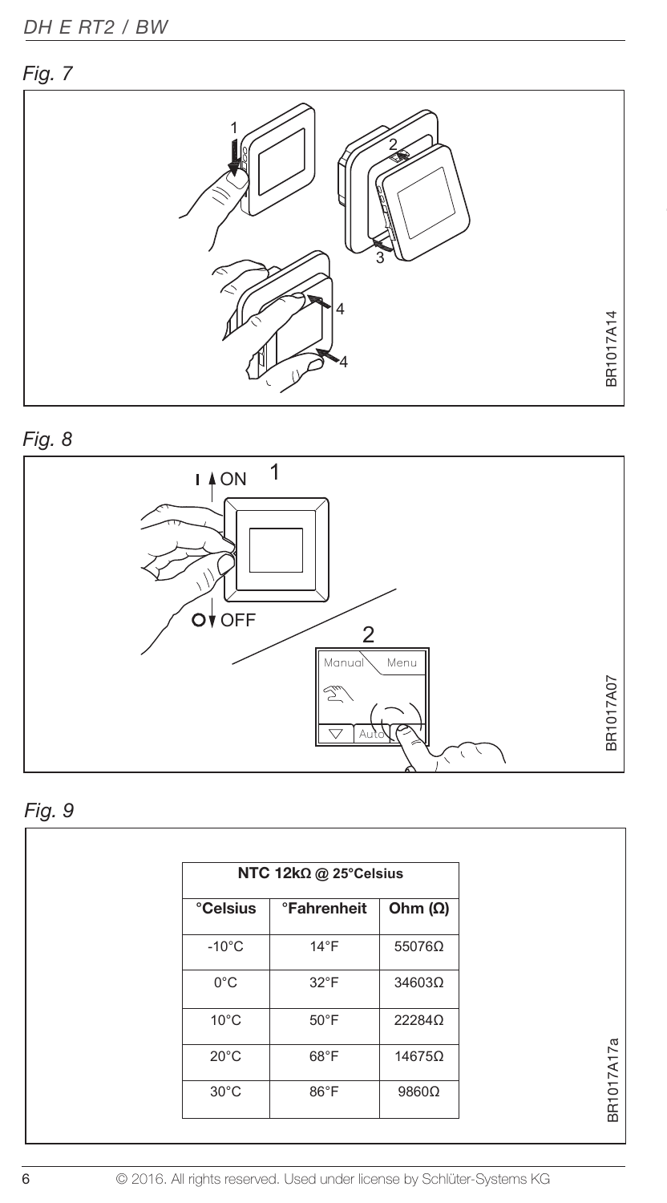*Fig. 7*

*Fig. 8*

*Fig. 9*

| NTC 12kΩ @ 25°Celsius | | |
|---|---|---|
| **°Celsius** | **°Fahrenheit** | **Ohm (Ω)** |
| -10°C | 14°F | 55076Ω |
| 0°C | 32°F | 34603Ω |
| 10°C | 50°F | 22284Ω |
| 20°C | 68°F | 14675Ω |
| 30°C | 86°F | 9860Ω |

BR1017A17a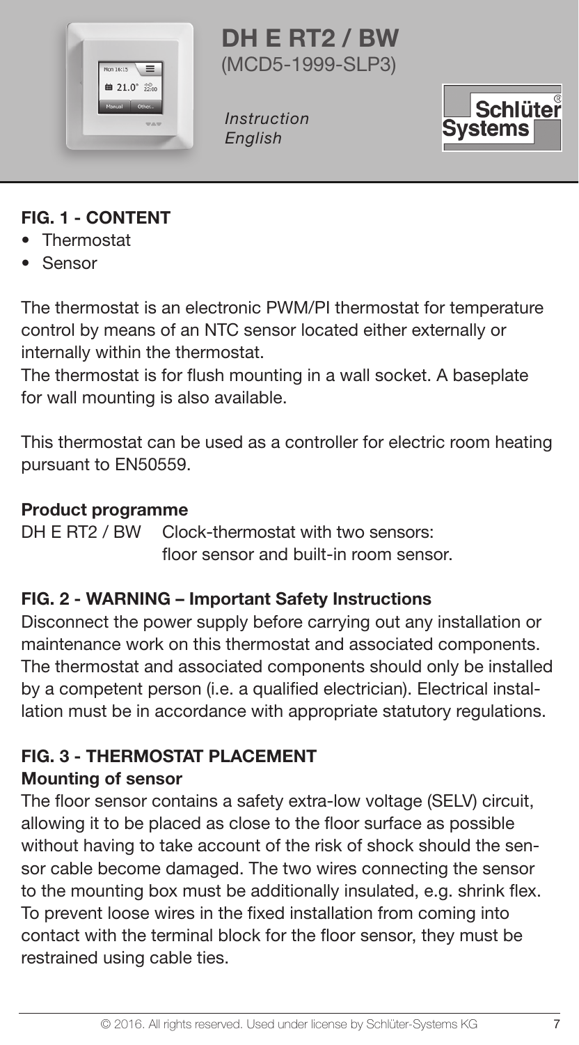# DH E RT2 / BW
(MCD5-1999-SLP3)

*Instruction*
*English*

## FIG. 1 - CONTENT

- Thermostat
- Sensor

The thermostat is an electronic PWM/PI thermostat for temperature control by means of an NTC sensor located either externally or internally within the thermostat.
The thermostat is for flush mounting in a wall socket. A baseplate for wall mounting is also available.

This thermostat can be used as a controller for electric room heating pursuant to EN50559.

### Product programme

DH E RT2 / BW Clock-thermostat with two sensors: floor sensor and built-in room sensor.

## FIG. 2 - WARNING – Important Safety Instructions

Disconnect the power supply before carrying out any installation or maintenance work on this thermostat and associated components. The thermostat and associated components should only be installed by a competent person (i.e. a qualified electrician). Electrical installation must be in accordance with appropriate statutory regulations.

## FIG. 3 - THERMOSTAT PLACEMENT

### Mounting of sensor

The floor sensor contains a safety extra-low voltage (SELV) circuit, allowing it to be placed as close to the floor surface as possible without having to take account of the risk of shock should the sensor cable become damaged. The two wires connecting the sensor to the mounting box must be additionally insulated, e.g. shrink flex. To prevent loose wires in the fixed installation from coming into contact with the terminal block for the floor sensor, they must be restrained using cable ties.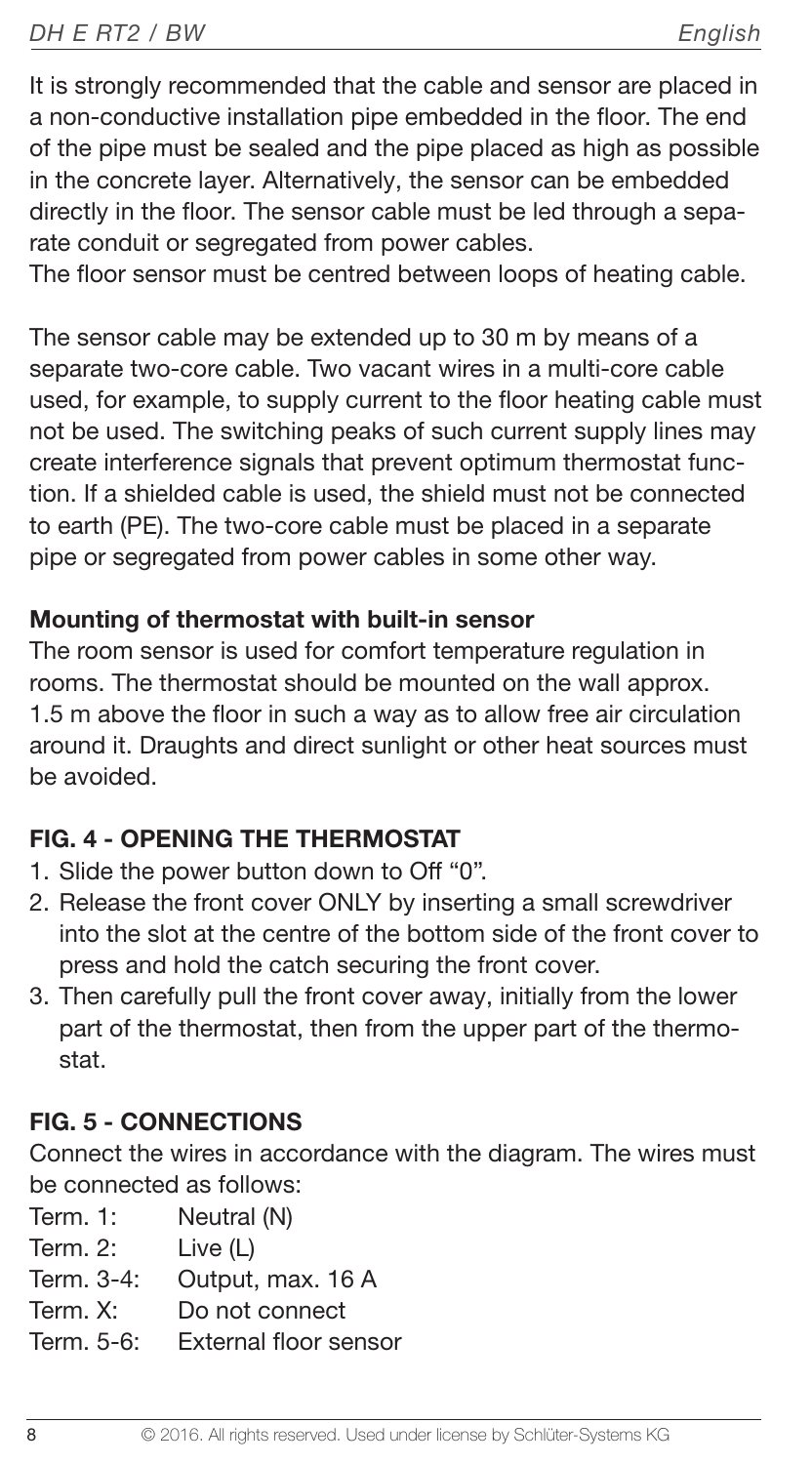It is strongly recommended that the cable and sensor are placed in a non-conductive installation pipe embedded in the floor. The end of the pipe must be sealed and the pipe placed as high as possible in the concrete layer. Alternatively, the sensor can be embedded directly in the floor. The sensor cable must be led through a separate conduit or segregated from power cables.
The floor sensor must be centred between loops of heating cable.

The sensor cable may be extended up to 30 m by means of a separate two-core cable. Two vacant wires in a multi-core cable used, for example, to supply current to the floor heating cable must not be used. The switching peaks of such current supply lines may create interference signals that prevent optimum thermostat function. If a shielded cable is used, the shield must not be connected to earth (PE). The two-core cable must be placed in a separate pipe or segregated from power cables in some other way.

**Mounting of thermostat with built-in sensor**
The room sensor is used for comfort temperature regulation in rooms. The thermostat should be mounted on the wall approx. 1.5 m above the floor in such a way as to allow free air circulation around it. Draughts and direct sunlight or other heat sources must be avoided.

## FIG. 4 - OPENING THE THERMOSTAT

1. Slide the power button down to Off "0".
2. Release the front cover ONLY by inserting a small screwdriver into the slot at the centre of the bottom side of the front cover to press and hold the catch securing the front cover.
3. Then carefully pull the front cover away, initially from the lower part of the thermostat, then from the upper part of the thermostat.

## FIG. 5 - CONNECTIONS

Connect the wires in accordance with the diagram. The wires must be connected as follows:

| | |
|---|---|
| Term. 1: | Neutral (N) |
| Term. 2: | Live (L) |
| Term. 3-4: | Output, max. 16 A |
| Term. X: | Do not connect |
| Term. 5-6: | External floor sensor |

© 2016. All rights reserved. Used under license by Schlüter-Systems KG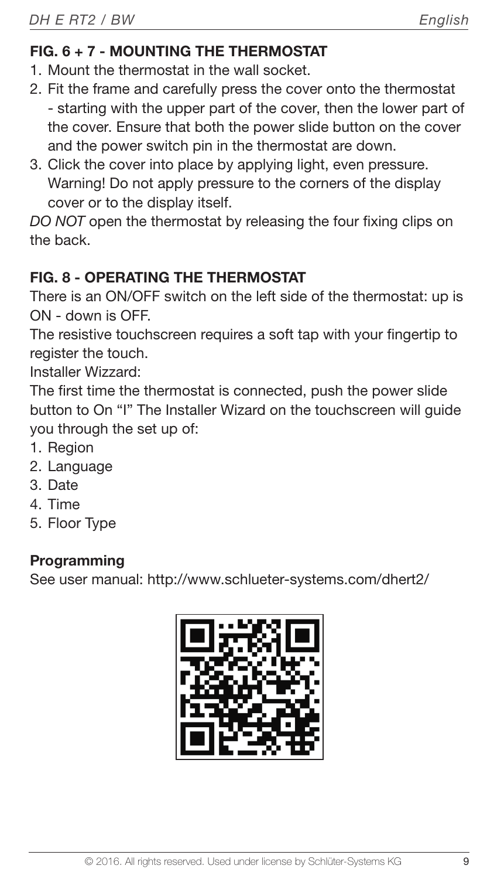## FIG. 6 + 7 - MOUNTING THE THERMOSTAT

1. Mount the thermostat in the wall socket.
2. Fit the frame and carefully press the cover onto the thermostat - starting with the upper part of the cover, then the lower part of the cover. Ensure that both the power slide button on the cover and the power switch pin in the thermostat are down.
3. Click the cover into place by applying light, even pressure. Warning! Do not apply pressure to the corners of the display cover or to the display itself.

*DO NOT* open the thermostat by releasing the four fixing clips on the back.

## FIG. 8 - OPERATING THE THERMOSTAT

There is an ON/OFF switch on the left side of the thermostat: up is ON - down is OFF.

The resistive touchscreen requires a soft tap with your fingertip to register the touch.

Installer Wizzard:

The first time the thermostat is connected, push the power slide button to On "I" The Installer Wizard on the touchscreen will guide you through the set up of:

1. Region
2. Language
3. Date
4. Time
5. Floor Type

### Programming

See user manual: http://www.schlueter-systems.com/dhert2/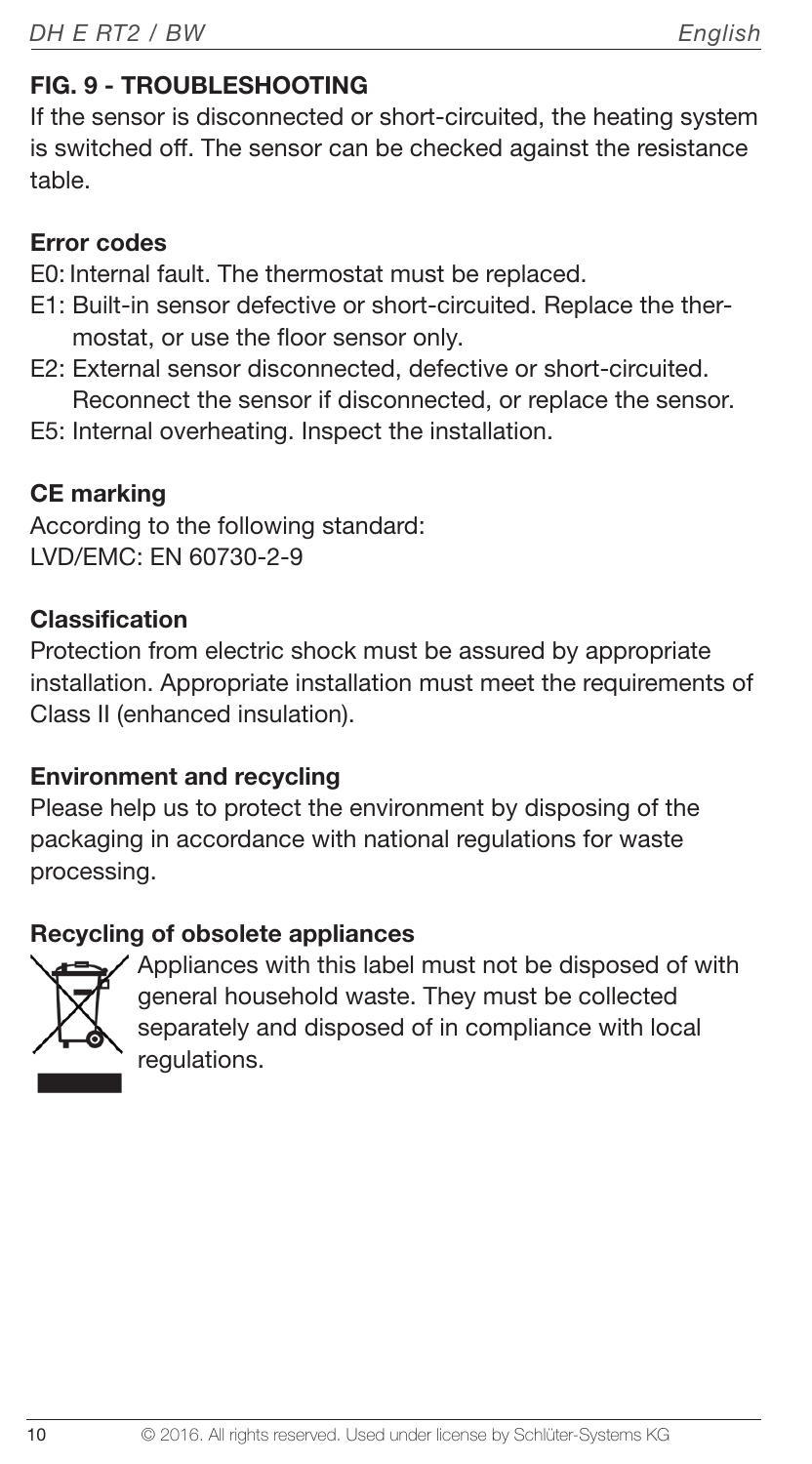## FIG. 9 - TROUBLESHOOTING

If the sensor is disconnected or short-circuited, the heating system is switched off. The sensor can be checked against the resistance table.

### Error codes

E0: Internal fault. The thermostat must be replaced.

E1: Built-in sensor defective or short-circuited. Replace the thermostat, or use the floor sensor only.

E2: External sensor disconnected, defective or short-circuited. Reconnect the sensor if disconnected, or replace the sensor.

E5: Internal overheating. Inspect the installation.

### CE marking

According to the following standard:
LVD/EMC: EN 60730-2-9

### Classification

Protection from electric shock must be assured by appropriate installation. Appropriate installation must meet the requirements of Class II (enhanced insulation).

### Environment and recycling

Please help us to protect the environment by disposing of the packaging in accordance with national regulations for waste processing.

### Recycling of obsolete appliances

Appliances with this label must not be disposed of with general household waste. They must be collected separately and disposed of in compliance with local regulations.

© 2016. All rights reserved. Used under license by Schlüter-Systems KG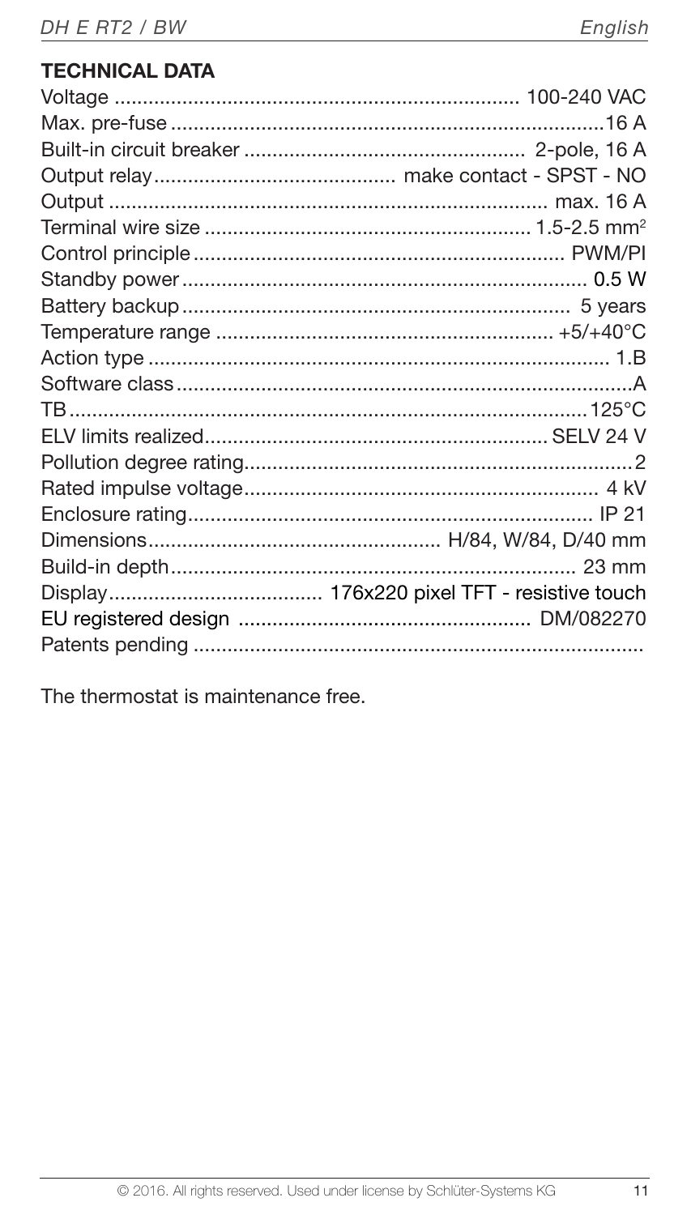## TECHNICAL DATA

| | |
|---|---|
| Voltage | 100-240 VAC |
| Max. pre-fuse | 16 A |
| Built-in circuit breaker | 2-pole, 16 A |
| Output relay | make contact - SPST - NO |
| Output | max. 16 A |
| Terminal wire size | 1.5-2.5 $mm^2$ |
| Control principle | PWM/PI |
| Standby power | 0.5 W |
| Battery backup | 5 years |
| Temperature range | +5/+40°C |
| Action type | 1.B |
| Software class | A |
| TB | 125°C |
| ELV limits realized | SELV 24 V |
| Pollution degree rating | 2 |
| Rated impulse voltage | 4 kV |
| Enclosure rating | IP 21 |
| Dimensions | H/84, W/84, D/40 mm |
| Build-in depth | 23 mm |
| Display | 176x220 pixel TFT - resistive touch |
| EU registered design | DM/082270 |
| Patents pending | |

The thermostat is maintenance free.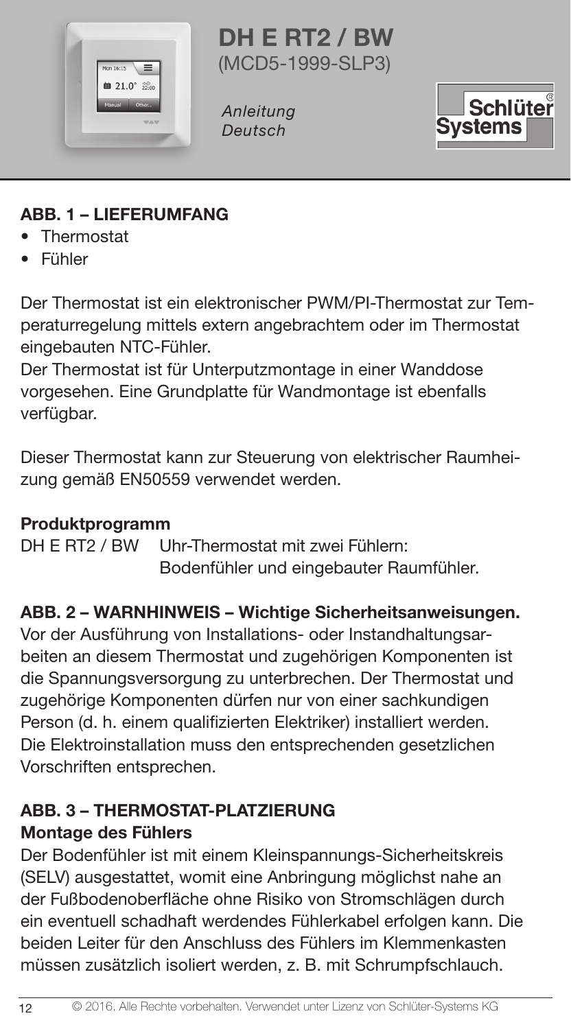# DH E RT2 / BW

(MCD5-1999-SLP3)

*Anleitung*
*Deutsch*

Schlüter Systems

## ABB. 1 – LIEFERUMFANG

- Thermostat
- Fühler

Der Thermostat ist ein elektronischer PWM/PI-Thermostat zur Temperaturregelung mittels extern angebrachtem oder im Thermostat eingebauten NTC-Fühler.
Der Thermostat ist für Unterputzmontage in einer Wanddose vorgesehen. Eine Grundplatte für Wandmontage ist ebenfalls verfügbar.

Dieser Thermostat kann zur Steuerung von elektrischer Raumheizung gemäß EN50559 verwendet werden.

**Produktprogramm**

DH E RT2 / BW Uhr-Thermostat mit zwei Fühlern: Bodenfühler und eingebauter Raumfühler.

## ABB. 2 – WARNHINWEIS – Wichtige Sicherheitsanweisungen.

Vor der Ausführung von Installations- oder Instandhaltungsarbeiten an diesem Thermostat und zugehörigen Komponenten ist die Spannungsversorgung zu unterbrechen. Der Thermostat und zugehörige Komponenten dürfen nur von einer sachkundigen Person (d. h. einem qualifizierten Elektriker) installiert werden. Die Elektroinstallation muss den entsprechenden gesetzlichen Vorschriften entsprechen.

## ABB. 3 – THERMOSTAT-PLATZIERUNG

**Montage des Fühlers**

Der Bodenfühler ist mit einem Kleinspannungs-Sicherheitskreis (SELV) ausgestattet, womit eine Anbringung möglichst nahe an der Fußbodenoberfläche ohne Risiko von Stromschlägen durch ein eventuell schadhaft werdendes Fühlerkabel erfolgen kann. Die beiden Leiter für den Anschluss des Fühlers im Klemmenkasten müssen zusätzlich isoliert werden, z. B. mit Schrumpfschlauch.

© 2016. Alle Rechte vorbehalten. Verwendet unter Lizenz von Schlüter-Systems KG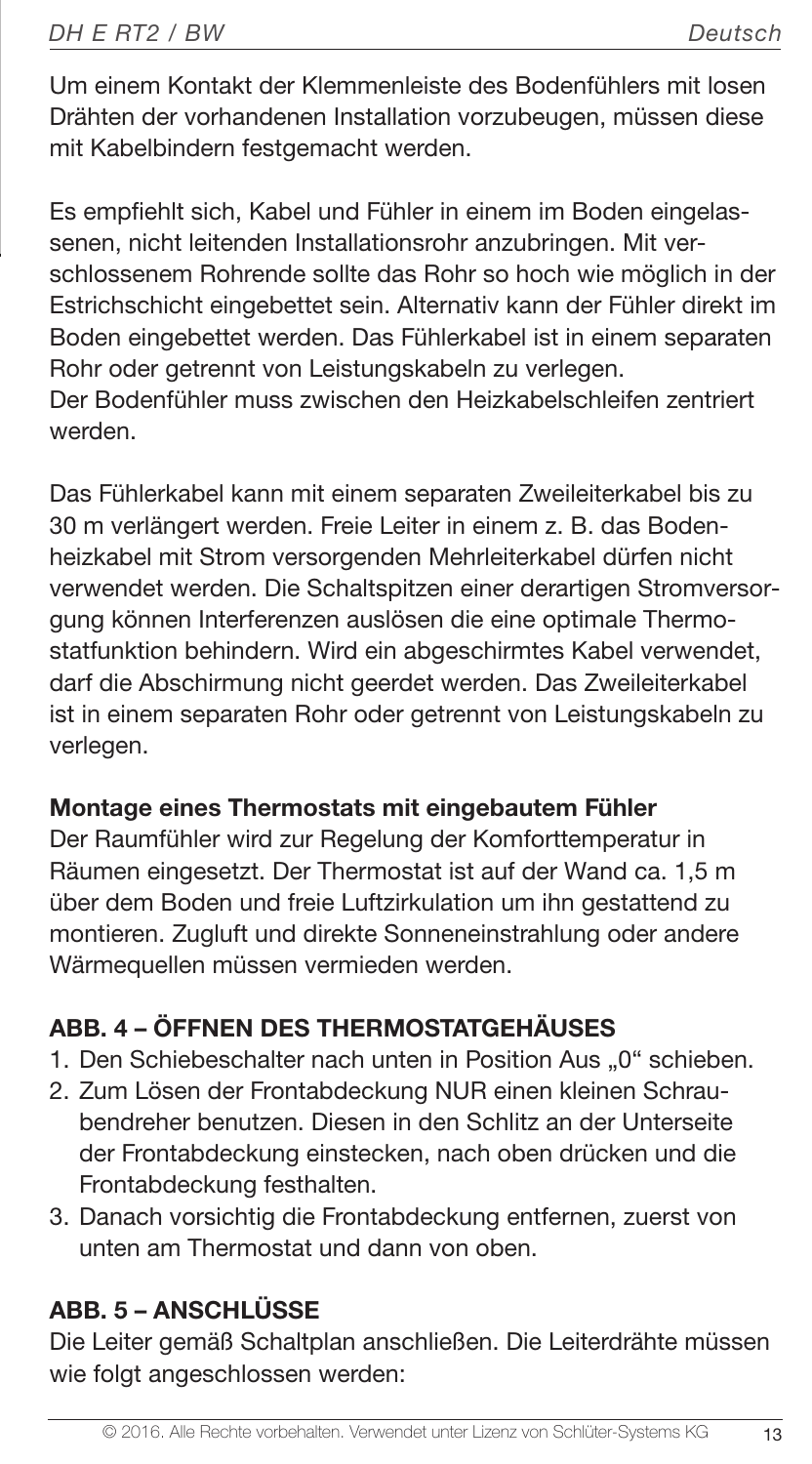Um einem Kontakt der Klemmenleiste des Bodenfühlers mit losen Drähten der vorhandenen Installation vorzubeugen, müssen diese mit Kabelbindern festgemacht werden.

Es empfiehlt sich, Kabel und Fühler in einem im Boden eingelassenen, nicht leitenden Installationsrohr anzubringen. Mit verschlossenem Rohrende sollte das Rohr so hoch wie möglich in der Estrichschicht eingebettet sein. Alternativ kann der Fühler direkt im Boden eingebettet werden. Das Fühlerkabel ist in einem separaten Rohr oder getrennt von Leistungskabeln zu verlegen.
Der Bodenfühler muss zwischen den Heizkabelschleifen zentriert werden.

Das Fühlerkabel kann mit einem separaten Zweileiterkabel bis zu 30 m verlängert werden. Freie Leiter in einem z. B. das Bodenheizkabel mit Strom versorgenden Mehrleiterkabel dürfen nicht verwendet werden. Die Schaltspitzen einer derartigen Stromversorgung können Interferenzen auslösen die eine optimale Thermostatfunktion behindern. Wird ein abgeschirmtes Kabel verwendet, darf die Abschirmung nicht geerdet werden. Das Zweileiterkabel ist in einem separaten Rohr oder getrennt von Leistungskabeln zu verlegen.

**Montage eines Thermostats mit eingebautem Fühler**
Der Raumfühler wird zur Regelung der Komforttemperatur in Räumen eingesetzt. Der Thermostat ist auf der Wand ca. 1,5 m über dem Boden und freie Luftzirkulation um ihn gestattend zu montieren. Zugluft und direkte Sonneneinstrahlung oder andere Wärmequellen müssen vermieden werden.

## ABB. 4 – ÖFFNEN DES THERMOSTATGEHÄUSES

1. Den Schiebeschalter nach unten in Position Aus „0" schieben.
2. Zum Lösen der Frontabdeckung NUR einen kleinen Schraubendreher benutzen. Diesen in den Schlitz an der Unterseite der Frontabdeckung einstecken, nach oben drücken und die Frontabdeckung festhalten.
3. Danach vorsichtig die Frontabdeckung entfernen, zuerst von unten am Thermostat und dann von oben.

## ABB. 5 – ANSCHLÜSSE

Die Leiter gemäß Schaltplan anschließen. Die Leiterdrähte müssen wie folgt angeschlossen werden: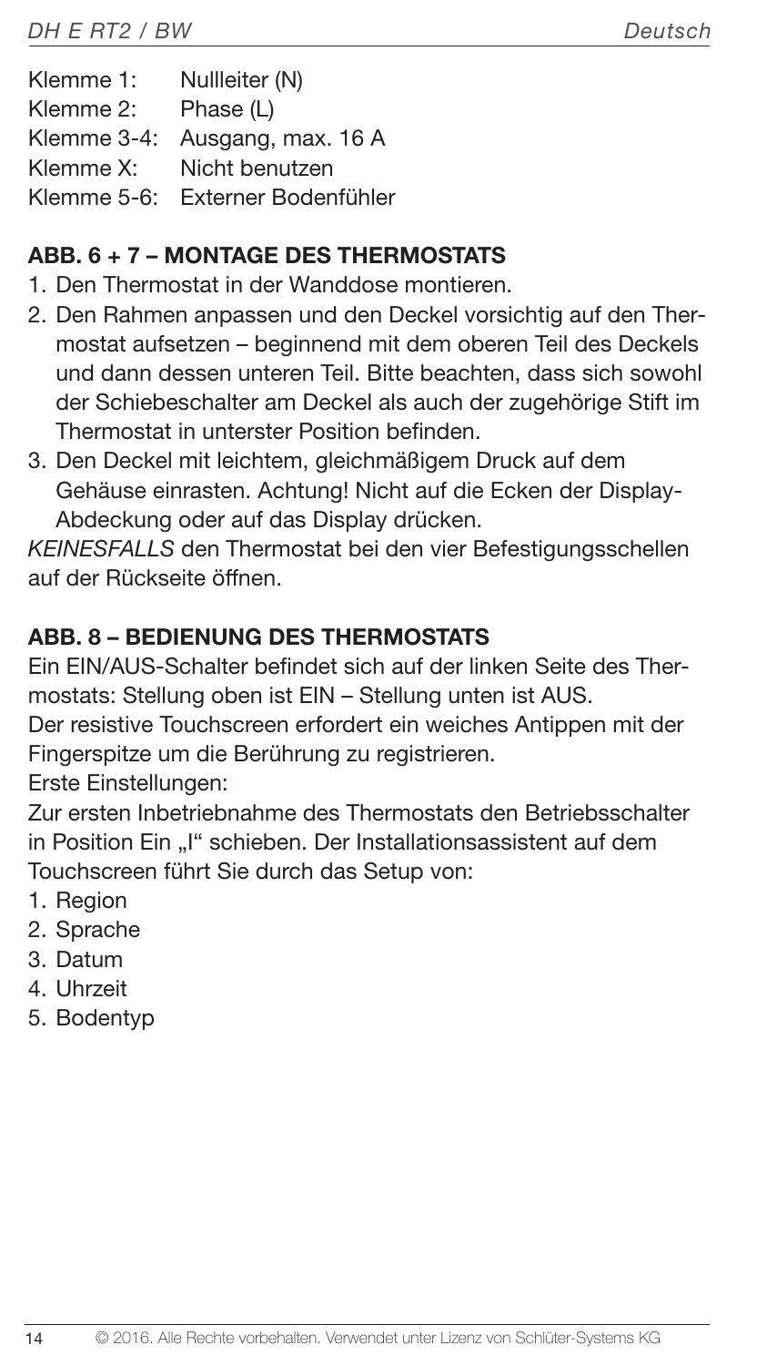Klemme 1: Nullleiter (N)
Klemme 2: Phase (L)
Klemme 3-4: Ausgang, max. 16 A
Klemme X: Nicht benutzen
Klemme 5-6: Externer Bodenfühler

## ABB. 6 + 7 – MONTAGE DES THERMOSTATS

1. Den Thermostat in der Wanddose montieren.
2. Den Rahmen anpassen und den Deckel vorsichtig auf den Thermostat aufsetzen – beginnend mit dem oberen Teil des Deckels und dann dessen unteren Teil. Bitte beachten, dass sich sowohl der Schiebeschalter am Deckel als auch der zugehörige Stift im Thermostat in unterster Position befinden.
3. Den Deckel mit leichtem, gleichmäßigem Druck auf dem Gehäuse einrasten. Achtung! Nicht auf die Ecken der Display-Abdeckung oder auf das Display drücken.

*KEINESFALLS* den Thermostat bei den vier Befestigungsschellen auf der Rückseite öffnen.

## ABB. 8 – BEDIENUNG DES THERMOSTATS

Ein EIN/AUS-Schalter befindet sich auf der linken Seite des Thermostats: Stellung oben ist EIN – Stellung unten ist AUS.
Der resistive Touchscreen erfordert ein weiches Antippen mit der Fingerspitze um die Berührung zu registrieren.
Erste Einstellungen:
Zur ersten Inbetriebnahme des Thermostats den Betriebsschalter in Position Ein „I" schieben. Der Installationsassistent auf dem Touchscreen führt Sie durch das Setup von:

1. Region
2. Sprache
3. Datum
4. Uhrzeit
5. Bodentyp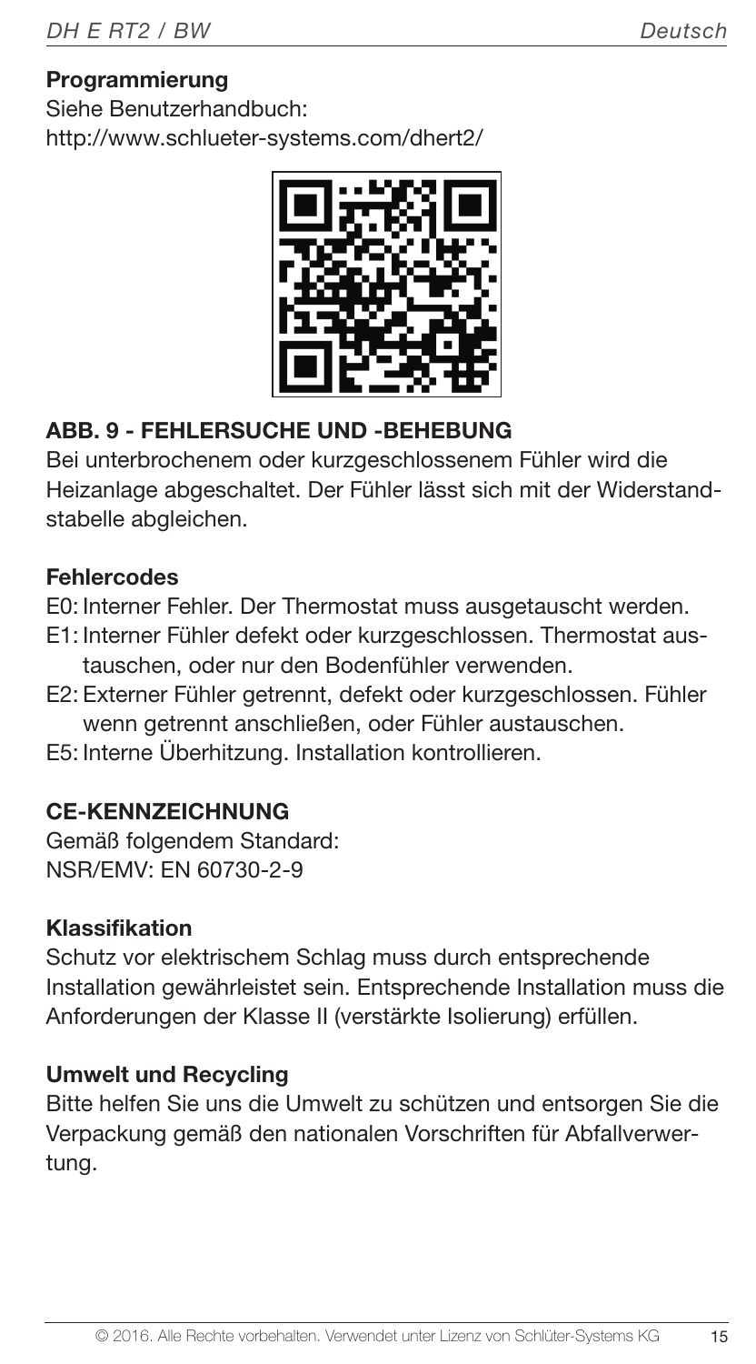**Programmierung**

Siehe Benutzerhandbuch:
http://www.schlueter-systems.com/dhert2/

## ABB. 9 - FEHLERSUCHE UND -BEHEBUNG

Bei unterbrochenem oder kurzgeschlossenem Fühler wird die Heizanlage abgeschaltet. Der Fühler lässt sich mit der Widerstandstabelle abgleichen.

**Fehlercodes**

E0: Interner Fehler. Der Thermostat muss ausgetauscht werden.

E1: Interner Fühler defekt oder kurzgeschlossen. Thermostat austauschen, oder nur den Bodenfühler verwenden.

E2: Externer Fühler getrennt, defekt oder kurzgeschlossen. Fühler wenn getrennt anschließen, oder Fühler austauschen.

E5: Interne Überhitzung. Installation kontrollieren.

## CE-KENNZEICHNUNG

Gemäß folgendem Standard:
NSR/EMV: EN 60730-2-9

**Klassifikation**

Schutz vor elektrischem Schlag muss durch entsprechende Installation gewährleistet sein. Entsprechende Installation muss die Anforderungen der Klasse II (verstärkte Isolierung) erfüllen.

**Umwelt und Recycling**

Bitte helfen Sie uns die Umwelt zu schützen und entsorgen Sie die Verpackung gemäß den nationalen Vorschriften für Abfallverwertung.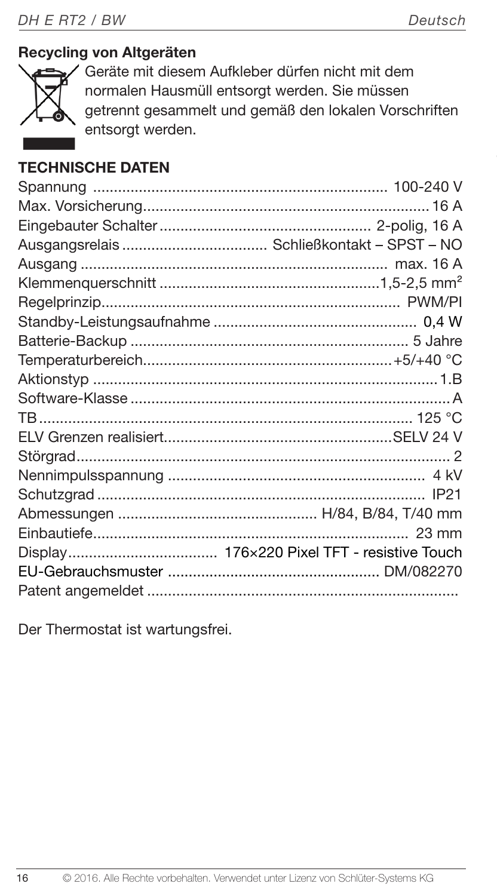**Recycling von Altgeräten**

Geräte mit diesem Aufkleber dürfen nicht mit dem normalen Hausmüll entsorgt werden. Sie müssen getrennt gesammelt und gemäß den lokalen Vorschriften entsorgt werden.

## TECHNISCHE DATEN

| | |
|---|---|
| Spannung | 100-240 V |
| Max. Vorsicherung | 16 A |
| Eingebauter Schalter | 2-polig, 16 A |
| Ausgangsrelais | Schließkontakt – SPST – NO |
| Ausgang | max. 16 A |
| Klemmenquerschnitt | 1,5-2,5 mm² |
| Regelprinzip | PWM/PI |
| Standby-Leistungsaufnahme | 0,4 W |
| Batterie-Backup | 5 Jahre |
| Temperaturbereich | +5/+40 °C |
| Aktionstyp | 1.B |
| Software-Klasse | A |
| TB | 125 °C |
| ELV Grenzen realisiert | SELV 24 V |
| Störgrad | 2 |
| Nennimpulsspannung | 4 kV |
| Schutzgrad | IP21 |
| Abmessungen | H/84, B/84, T/40 mm |
| Einbautiefe | 23 mm |
| Display | 176×220 Pixel TFT - resistive Touch |
| EU-Gebrauchsmuster | DM/082270 |
| Patent angemeldet | |

Der Thermostat ist wartungsfrei.

© 2016. Alle Rechte vorbehalten. Verwendet unter Lizenz von Schlüter-Systems KG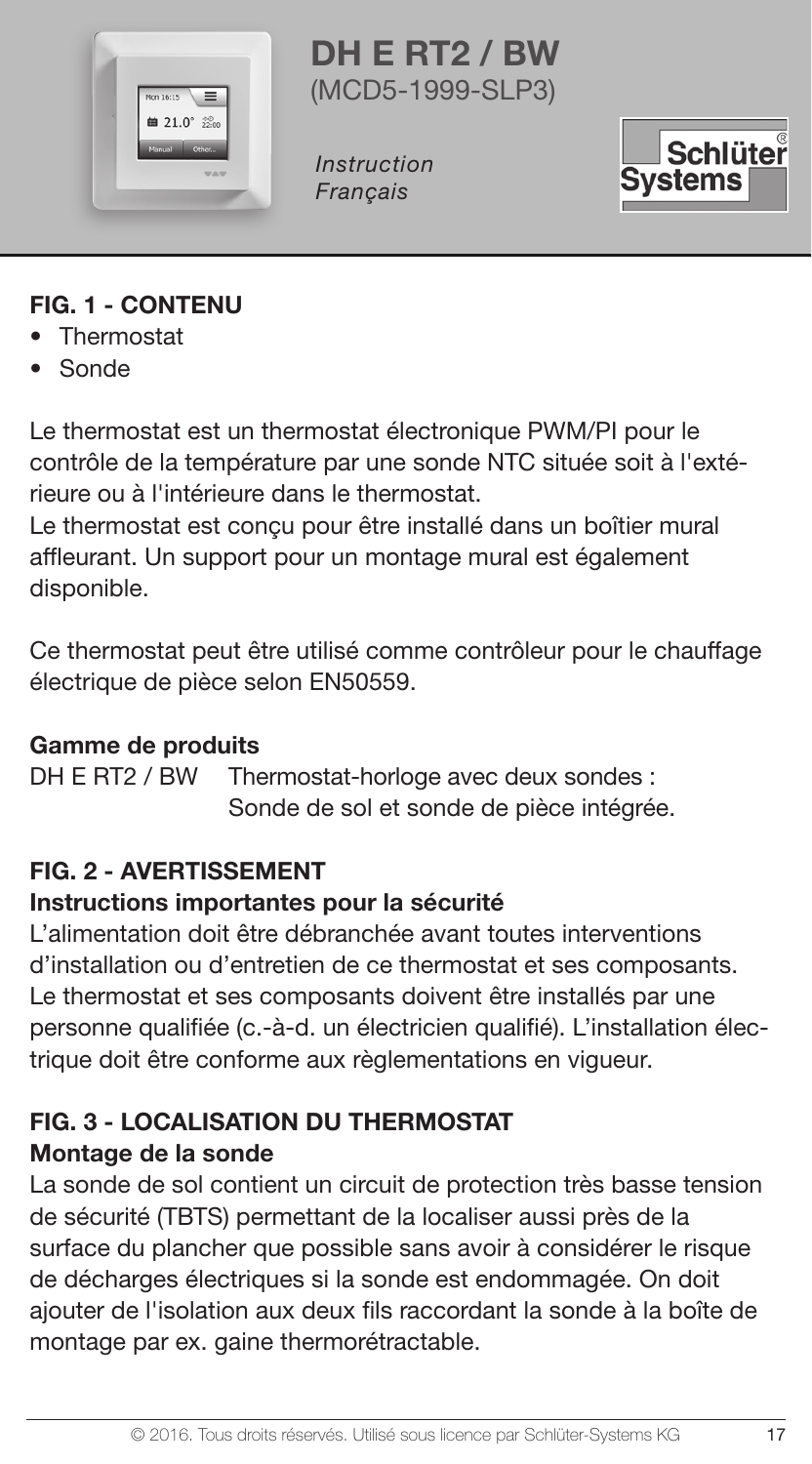# DH E RT2 / BW

(MCD5-1999-SLP3)

*Instruction*
*Français*

## FIG. 1 - CONTENU

- Thermostat
- Sonde

Le thermostat est un thermostat électronique PWM/PI pour le contrôle de la température par une sonde NTC située soit à l'extérieure ou à l'intérieure dans le thermostat.
Le thermostat est conçu pour être installé dans un boîtier mural affleurant. Un support pour un montage mural est également disponible.

Ce thermostat peut être utilisé comme contrôleur pour le chauffage électrique de pièce selon EN50559.

**Gamme de produits**

DH E RT2 / BW    Thermostat-horloge avec deux sondes : Sonde de sol et sonde de pièce intégrée.

## FIG. 2 - AVERTISSEMENT

**Instructions importantes pour la sécurité**

L'alimentation doit être débranchée avant toutes interventions d'installation ou d'entretien de ce thermostat et ses composants. Le thermostat et ses composants doivent être installés par une personne qualifiée (c.-à-d. un électricien qualifié). L'installation électrique doit être conforme aux règlementations en vigueur.

## FIG. 3 - LOCALISATION DU THERMOSTAT

**Montage de la sonde**

La sonde de sol contient un circuit de protection très basse tension de sécurité (TBTS) permettant de la localiser aussi près de la surface du plancher que possible sans avoir à considérer le risque de décharges électriques si la sonde est endommagée. On doit ajouter de l'isolation aux deux fils raccordant la sonde à la boîte de montage par ex. gaine thermorétractable.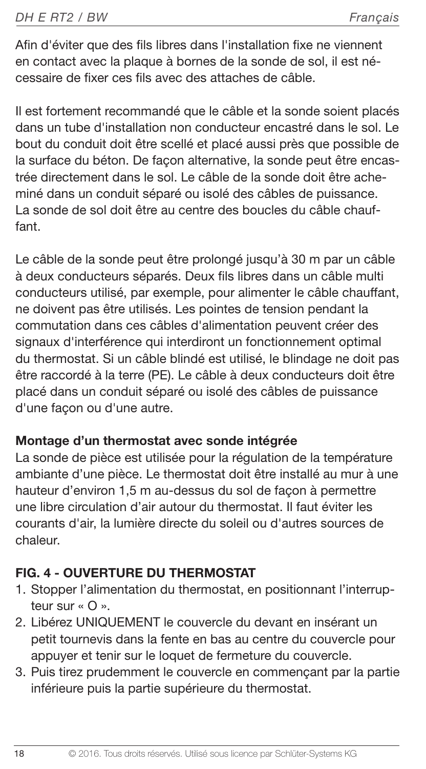Afin d'éviter que des fils libres dans l'installation fixe ne viennent en contact avec la plaque à bornes de la sonde de sol, il est nécessaire de fixer ces fils avec des attaches de câble.

Il est fortement recommandé que le câble et la sonde soient placés dans un tube d'installation non conducteur encastré dans le sol. Le bout du conduit doit être scellé et placé aussi près que possible de la surface du béton. De façon alternative, la sonde peut être encastrée directement dans le sol. Le câble de la sonde doit être acheminé dans un conduit séparé ou isolé des câbles de puissance. La sonde de sol doit être au centre des boucles du câble chauffant.

Le câble de la sonde peut être prolongé jusqu'à 30 m par un câble à deux conducteurs séparés. Deux fils libres dans un câble multi conducteurs utilisé, par exemple, pour alimenter le câble chauffant, ne doivent pas être utilisés. Les pointes de tension pendant la commutation dans ces câbles d'alimentation peuvent créer des signaux d'interférence qui interdiront un fonctionnement optimal du thermostat. Si un câble blindé est utilisé, le blindage ne doit pas être raccordé à la terre (PE). Le câble à deux conducteurs doit être placé dans un conduit séparé ou isolé des câbles de puissance d'une façon ou d'une autre.

**Montage d'un thermostat avec sonde intégrée**

La sonde de pièce est utilisée pour la régulation de la température ambiante d'une pièce. Le thermostat doit être installé au mur à une hauteur d'environ 1,5 m au-dessus du sol de façon à permettre une libre circulation d'air autour du thermostat. Il faut éviter les courants d'air, la lumière directe du soleil ou d'autres sources de chaleur.

## FIG. 4 - OUVERTURE DU THERMOSTAT

1. Stopper l'alimentation du thermostat, en positionnant l'interrupteur sur « O ».
2. Libérez UNIQUEMENT le couvercle du devant en insérant un petit tournevis dans la fente en bas au centre du couvercle pour appuyer et tenir sur le loquet de fermeture du couvercle.
3. Puis tirez prudemment le couvercle en commençant par la partie inférieure puis la partie supérieure du thermostat.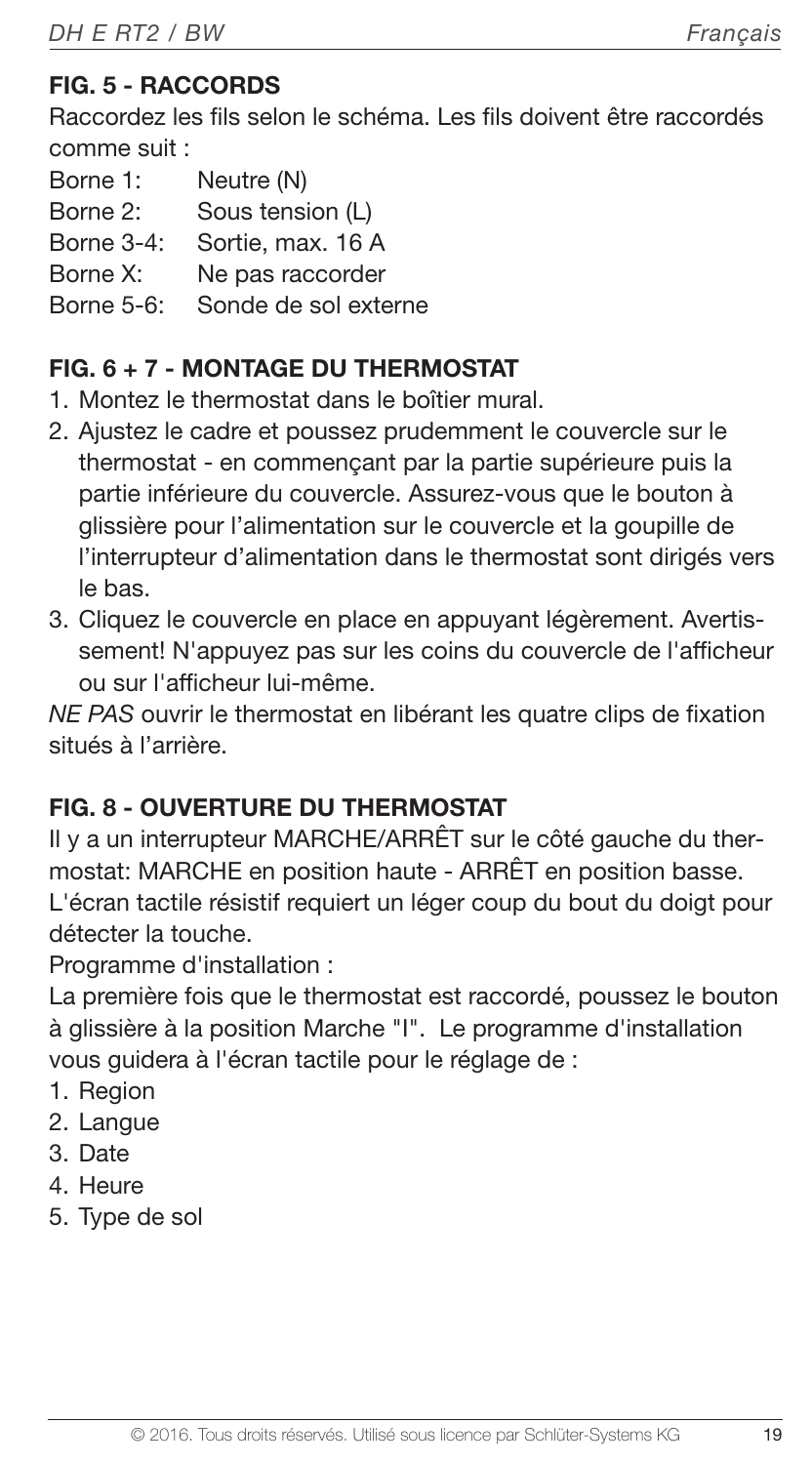## FIG. 5 - RACCORDS

Raccordez les fils selon le schéma. Les fils doivent être raccordés comme suit :

Borne 1: Neutre (N)
Borne 2: Sous tension (L)
Borne 3-4: Sortie, max. 16 A
Borne X: Ne pas raccorder
Borne 5-6: Sonde de sol externe

## FIG. 6 + 7 - MONTAGE DU THERMOSTAT

1. Montez le thermostat dans le boîtier mural.
2. Ajustez le cadre et poussez prudemment le couvercle sur le thermostat - en commençant par la partie supérieure puis la partie inférieure du couvercle. Assurez-vous que le bouton à glissière pour l'alimentation sur le couvercle et la goupille de l'interrupteur d'alimentation dans le thermostat sont dirigés vers le bas.
3. Cliquez le couvercle en place en appuyant légèrement. Avertissement! N'appuyez pas sur les coins du couvercle de l'afficheur ou sur l'afficheur lui-même.

*NE PAS* ouvrir le thermostat en libérant les quatre clips de fixation situés à l'arrière.

## FIG. 8 - OUVERTURE DU THERMOSTAT

Il y a un interrupteur MARCHE/ARRÊT sur le côté gauche du thermostat: MARCHE en position haute - ARRÊT en position basse.
L'écran tactile résistif requiert un léger coup du bout du doigt pour détecter la touche.

Programme d'installation :

La première fois que le thermostat est raccordé, poussez le bouton à glissière à la position Marche "I". Le programme d'installation vous guidera à l'écran tactile pour le réglage de :

1. Region
2. Langue
3. Date
4. Heure
5. Type de sol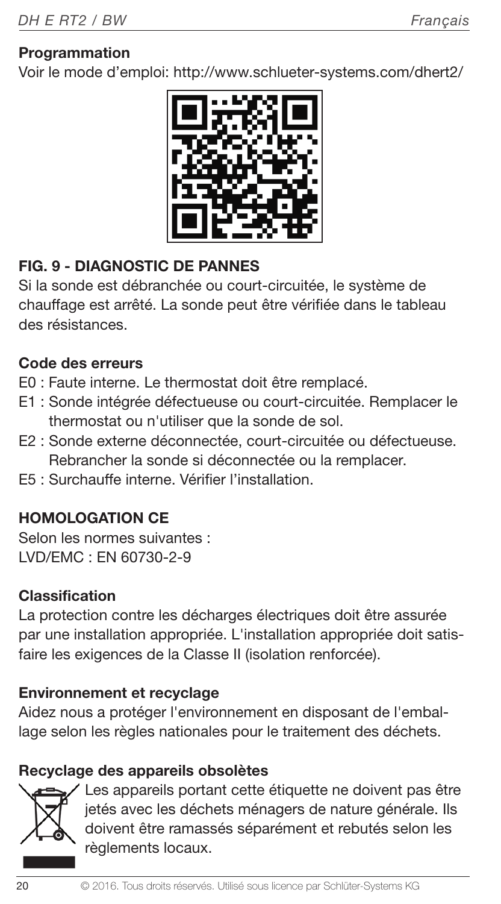**Programmation**

Voir le mode d'emploi: http://www.schlueter-systems.com/dhert2/

### FIG. 9 - DIAGNOSTIC DE PANNES

Si la sonde est débranchée ou court-circuitée, le système de chauffage est arrêté. La sonde peut être vérifiée dans le tableau des résistances.

**Code des erreurs**

- E0 : Faute interne. Le thermostat doit être remplacé.
- E1 : Sonde intégrée défectueuse ou court-circuitée. Remplacer le thermostat ou n'utiliser que la sonde de sol.
- E2 : Sonde externe déconnectée, court-circuitée ou défectueuse. Rebrancher la sonde si déconnectée ou la remplacer.
- E5 : Surchauffe interne. Vérifier l'installation.

### HOMOLOGATION CE

Selon les normes suivantes :
LVD/EMC : EN 60730-2-9

**Classification**

La protection contre les décharges électriques doit être assurée par une installation appropriée. L'installation appropriée doit satisfaire les exigences de la Classe II (isolation renforcée).

**Environnement et recyclage**

Aidez nous a protéger l'environnement en disposant de l'emballage selon les règles nationales pour le traitement des déchets.

**Recyclage des appareils obsolètes**

Les appareils portant cette étiquette ne doivent pas être jetés avec les déchets ménagers de nature générale. Ils doivent être ramassés séparément et rebutés selon les règlements locaux.

© 2016. Tous droits réservés. Utilisé sous licence par Schlüter-Systems KG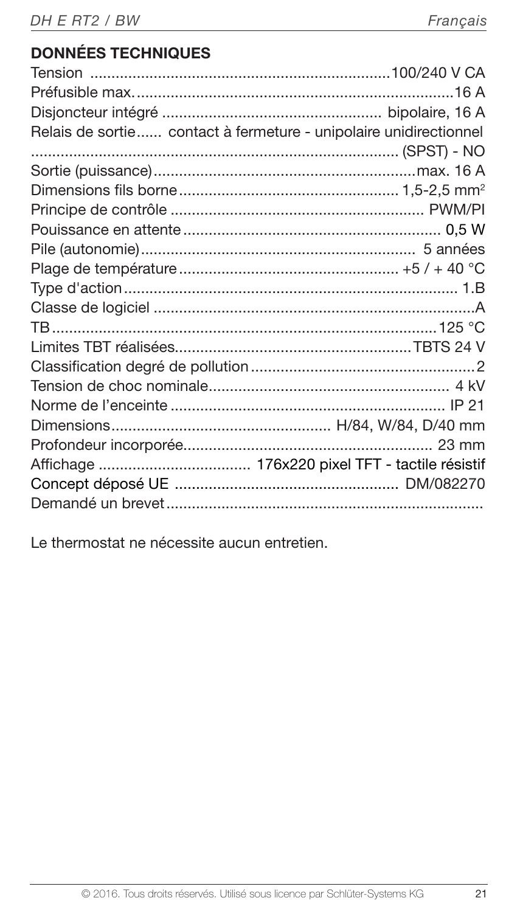## DONNÉES TECHNIQUES

| | |
|---|---|
| Tension | 100/240 V CA |
| Préfusible max. | 16 A |
| Disjoncteur intégré | bipolaire, 16 A |
| Relais de sortie | contact à fermeture - unipolaire unidirectionnel (SPST) - NO |
| Sortie (puissance) | max. 16 A |
| Dimensions fils borne | 1,5-2,5 mm² |
| Principe de contrôle | PWM/PI |
| Pouissance en attente | 0,5 W |
| Pile (autonomie) | 5 années |
| Plage de température | +5 / + 40 °C |
| Type d'action | 1.B |
| Classe de logiciel | A |
| TB | 125 °C |
| Limites TBT réalisées | TBTS 24 V |
| Classification degré de pollution | 2 |
| Tension de choc nominale | 4 kV |
| Norme de l'enceinte | IP 21 |
| Dimensions | H/84, W/84, D/40 mm |
| Profondeur incorporée | 23 mm |
| Affichage | 176x220 pixel TFT - tactile résistif |
| Concept déposé UE | DM/082270 |
| Demandé un brevet | |

Le thermostat ne nécessite aucun entretien.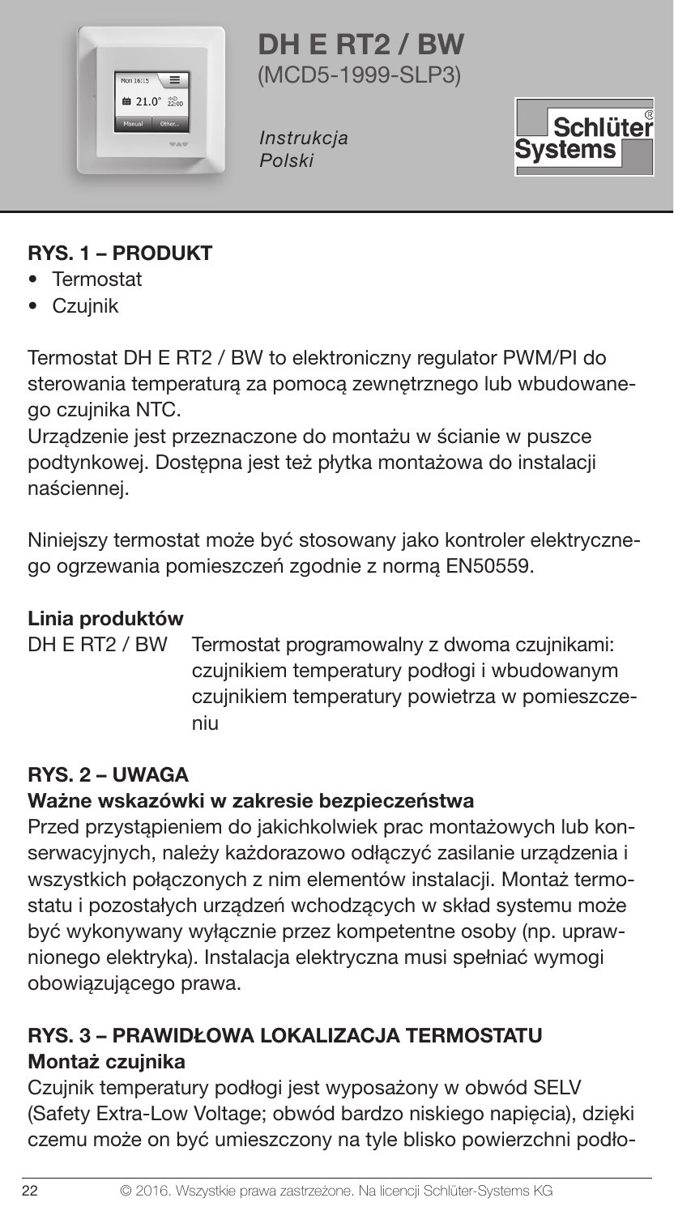# DH E RT2 / BW
(MCD5-1999-SLP3)

*Instrukcja*
*Polski*

## RYS. 1 – PRODUKT

- Termostat
- Czujnik

Termostat DH E RT2 / BW to elektroniczny regulator PWM/PI do sterowania temperaturą za pomocą zewnętrznego lub wbudowanego czujnika NTC.
Urządzenie jest przeznaczone do montażu w ścianie w puszce podtynkowej. Dostępna jest też płytka montażowa do instalacji naściennej.

Niniejszy termostat może być stosowany jako kontroler elektrycznego ogrzewania pomieszczeń zgodnie z normą EN50559.

**Linia produktów**

| | |
|---|---|
| DH E RT2 / BW | Termostat programowalny z dwoma czujnikami: czujnikiem temperatury podłogi i wbudowanym czujnikiem temperatury powietrza w pomieszczeniu |

## RYS. 2 – UWAGA

**Ważne wskazówki w zakresie bezpieczeństwa**

Przed przystąpieniem do jakichkolwiek prac montażowych lub konserwacyjnych, należy każdorazowo odłączyć zasilanie urządzenia i wszystkich połączonych z nim elementów instalacji. Montaż termostatu i pozostałych urządzeń wchodzących w skład systemu może być wykonywany wyłącznie przez kompetentne osoby (np. uprawnionego elektryka). Instalacja elektryczna musi spełniać wymogi obowiązującego prawa.

## RYS. 3 – PRAWIDŁOWA LOKALIZACJA TERMOSTATU

**Montaż czujnika**

Czujnik temperatury podłogi jest wyposażony w obwód SELV (Safety Extra-Low Voltage; obwód bardzo niskiego napięcia), dzięki czemu może on być umieszczony na tyle blisko powierzchni podło-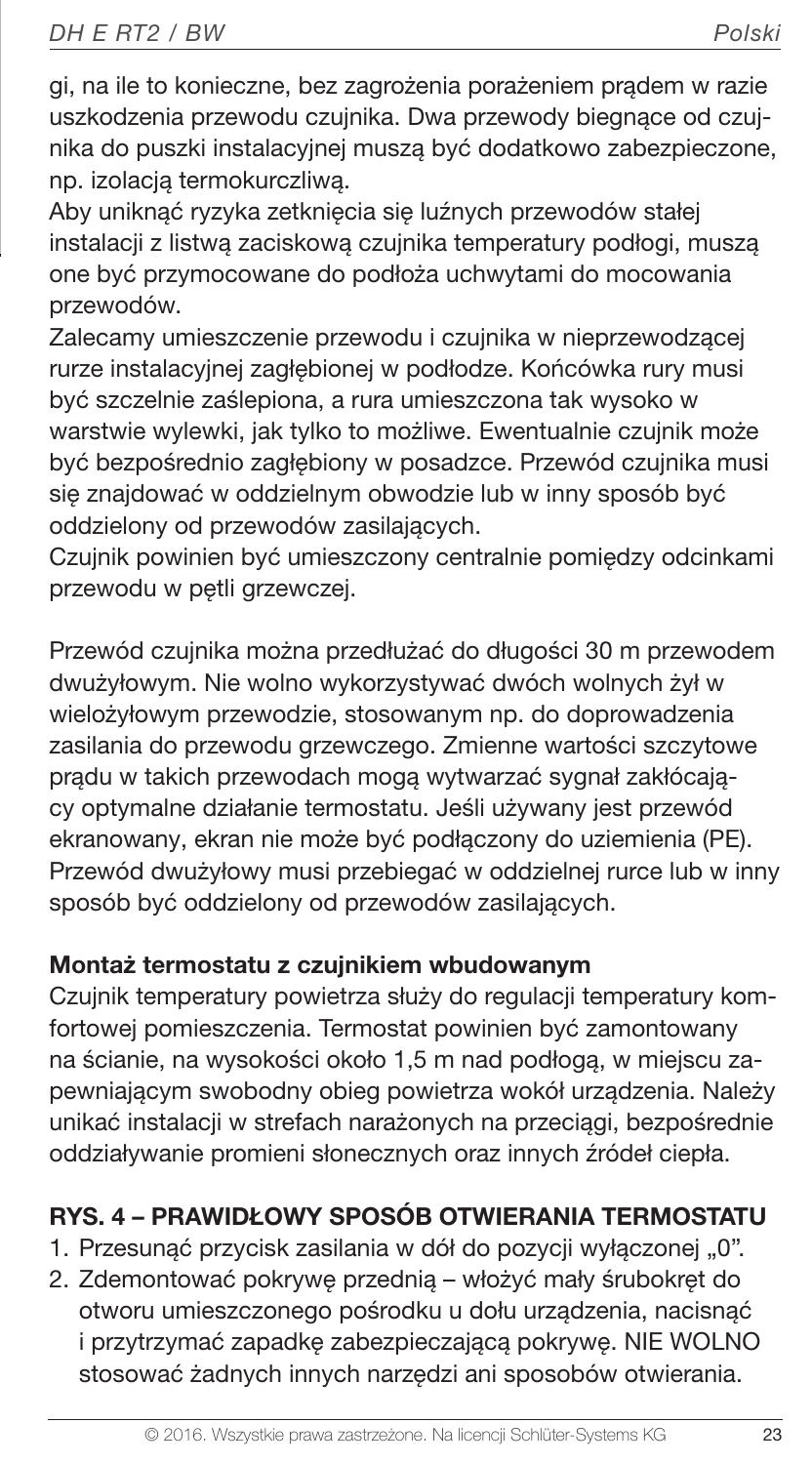gi, na ile to konieczne, bez zagrożenia porażeniem prądem w razie uszkodzenia przewodu czujnika. Dwa przewody biegnące od czujnika do puszki instalacyjnej muszą być dodatkowo zabezpieczone, np. izolacją termokurczliwą.
Aby uniknąć ryzyka zetknięcia się luźnych przewodów stałej instalacji z listwą zaciskową czujnika temperatury podłogi, muszą one być przymocowane do podłoża uchwytami do mocowania przewodów.
Zalecamy umieszczenie przewodu i czujnika w nieprzewodzącej rurze instalacyjnej zagłębionej w podłodze. Końcówka rury musi być szczelnie zaślepiona, a rura umieszczona tak wysoko w warstwie wylewki, jak tylko to możliwe. Ewentualnie czujnik może być bezpośrednio zagłębiony w posadzce. Przewód czujnika musi się znajdować w oddzielnym obwodzie lub w inny sposób być oddzielony od przewodów zasilających.
Czujnik powinien być umieszczony centralnie pomiędzy odcinkami przewodu w pętli grzewczej.

Przewód czujnika można przedłużać do długości 30 m przewodem dwużyłowym. Nie wolno wykorzystywać dwóch wolnych żył w wielożyłowym przewodzie, stosowanym np. do doprowadzenia zasilania do przewodu grzewczego. Zmienne wartości szczytowe prądu w takich przewodach mogą wytwarzać sygnał zakłócający optymalne działanie termostatu. Jeśli używany jest przewód ekranowany, ekran nie może być podłączony do uziemienia (PE). Przewód dwużyłowy musi przebiegać w oddzielnej rurce lub w inny sposób być oddzielony od przewodów zasilających.

**Montaż termostatu z czujnikiem wbudowanym**

Czujnik temperatury powietrza służy do regulacji temperatury komfortowej pomieszczenia. Termostat powinien być zamontowany na ścianie, na wysokości około 1,5 m nad podłogą, w miejscu zapewniającym swobodny obieg powietrza wokół urządzenia. Należy unikać instalacji w strefach narażonych na przeciągi, bezpośrednie oddziaływanie promieni słonecznych oraz innych źródeł ciepła.

## RYS. 4 – PRAWIDŁOWY SPOSÓB OTWIERANIA TERMOSTATU

1. Przesunąć przycisk zasilania w dół do pozycji wyłączonej „0".
2. Zdemontować pokrywę przednią – włożyć mały śrubokręt do otworu umieszczonego pośrodku u dołu urządzenia, nacisnąć i przytrzymać zapadkę zabezpieczającą pokrywę. NIE WOLNO stosować żadnych innych narzędzi ani sposobów otwierania.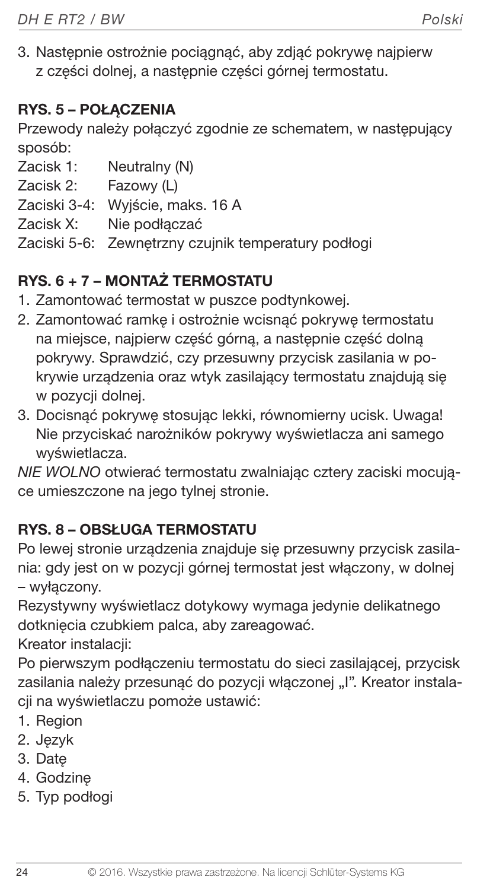3. Następnie ostrożnie pociągnąć, aby zdjąć pokrywę najpierw z części dolnej, a następnie części górnej termostatu.

## RYS. 5 – POŁĄCZENIA

Przewody należy połączyć zgodnie ze schematem, w następujący sposób:

Zacisk 1: Neutralny (N)
Zacisk 2: Fazowy (L)
Zaciski 3-4: Wyjście, maks. 16 A
Zacisk X: Nie podłączać
Zaciski 5-6: Zewnętrzny czujnik temperatury podłogi

## RYS. 6 + 7 – MONTAŻ TERMOSTATU

1. Zamontować termostat w puszce podtynkowej.
2. Zamontować ramkę i ostrożnie wcisnąć pokrywę termostatu na miejsce, najpierw część górną, a następnie część dolną pokrywy. Sprawdzić, czy przesuwny przycisk zasilania w pokrywie urządzenia oraz wtyk zasilający termostatu znajdują się w pozycji dolnej.
3. Docisnąć pokrywę stosując lekki, równomierny ucisk. Uwaga! Nie przyciskać narożników pokrywy wyświetlacza ani samego wyświetlacza.

*NIE WOLNO* otwierać termostatu zwalniając cztery zaciski mocujące umieszczone na jego tylnej stronie.

## RYS. 8 – OBSŁUGA TERMOSTATU

Po lewej stronie urządzenia znajduje się przesuwny przycisk zasilania: gdy jest on w pozycji górnej termostat jest włączony, w dolnej – wyłączony.

Rezystywny wyświetlacz dotykowy wymaga jedynie delikatnego dotknięcia czubkiem palca, aby zareagować.

Kreator instalacji:

Po pierwszym podłączeniu termostatu do sieci zasilającej, przycisk zasilania należy przesunąć do pozycji włączonej „I". Kreator instalacji na wyświetlaczu pomoże ustawić:

1. Region
2. Język
3. Datę
4. Godzinę
5. Typ podłogi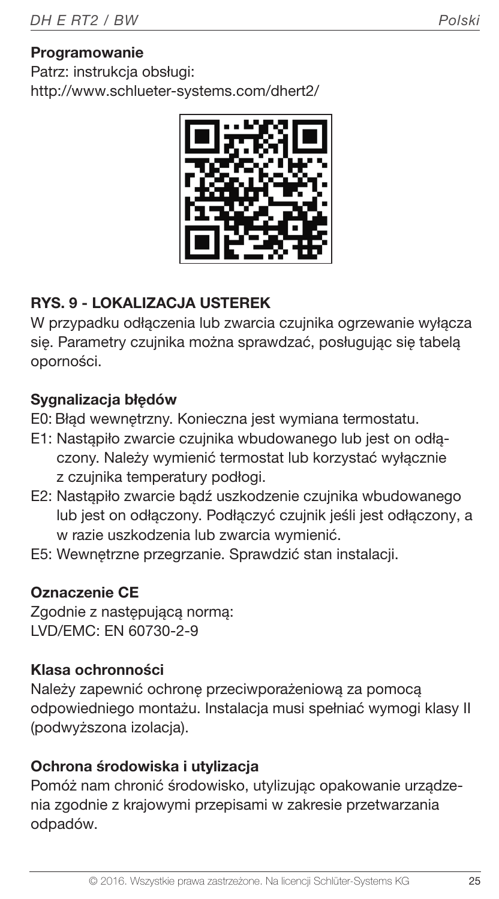**Programowanie**

Patrz: instrukcja obsługi:
http://www.schlueter-systems.com/dhert2/

## RYS. 9 - LOKALIZACJA USTEREK

W przypadku odłączenia lub zwarcia czujnika ogrzewanie wyłącza się. Parametry czujnika można sprawdzać, posługując się tabelą oporności.

**Sygnalizacja błędów**

E0: Błąd wewnętrzny. Konieczna jest wymiana termostatu.

E1: Nastąpiło zwarcie czujnika wbudowanego lub jest on odłączony. Należy wymienić termostat lub korzystać wyłącznie z czujnika temperatury podłogi.

E2: Nastąpiło zwarcie bądź uszkodzenie czujnika wbudowanego lub jest on odłączony. Podłączyć czujnik jeśli jest odłączony, a w razie uszkodzenia lub zwarcia wymienić.

E5: Wewnętrzne przegrzanie. Sprawdzić stan instalacji.

**Oznaczenie CE**

Zgodnie z następującą normą:
LVD/EMC: EN 60730-2-9

**Klasa ochronności**

Należy zapewnić ochronę przeciwporażeniową za pomocą odpowiedniego montażu. Instalacja musi spełniać wymogi klasy II (podwyższona izolacja).

**Ochrona środowiska i utylizacja**

Pomóż nam chronić środowisko, utylizując opakowanie urządzenia zgodnie z krajowymi przepisami w zakresie przetwarzania odpadów.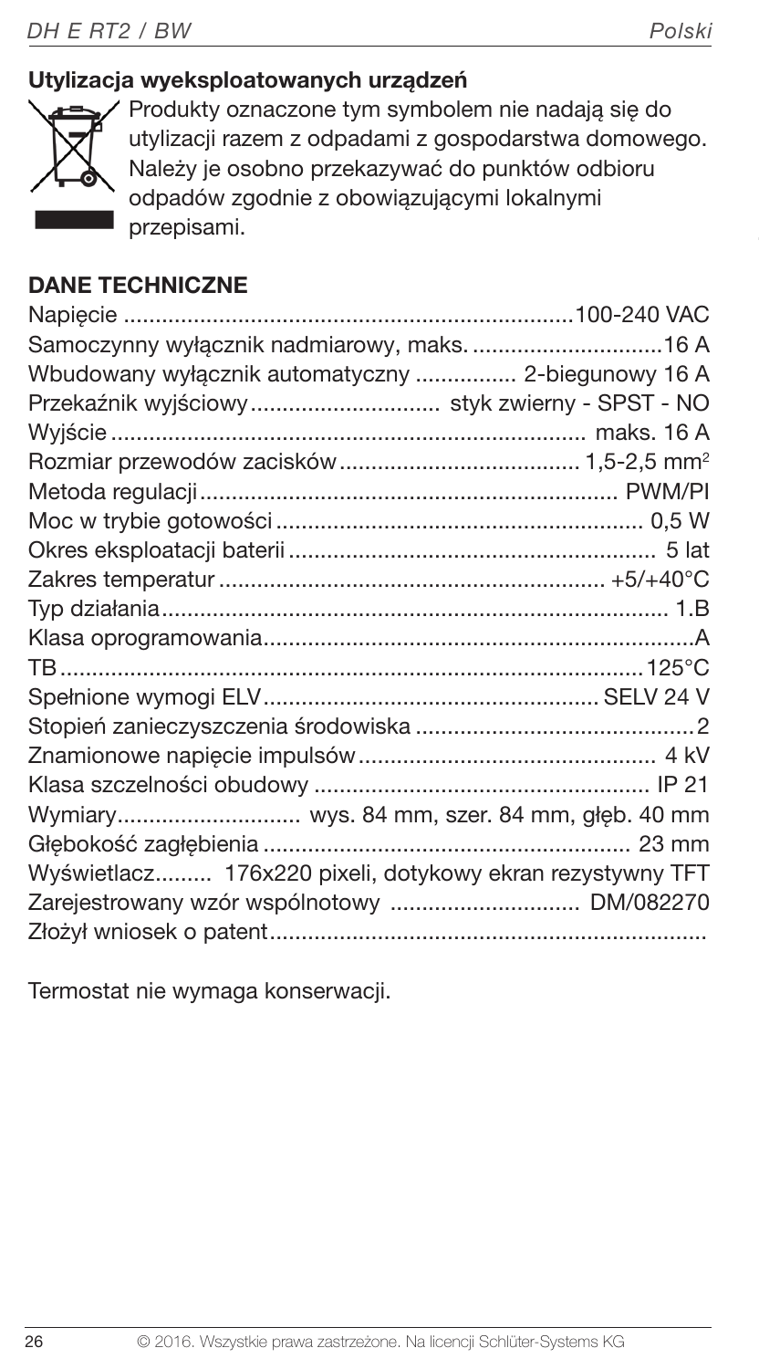## Utylizacja wyeksploatowanych urządzeń

Produkty oznaczone tym symbolem nie nadają się do utylizacji razem z odpadami z gospodarstwa domowego. Należy je osobno przekazywać do punktów odbioru odpadów zgodnie z obowiązującymi lokalnymi przepisami.

## DANE TECHNICZNE

| | |
|---|---|
| Napięcie | 100-240 VAC |
| Samoczynny wyłącznik nadmiarowy, maks. | 16 A |
| Wbudowany wyłącznik automatyczny | 2-biegunowy 16 A |
| Przekaźnik wyjściowy | styk zwierny - SPST - NO |
| Wyjście | maks. 16 A |
| Rozmiar przewodów zacisków | 1,5-2,5 mm² |
| Metoda regulacji | PWM/PI |
| Moc w trybie gotowości | 0,5 W |
| Okres eksploatacji baterii | 5 lat |
| Zakres temperatur | +5/+40°C |
| Typ działania | 1.B |
| Klasa oprogramowania | A |
| TB | 125°C |
| Spełnione wymogi ELV | SELV 24 V |
| Stopień zanieczyszczenia środowiska | 2 |
| Znamionowe napięcie impulsów | 4 kV |
| Klasa szczelności obudowy | IP 21 |
| Wymiary | wys. 84 mm, szer. 84 mm, głęb. 40 mm |
| Głębokość zagłębienia | 23 mm |
| Wyświetlacz | 176x220 pixeli, dotykowy ekran rezystywny TFT |
| Zarejestrowany wzór wspólnotowy | DM/082270 |
| Złożył wniosek o patent | |

Termostat nie wymaga konserwacji.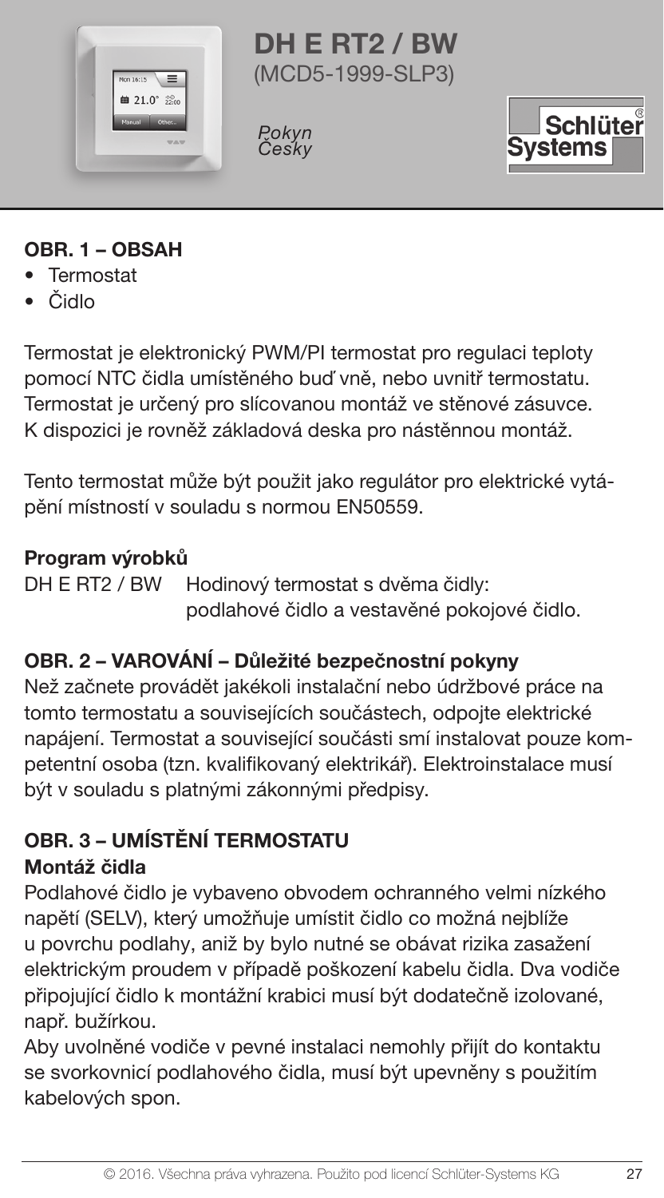# DH E RT2 / BW

(MCD5-1999-SLP3)

*Pokyn*
*Česky*

## OBR. 1 – OBSAH

- Termostat
- Čidlo

Termostat je elektronický PWM/PI termostat pro regulaci teploty pomocí NTC čidla umístěného buď vně, nebo uvnitř termostatu. Termostat je určený pro slícovanou montáž ve stěnové zásuvce. K dispozici je rovněž základová deska pro nástěnnou montáž.

Tento termostat může být použit jako regulátor pro elektrické vytápění místností v souladu s normou EN50559.

**Program výrobků**

| | |
|---|---|
| DH E RT2 / BW | Hodinový termostat s dvěma čidly: podlahové čidlo a vestavěné pokojové čidlo. |

## OBR. 2 – VAROVÁNÍ – Důležité bezpečnostní pokyny

Než začnete provádět jakékoli instalační nebo údržbové práce na tomto termostatu a souvisejících součástech, odpojte elektrické napájení. Termostat a související součásti smí instalovat pouze kompetentní osoba (tzn. kvalifikovaný elektrikář). Elektroinstalace musí být v souladu s platnými zákonnými předpisy.

## OBR. 3 – UMÍSTĚNÍ TERMOSTATU

### Montáž čidla

Podlahové čidlo je vybaveno obvodem ochranného velmi nízkého napětí (SELV), který umožňuje umístit čidlo co možná nejblíže u povrchu podlahy, aniž by bylo nutné se obávat rizika zasažení elektrickým proudem v případě poškození kabelu čidla. Dva vodiče připojující čidlo k montážní krabici musí být dodatečně izolované, např. bužírkou.

Aby uvolněné vodiče v pevné instalaci nemohly přijít do kontaktu se svorkovnicí podlahového čidla, musí být upevněny s použitím kabelových spon.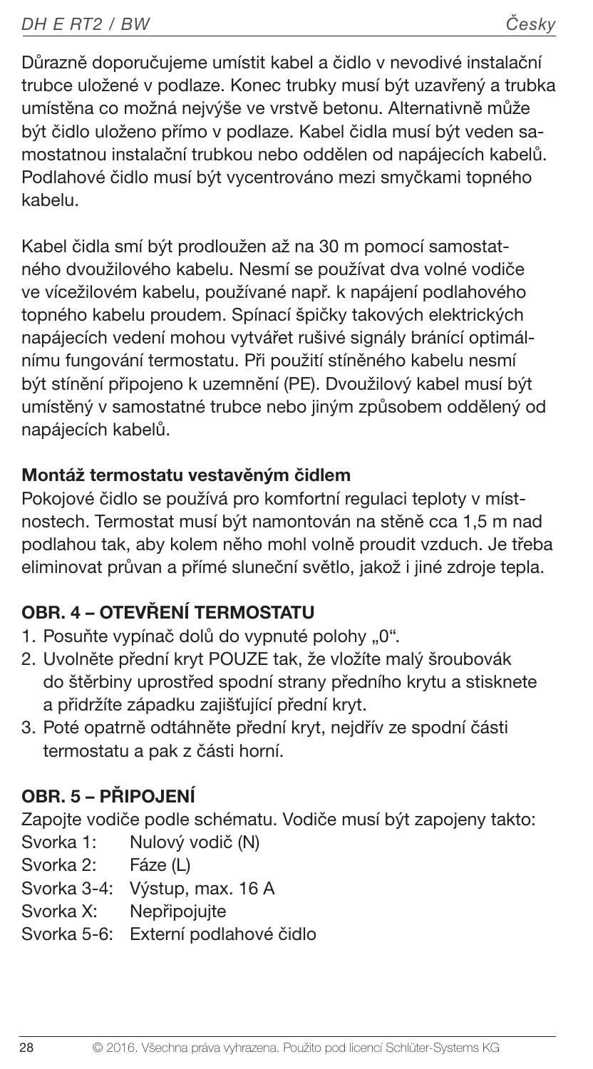Důrazně doporučujeme umístit kabel a čidlo v nevodivé instalační trubce uložené v podlaze. Konec trubky musí být uzavřený a trubka umístěna co možná nejvýše ve vrstvě betonu. Alternativně může být čidlo uloženo přímo v podlaze. Kabel čidla musí být veden samostatnou instalační trubkou nebo oddělen od napájecích kabelů. Podlahové čidlo musí být vycentrováno mezi smyčkami topného kabelu.

Kabel čidla smí být prodloužen až na 30 m pomocí samostatného dvoužilového kabelu. Nesmí se používat dva volné vodiče ve vícežilovém kabelu, používané např. k napájení podlahového topného kabelu proudem. Spínací špičky takových elektrických napájecích vedení mohou vytvářet rušivé signály bránící optimálnímu fungování termostatu. Při použití stíněného kabelu nesmí být stínění připojeno k uzemnění (PE). Dvoužilový kabel musí být umístěný v samostatné trubce nebo jiným způsobem oddělený od napájecích kabelů.

**Montáž termostatu vestavěným čidlem**

Pokojové čidlo se používá pro komfortní regulaci teploty v místnostech. Termostat musí být namontován na stěně cca 1,5 m nad podlahou tak, aby kolem něho mohl volně proudit vzduch. Je třeba eliminovat průvan a přímé sluneční světlo, jakož i jiné zdroje tepla.

## OBR. 4 – OTEVŘENÍ TERMOSTATU

1. Posuňte vypínač dolů do vypnuté polohy „0".
2. Uvolněte přední kryt POUZE tak, že vložíte malý šroubovák do štěrbiny uprostřed spodní strany předního krytu a stisknete a přidržíte západku zajišťující přední kryt.
3. Poté opatrně odtáhněte přední kryt, nejdřív ze spodní části termostatu a pak z části horní.

## OBR. 5 – PŘIPOJENÍ

Zapojte vodiče podle schématu. Vodiče musí být zapojeny takto:

Svorka 1: Nulový vodič (N)
Svorka 2: Fáze (L)
Svorka 3-4: Výstup, max. 16 A
Svorka X: Nepřipojujte
Svorka 5-6: Externí podlahové čidlo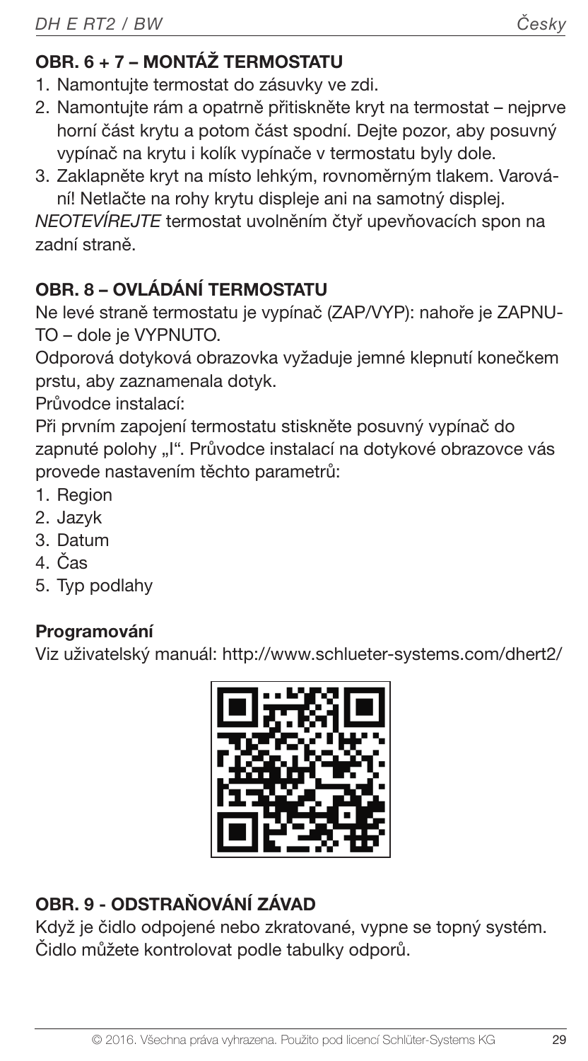## OBR. 6 + 7 – MONTÁŽ TERMOSTATU

1. Namontujte termostat do zásuvky ve zdi.
2. Namontujte rám a opatrně přitiskněte kryt na termostat – nejprve horní část krytu a potom část spodní. Dejte pozor, aby posuvný vypínač na krytu i kolík vypínače v termostatu byly dole.
3. Zaklapněte kryt na místo lehkým, rovnoměrným tlakem. Varování! Netlačte na rohy krytu displeje ani na samotný displej.

*NEOTEVÍREJTE* termostat uvolněním čtyř upevňovacích spon na zadní straně.

## OBR. 8 – OVLÁDÁNÍ TERMOSTATU

Ne levé straně termostatu je vypínač (ZAP/VYP): nahoře je ZAPNUTO – dole je VYPNUTO.

Odporová dotyková obrazovka vyžaduje jemné klepnutí konečkem prstu, aby zaznamenala dotyk.

Průvodce instalací:

Při prvním zapojení termostatu stiskněte posuvný vypínač do zapnuté polohy „I". Průvodce instalací na dotykové obrazovce vás provede nastavením těchto parametrů:

1. Region
2. Jazyk
3. Datum
4. Čas
5. Typ podlahy

### Programování

Viz uživatelský manuál: http://www.schlueter-systems.com/dhert2/

## OBR. 9 - ODSTRAŇOVÁNÍ ZÁVAD

Když je čidlo odpojené nebo zkratované, vypne se topný systém. Čidlo můžete kontrolovat podle tabulky odporů.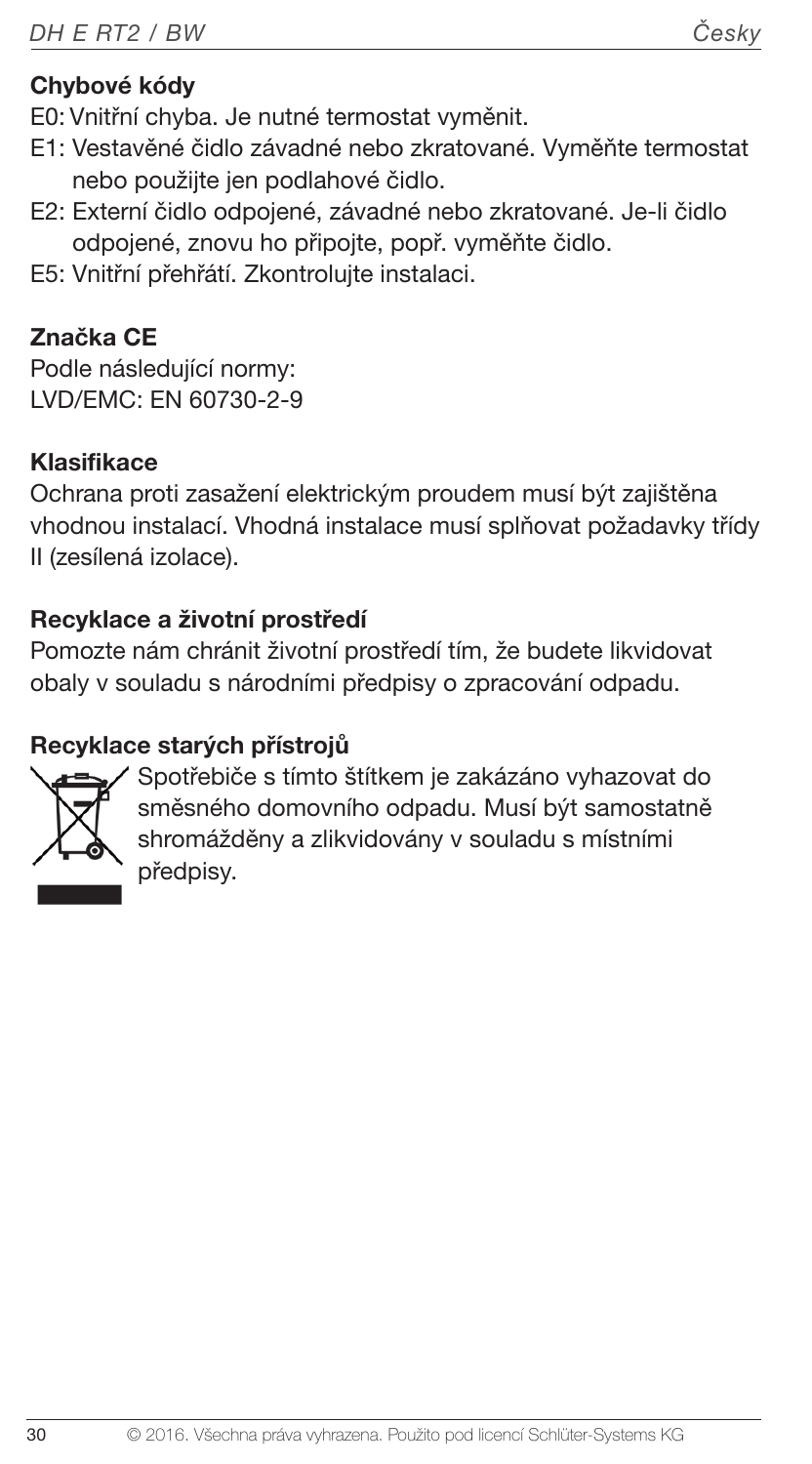**Chybové kódy**

E0: Vnitřní chyba. Je nutné termostat vyměnit.

E1: Vestavěné čidlo závadné nebo zkratované. Vyměňte termostat nebo použijte jen podlahové čidlo.

E2: Externí čidlo odpojené, závadné nebo zkratované. Je-li čidlo odpojené, znovu ho připojte, popř. vyměňte čidlo.

E5: Vnitřní přehřátí. Zkontrolujte instalaci.

**Značka CE**

Podle následující normy:
LVD/EMC: EN 60730-2-9

**Klasifikace**

Ochrana proti zasažení elektrickým proudem musí být zajištěna vhodnou instalací. Vhodná instalace musí splňovat požadavky třídy II (zesílená izolace).

**Recyklace a životní prostředí**

Pomozte nám chránit životní prostředí tím, že budete likvidovat obaly v souladu s národními předpisy o zpracování odpadu.

**Recyklace starých přístrojů**

Spotřebiče s tímto štítkem je zakázáno vyhazovat do směsného domovního odpadu. Musí být samostatně shromážděny a zlikvidovány v souladu s místními předpisy.

© 2016. Všechna práva vyhrazena. Použito pod licencí Schlüter-Systems KG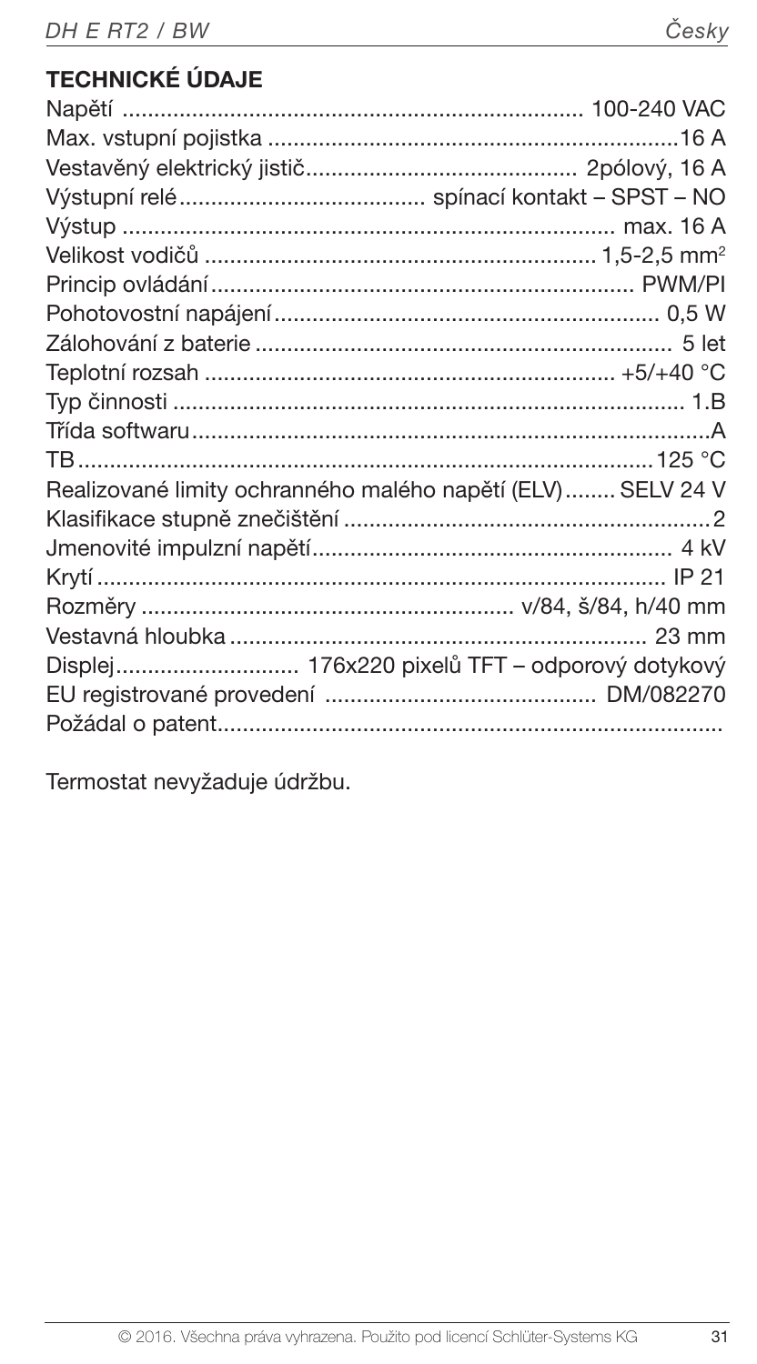## TECHNICKÉ ÚDAJE

| | |
|---|---|
| Napětí | 100-240 VAC |
| Max. vstupní pojistka | 16 A |
| Vestavěný elektrický jistič | 2pólový, 16 A |
| Výstupní relé | spínací kontakt – SPST – NO |
| Výstup | max. 16 A |
| Velikost vodičů | 1,5-2,5 $mm^2$ |
| Princip ovládání | PWM/PI |
| Pohotovostní napájení | 0,5 W |
| Zálohování z baterie | 5 let |
| Teplotní rozsah | +5/+40 °C |
| Typ činnosti | 1.B |
| Třída softwaru | A |
| TB | 125 °C |
| Realizované limity ochranného malého napětí (ELV) | SELV 24 V |
| Klasifikace stupně znečištění | 2 |
| Jmenovité impulzní napětí | 4 kV |
| Krytí | IP 21 |
| Rozměry | v/84, š/84, h/40 mm |
| Vestavná hloubka | 23 mm |
| Displej | 176x220 pixelů TFT – odporový dotykový |
| EU registrované provedení | DM/082270 |
| Požádal o patent | |

Termostat nevyžaduje údržbu.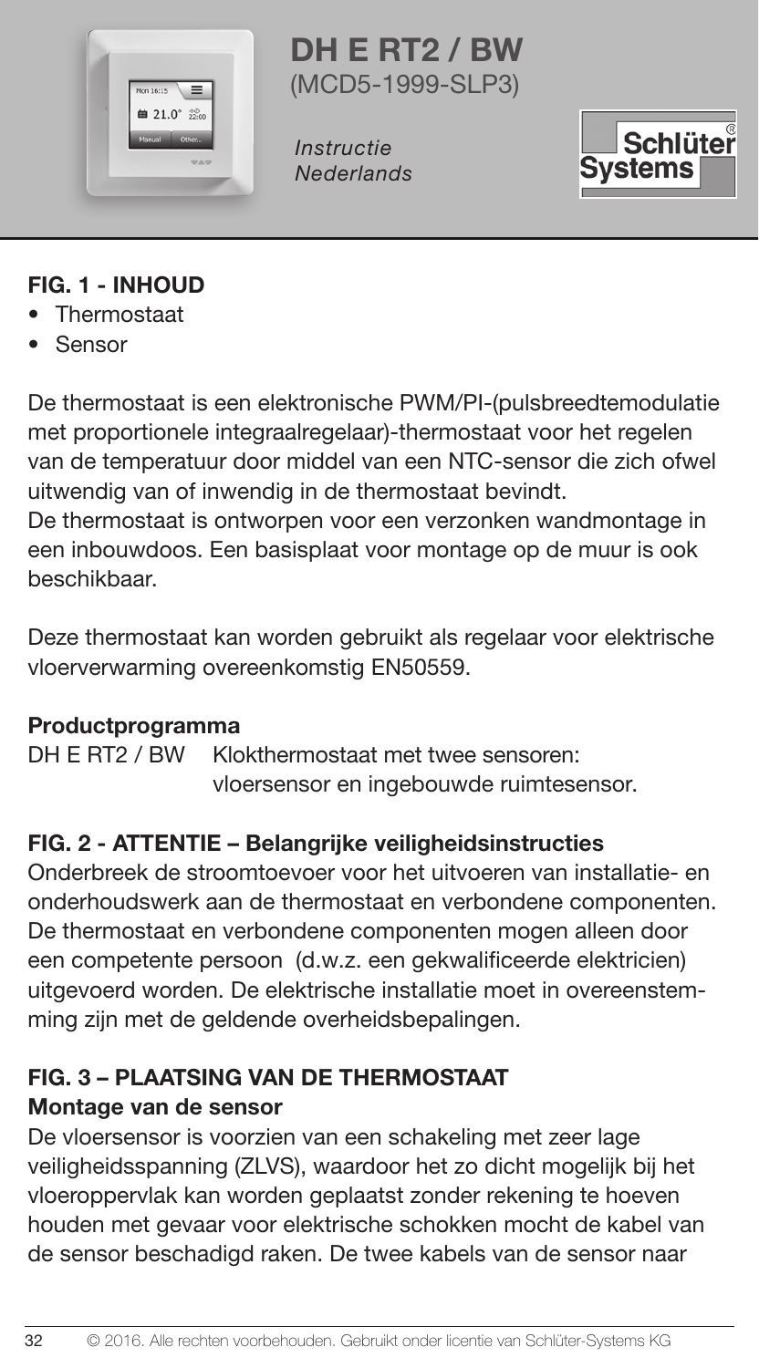# DH E RT2 / BW

(MCD5-1999-SLP3)

*Instructie*
*Nederlands*

**FIG. 1 - INHOUD**

- Thermostaat
- Sensor

De thermostaat is een elektronische PWM/PI-(pulsbreedtemodulatie met proportionele integraalregelaar)-thermostaat voor het regelen van de temperatuur door middel van een NTC-sensor die zich ofwel uitwendig van of inwendig in de thermostaat bevindt.
De thermostaat is ontworpen voor een verzonken wandmontage in een inbouwdoos. Een basisplaat voor montage op de muur is ook beschikbaar.

Deze thermostaat kan worden gebruikt als regelaar voor elektrische vloerverwarming overeenkomstig EN50559.

**Productprogramma**

| | |
|---|---|
| DH E RT2 / BW | Klokthermostaat met twee sensoren: vloersensor en ingebouwde ruimtesensor. |

**FIG. 2 - ATTENTIE – Belangrijke veiligheidsinstructies**

Onderbreek de stroomtoevoer voor het uitvoeren van installatie- en onderhoudswerk aan de thermostaat en verbondene componenten. De thermostaat en verbondene componenten mogen alleen door een competente persoon (d.w.z. een gekwalificeerde elektricien) uitgevoerd worden. De elektrische installatie moet in overeenstemming zijn met de geldende overheidsbepalingen.

**FIG. 3 – PLAATSING VAN DE THERMOSTAAT**

**Montage van de sensor**

De vloersensor is voorzien van een schakeling met zeer lage veiligheidsspanning (ZLVS), waardoor het zo dicht mogelijk bij het vloeroppervlak kan worden geplaatst zonder rekening te hoeven houden met gevaar voor elektrische schokken mocht de kabel van de sensor beschadigd raken. De twee kabels van de sensor naar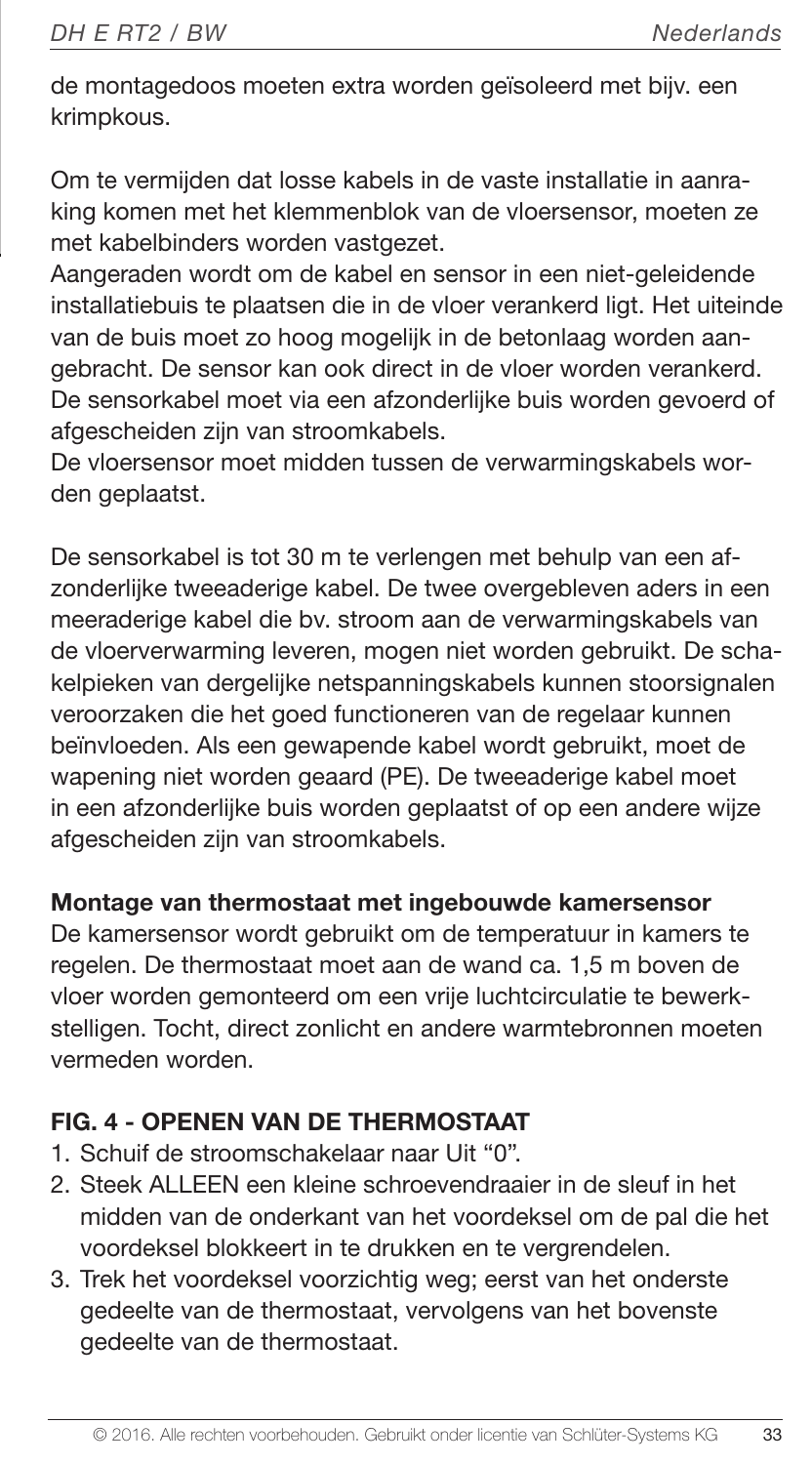de montagedoos moeten extra worden geïsoleerd met bijv. een krimpkous.

Om te vermijden dat losse kabels in de vaste installatie in aanraking komen met het klemmenblok van de vloersensor, moeten ze met kabelbinders worden vastgezet.
Aangeraden wordt om de kabel en sensor in een niet-geleidende installatiebuis te plaatsen die in de vloer verankerd ligt. Het uiteinde van de buis moet zo hoog mogelijk in de betonlaag worden aangebracht. De sensor kan ook direct in de vloer worden verankerd. De sensorkabel moet via een afzonderlijke buis worden gevoerd of afgescheiden zijn van stroomkabels.
De vloersensor moet midden tussen de verwarmingskabels worden geplaatst.

De sensorkabel is tot 30 m te verlengen met behulp van een afzonderlijke tweeaderige kabel. De twee overgebleven aders in een meeraderige kabel die bv. stroom aan de verwarmingskabels van de vloerverwarming leveren, mogen niet worden gebruikt. De schakelpieken van dergelijke netspanningskabels kunnen stoorsignalen veroorzaken die het goed functioneren van de regelaar kunnen beïnvloeden. Als een gewapende kabel wordt gebruikt, moet de wapening niet worden geaard (PE). De tweeaderige kabel moet in een afzonderlijke buis worden geplaatst of op een andere wijze afgescheiden zijn van stroomkabels.

**Montage van thermostaat met ingebouwde kamersensor**
De kamersensor wordt gebruikt om de temperatuur in kamers te regelen. De thermostaat moet aan de wand ca. 1,5 m boven de vloer worden gemonteerd om een vrije luchtcirculatie te bewerkstelligen. Tocht, direct zonlicht en andere warmtebronnen moeten vermeden worden.

## FIG. 4 - OPENEN VAN DE THERMOSTAAT

1. Schuif de stroomschakelaar naar Uit "0".
2. Steek ALLEEN een kleine schroevendraaier in de sleuf in het midden van de onderkant van het voordeksel om de pal die het voordeksel blokkeert in te drukken en te vergrendelen.
3. Trek het voordeksel voorzichtig weg; eerst van het onderste gedeelte van de thermostaat, vervolgens van het bovenste gedeelte van de thermostaat.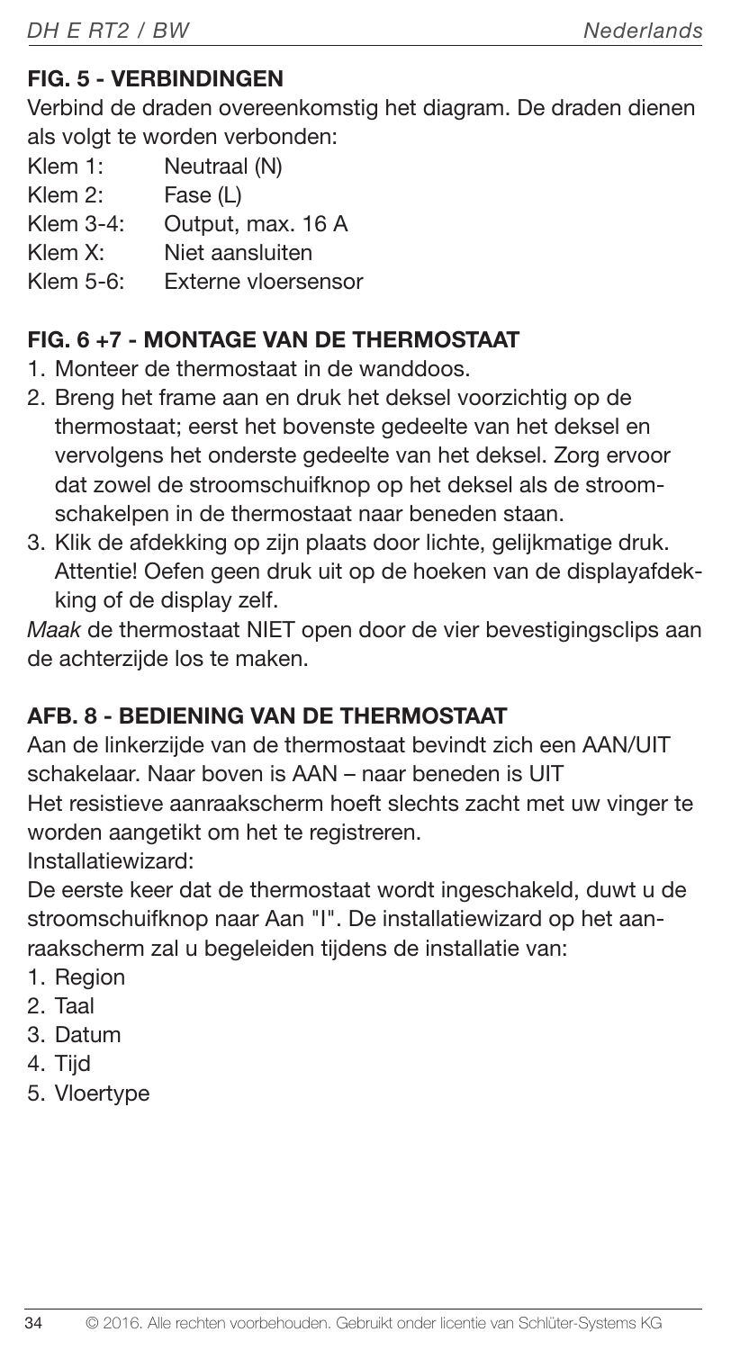## FIG. 5 - VERBINDINGEN

Verbind de draden overeenkomstig het diagram. De draden dienen als volgt te worden verbonden:

Klem 1: Neutraal (N)
Klem 2: Fase (L)
Klem 3-4: Output, max. 16 A
Klem X: Niet aansluiten
Klem 5-6: Externe vloersensor

## FIG. 6 +7 - MONTAGE VAN DE THERMOSTAAT

1. Monteer de thermostaat in de wanddoos.
2. Breng het frame aan en druk het deksel voorzichtig op de thermostaat; eerst het bovenste gedeelte van het deksel en vervolgens het onderste gedeelte van het deksel. Zorg ervoor dat zowel de stroomschuifknop op het deksel als de stroomschakelpen in de thermostaat naar beneden staan.
3. Klik de afdekking op zijn plaats door lichte, gelijkmatige druk. Attentie! Oefen geen druk uit op de hoeken van de displayafdekking of de display zelf.

*Maak* de thermostaat NIET open door de vier bevestigingsclips aan de achterzijde los te maken.

## AFB. 8 - BEDIENING VAN DE THERMOSTAAT

Aan de linkerzijde van de thermostaat bevindt zich een AAN/UIT schakelaar. Naar boven is AAN – naar beneden is UIT

Het resistieve aanraakscherm hoeft slechts zacht met uw vinger te worden aangetikt om het te registreren.

Installatiewizard:

De eerste keer dat de thermostaat wordt ingeschakeld, duwt u de stroomschuifknop naar Aan "I". De installatiewizard op het aanraakscherm zal u begeleiden tijdens de installatie van:

1. Region
2. Taal
3. Datum
4. Tijd
5. Vloertype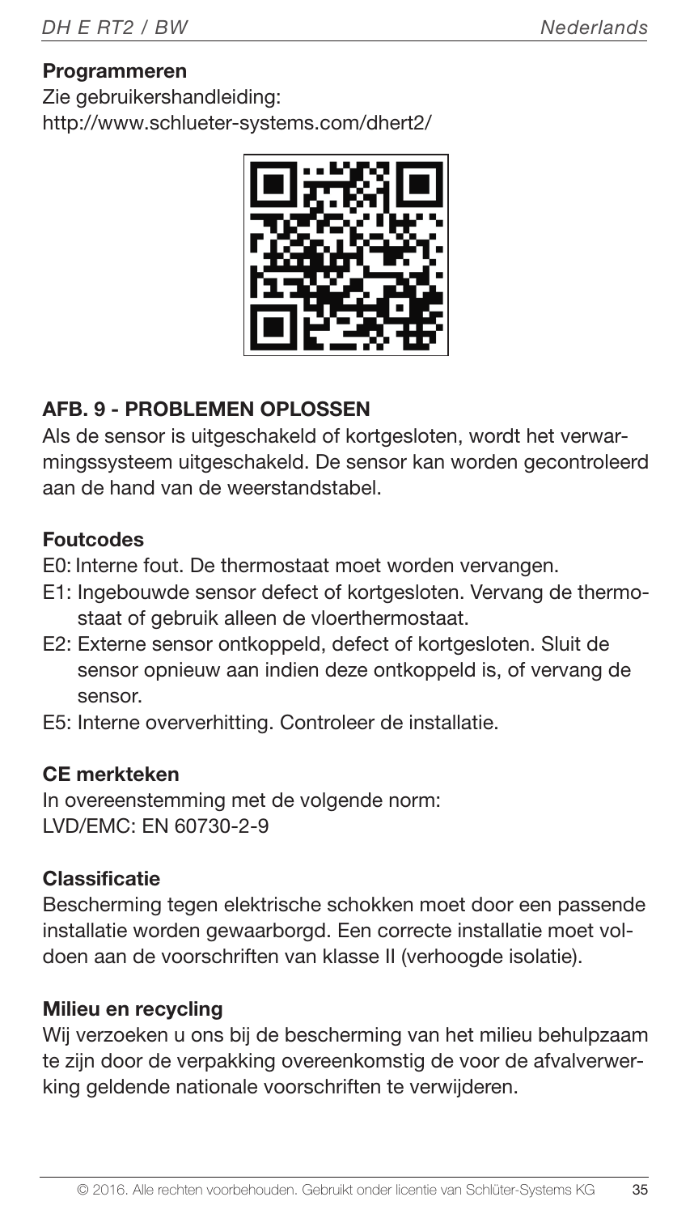**Programmeren**

Zie gebruikershandleiding:
http://www.schlueter-systems.com/dhert2/

## AFB. 9 - PROBLEMEN OPLOSSEN

Als de sensor is uitgeschakeld of kortgesloten, wordt het verwarmingssysteem uitgeschakeld. De sensor kan worden gecontroleerd aan de hand van de weerstandstabel.

**Foutcodes**

E0: Interne fout. De thermostaat moet worden vervangen.

E1: Ingebouwde sensor defect of kortgesloten. Vervang de thermostaat of gebruik alleen de vloerthermostaat.

E2: Externe sensor ontkoppeld, defect of kortgesloten. Sluit de sensor opnieuw aan indien deze ontkoppeld is, of vervang de sensor.

E5: Interne oververhitting. Controleer de installatie.

**CE merkteken**

In overeenstemming met de volgende norm:
LVD/EMC: EN 60730-2-9

**Classificatie**

Bescherming tegen elektrische schokken moet door een passende installatie worden gewaarborgd. Een correcte installatie moet voldoen aan de voorschriften van klasse II (verhoogde isolatie).

**Milieu en recycling**

Wij verzoeken u ons bij de bescherming van het milieu behulpzaam te zijn door de verpakking overeenkomstig de voor de afvalverwerking geldende nationale voorschriften te verwijderen.

© 2016. Alle rechten voorbehouden. Gebruikt onder licentie van Schlüter-Systems KG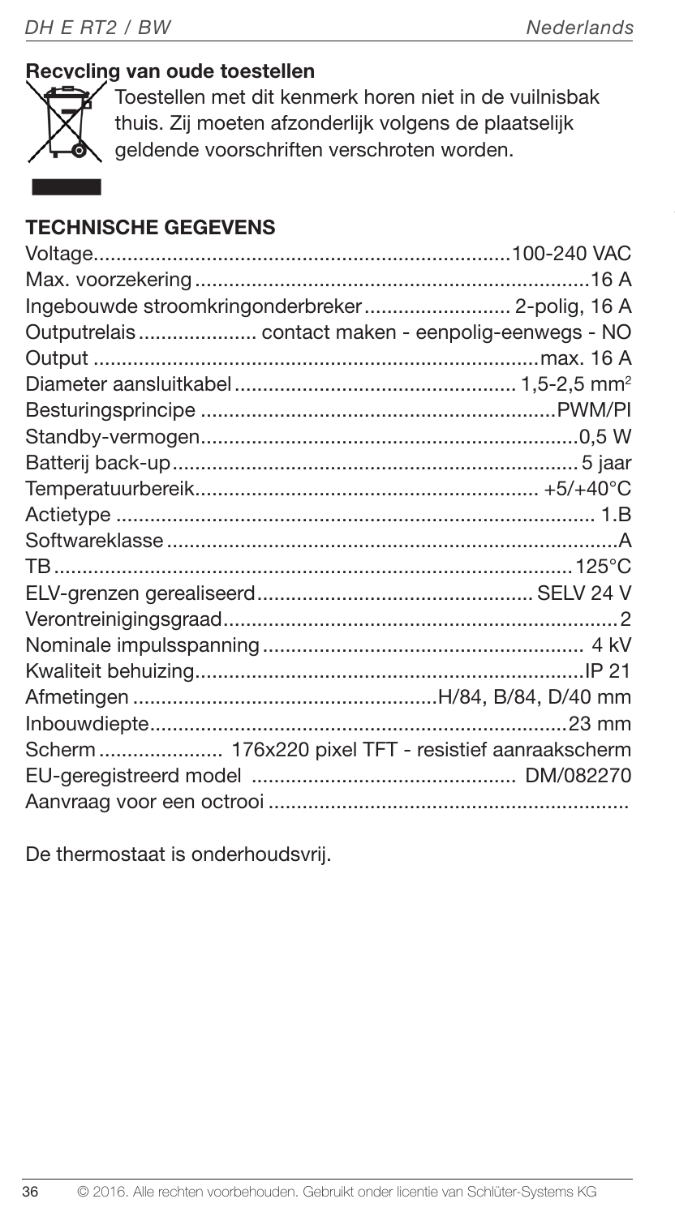### Recycling van oude toestellen

Toestellen met dit kenmerk horen niet in de vuilnisbak thuis. Zij moeten afzonderlijk volgens de plaatselijk geldende voorschriften verschroten worden.

### TECHNISCHE GEGEVENS

| | |
|---|---|
| Voltage | 100-240 VAC |
| Max. voorzekering | 16 A |
| Ingebouwde stroomkringonderbreker | 2-polig, 16 A |
| Outputrelais | contact maken - eenpolig-eenwegs - NO |
| Output | max. 16 A |
| Diameter aansluitkabel | 1,5-2,5 mm² |
| Besturingsprincipe | PWM/PI |
| Standby-vermogen | 0,5 W |
| Batterij back-up | 5 jaar |
| Temperatuurbereik | +5/+40°C |
| Actietype | 1.B |
| Softwareklasse | A |
| TB | 125°C |
| ELV-grenzen gerealiseerd | SELV 24 V |
| Verontreinigingsgraad | 2 |
| Nominale impulsspanning | 4 kV |
| Kwaliteit behuizing | IP 21 |
| Afmetingen | H/84, B/84, D/40 mm |
| Inbouwdiepte | 23 mm |
| Scherm | 176x220 pixel TFT - resistief aanraakscherm |
| EU-geregistreerd model | DM/082270 |
| Aanvraag voor een octrooi | |

De thermostaat is onderhoudsvrij.

© 2016. Alle rechten voorbehouden. Gebruikt onder licentie van Schlüter-Systems KG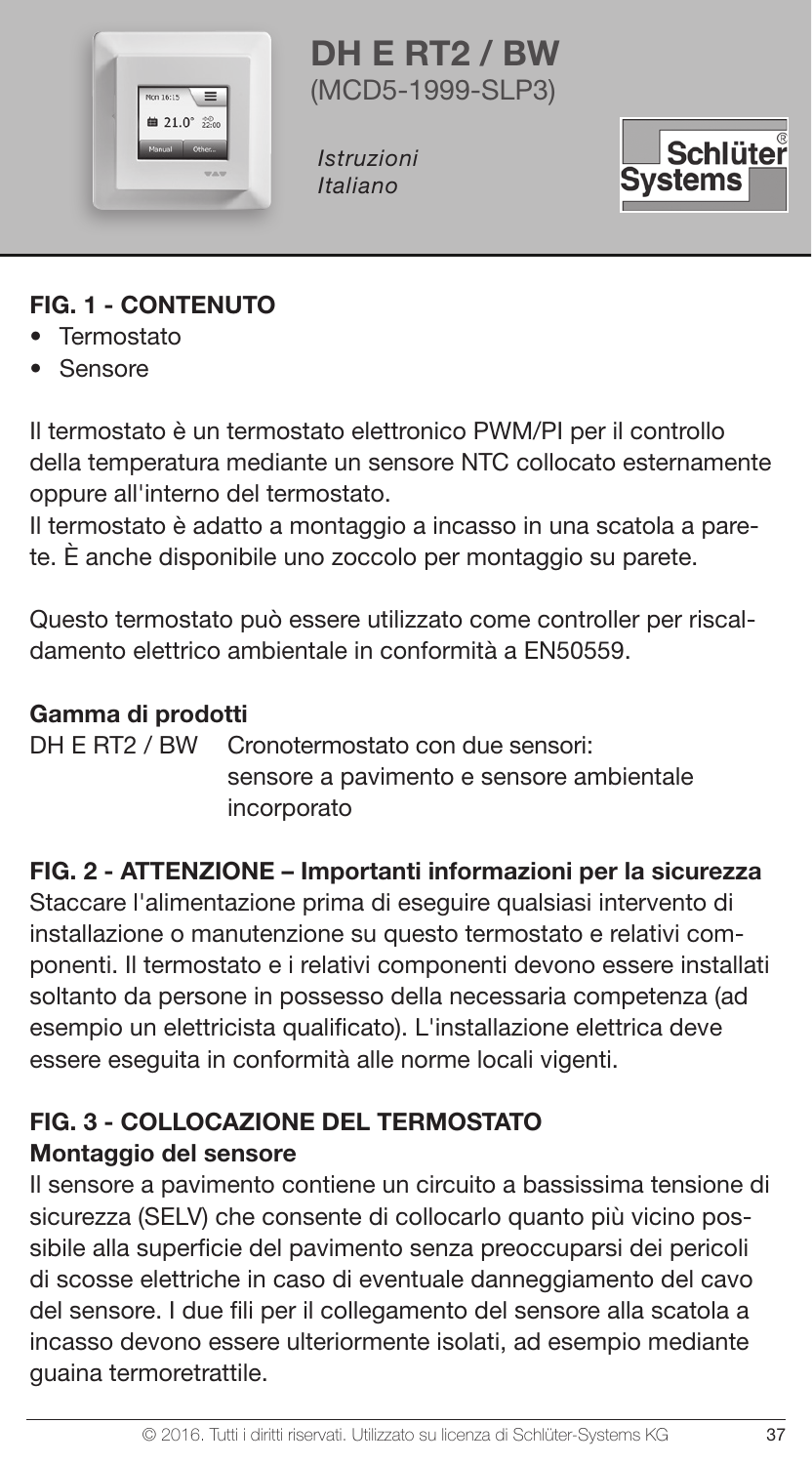# DH E RT2 / BW
(MCD5-1999-SLP3)

*Istruzioni*
*Italiano*

## FIG. 1 - CONTENUTO

- Termostato
- Sensore

Il termostato è un termostato elettronico PWM/PI per il controllo della temperatura mediante un sensore NTC collocato esternamente oppure all'interno del termostato.
Il termostato è adatto a montaggio a incasso in una scatola a parete. È anche disponibile uno zoccolo per montaggio su parete.

Questo termostato può essere utilizzato come controller per riscaldamento elettrico ambientale in conformità a EN50559.

### Gamma di prodotti

| | |
|---|---|
| DH E RT2 / BW | Cronotermostato con due sensori: sensore a pavimento e sensore ambientale incorporato |

## FIG. 2 - ATTENZIONE – Importanti informazioni per la sicurezza

Staccare l'alimentazione prima di eseguire qualsiasi intervento di installazione o manutenzione su questo termostato e relativi componenti. Il termostato e i relativi componenti devono essere installati soltanto da persone in possesso della necessaria competenza (ad esempio un elettricista qualificato). L'installazione elettrica deve essere eseguita in conformità alle norme locali vigenti.

## FIG. 3 - COLLOCAZIONE DEL TERMOSTATO

### Montaggio del sensore

Il sensore a pavimento contiene un circuito a bassissima tensione di sicurezza (SELV) che consente di collocarlo quanto più vicino possibile alla superficie del pavimento senza preoccuparsi dei pericoli di scosse elettriche in caso di eventuale danneggiamento del cavo del sensore. I due fili per il collegamento del sensore alla scatola a incasso devono essere ulteriormente isolati, ad esempio mediante guaina termoretrattile.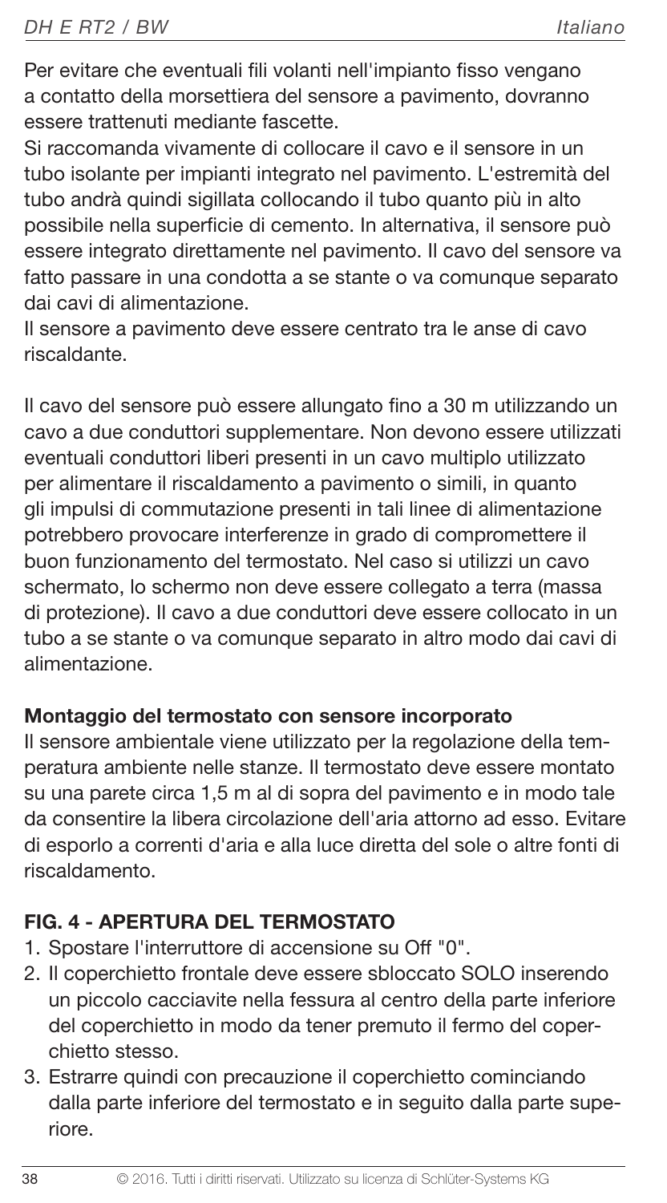Per evitare che eventuali fili volanti nell'impianto fisso vengano a contatto della morsettiera del sensore a pavimento, dovranno essere trattenuti mediante fascette.

Si raccomanda vivamente di collocare il cavo e il sensore in un tubo isolante per impianti integrato nel pavimento. L'estremità del tubo andrà quindi sigillata collocando il tubo quanto più in alto possibile nella superficie di cemento. In alternativa, il sensore può essere integrato direttamente nel pavimento. Il cavo del sensore va fatto passare in una condotta a se stante o va comunque separato dai cavi di alimentazione.

Il sensore a pavimento deve essere centrato tra le anse di cavo riscaldante.

Il cavo del sensore può essere allungato fino a 30 m utilizzando un cavo a due conduttori supplementare. Non devono essere utilizzati eventuali conduttori liberi presenti in un cavo multiplo utilizzato per alimentare il riscaldamento a pavimento o simili, in quanto gli impulsi di commutazione presenti in tali linee di alimentazione potrebbero provocare interferenze in grado di compromettere il buon funzionamento del termostato. Nel caso si utilizzi un cavo schermato, lo schermo non deve essere collegato a terra (massa di protezione). Il cavo a due conduttori deve essere collocato in un tubo a se stante o va comunque separato in altro modo dai cavi di alimentazione.

**Montaggio del termostato con sensore incorporato**

Il sensore ambientale viene utilizzato per la regolazione della temperatura ambiente nelle stanze. Il termostato deve essere montato su una parete circa 1,5 m al di sopra del pavimento e in modo tale da consentire la libera circolazione dell'aria attorno ad esso. Evitare di esporlo a correnti d'aria e alla luce diretta del sole o altre fonti di riscaldamento.

## FIG. 4 - APERTURA DEL TERMOSTATO

1. Spostare l'interruttore di accensione su Off "0".
2. Il coperchietto frontale deve essere sbloccato SOLO inserendo un piccolo cacciavite nella fessura al centro della parte inferiore del coperchietto in modo da tener premuto il fermo del coperchietto stesso.
3. Estrarre quindi con precauzione il coperchietto cominciando dalla parte inferiore del termostato e in seguito dalla parte superiore.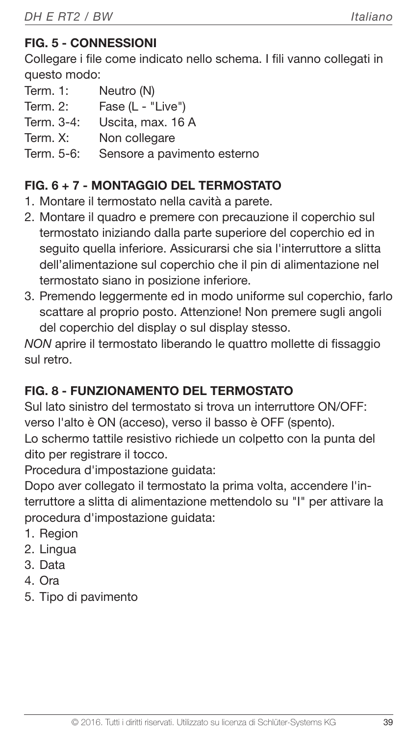## FIG. 5 - CONNESSIONI

Collegare i file come indicato nello schema. I fili vanno collegati in questo modo:

| | |
|---|---|
| Term. 1: | Neutro (N) |
| Term. 2: | Fase (L - "Live") |
| Term. 3-4: | Uscita, max. 16 A |
| Term. X: | Non collegare |
| Term. 5-6: | Sensore a pavimento esterno |

## FIG. 6 + 7 - MONTAGGIO DEL TERMOSTATO

1. Montare il termostato nella cavità a parete.
2. Montare il quadro e premere con precauzione il coperchio sul termostato iniziando dalla parte superiore del coperchio ed in seguito quella inferiore. Assicurarsi che sia l'interruttore a slitta dell'alimentazione sul coperchio che il pin di alimentazione nel termostato siano in posizione inferiore.
3. Premendo leggermente ed in modo uniforme sul coperchio, farlo scattare al proprio posto. Attenzione! Non premere sugli angoli del coperchio del display o sul display stesso.

*NON* aprire il termostato liberando le quattro mollette di fissaggio sul retro.

## FIG. 8 - FUNZIONAMENTO DEL TERMOSTATO

Sul lato sinistro del termostato si trova un interruttore ON/OFF: verso l'alto è ON (acceso), verso il basso è OFF (spento).
Lo schermo tattile resistivo richiede un colpetto con la punta del dito per registrare il tocco.
Procedura d'impostazione guidata:
Dopo aver collegato il termostato la prima volta, accendere l'interruttore a slitta di alimentazione mettendolo su "I" per attivare la procedura d'impostazione guidata:

1. Region
2. Lingua
3. Data
4. Ora
5. Tipo di pavimento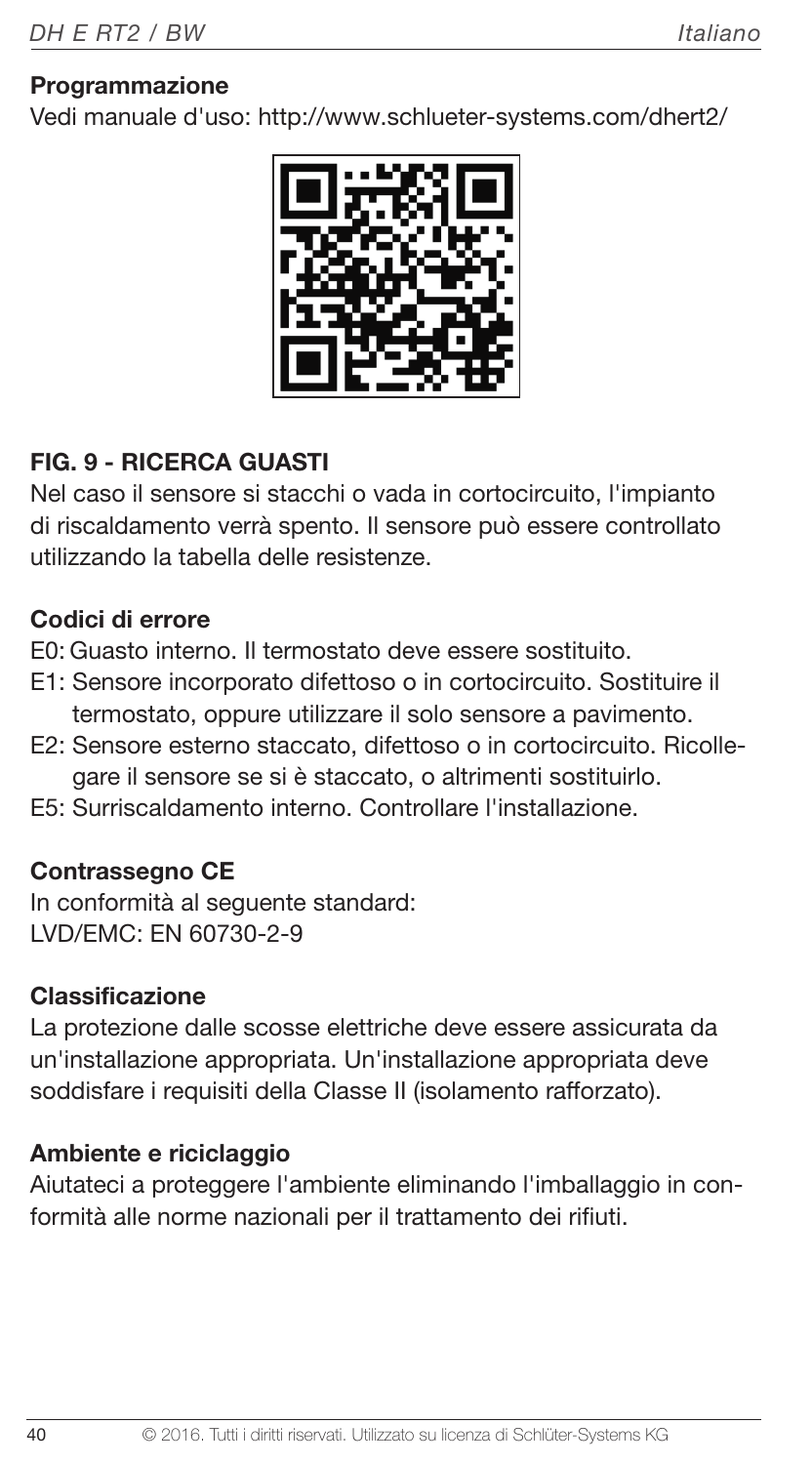**Programmazione**

Vedi manuale d'uso: http://www.schlueter-systems.com/dhert2/

## FIG. 9 - RICERCA GUASTI

Nel caso il sensore si stacchi o vada in cortocircuito, l'impianto di riscaldamento verrà spento. Il sensore può essere controllato utilizzando la tabella delle resistenze.

**Codici di errore**

- E0: Guasto interno. Il termostato deve essere sostituito.
- E1: Sensore incorporato difettoso o in cortocircuito. Sostituire il termostato, oppure utilizzare il solo sensore a pavimento.
- E2: Sensore esterno staccato, difettoso o in cortocircuito. Ricollegare il sensore se si è staccato, o altrimenti sostituirlo.
- E5: Surriscaldamento interno. Controllare l'installazione.

**Contrassegno CE**

In conformità al seguente standard:
LVD/EMC: EN 60730-2-9

**Classificazione**

La protezione dalle scosse elettriche deve essere assicurata da un'installazione appropriata. Un'installazione appropriata deve soddisfare i requisiti della Classe II (isolamento rafforzato).

**Ambiente e riciclaggio**

Aiutateci a proteggere l'ambiente eliminando l'imballaggio in conformità alle norme nazionali per il trattamento dei rifiuti.

© 2016. Tutti i diritti riservati. Utilizzato su licenza di Schlüter-Systems KG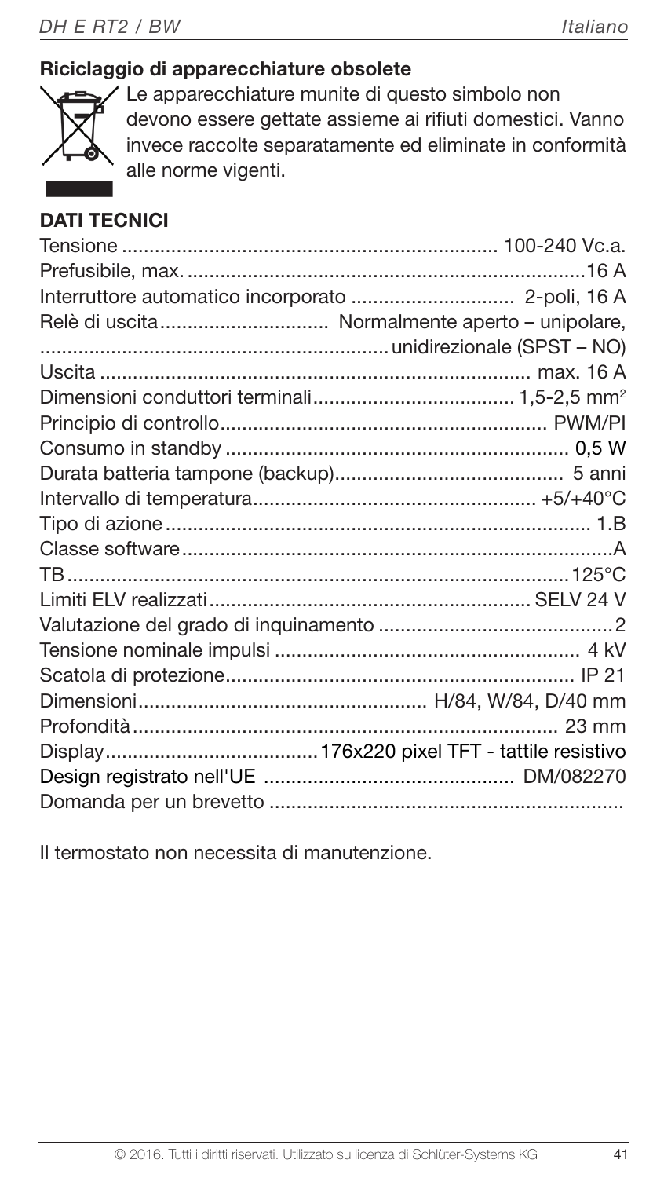### Riciclaggio di apparecchiature obsolete

Le apparecchiature munite di questo simbolo non devono essere gettate assieme ai rifiuti domestici. Vanno invece raccolte separatamente ed eliminate in conformità alle norme vigenti.

### DATI TECNICI

| | |
|---|---|
| Tensione | 100-240 Vc.a. |
| Prefusibile, max. | 16 A |
| Interruttore automatico incorporato | 2-poli, 16 A |
| Relè di uscita | Normalmente aperto – unipolare, unidirezionale (SPST – NO) |
| Uscita | max. 16 A |
| Dimensioni conduttori terminali | 1,5-2,5 mm$^2$ |
| Principio di controllo | PWM/PI |
| Consumo in standby | 0,5 W |
| Durata batteria tampone (backup) | 5 anni |
| Intervallo di temperatura | +5/+40°C |
| Tipo di azione | 1.B |
| Classe software | A |
| TB | 125°C |
| Limiti ELV realizzati | SELV 24 V |
| Valutazione del grado di inquinamento | 2 |
| Tensione nominale impulsi | 4 kV |
| Scatola di protezione | IP 21 |
| Dimensioni | H/84, W/84, D/40 mm |
| Profondità | 23 mm |
| Display | 176x220 pixel TFT - tattile resistivo |
| Design registrato nell'UE | DM/082270 |
| Domanda per un brevetto | |

Il termostato non necessita di manutenzione.

© 2016. Tutti i diritti riservati. Utilizzato su licenza di Schlüter-Systems KG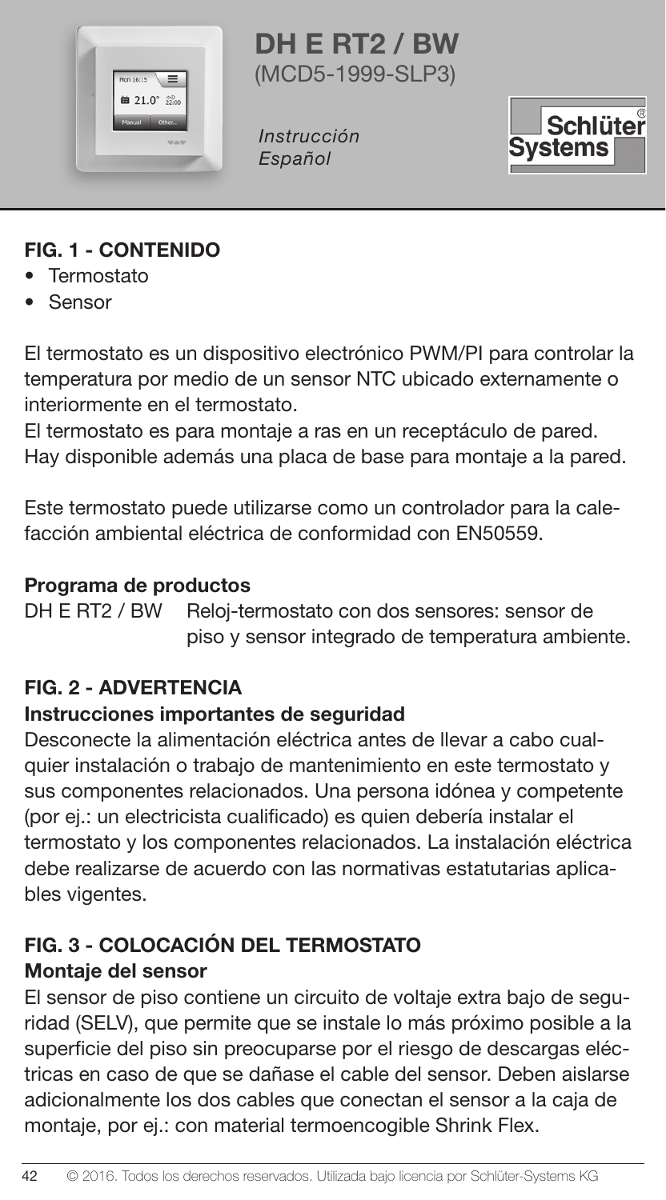# DH E RT2 / BW
(MCD5-1999-SLP3)

*Instrucción*
*Español*

## FIG. 1 - CONTENIDO

- Termostato
- Sensor

El termostato es un dispositivo electrónico PWM/PI para controlar la temperatura por medio de un sensor NTC ubicado externamente o interiormente en el termostato.
El termostato es para montaje a ras en un receptáculo de pared. Hay disponible además una placa de base para montaje a la pared.

Este termostato puede utilizarse como un controlador para la calefacción ambiental eléctrica de conformidad con EN50559.

### Programa de productos

DH E RT2 / BW Reloj-termostato con dos sensores: sensor de piso y sensor integrado de temperatura ambiente.

## FIG. 2 - ADVERTENCIA

### Instrucciones importantes de seguridad

Desconecte la alimentación eléctrica antes de llevar a cabo cualquier instalación o trabajo de mantenimiento en este termostato y sus componentes relacionados. Una persona idónea y competente (por ej.: un electricista cualificado) es quien debería instalar el termostato y los componentes relacionados. La instalación eléctrica debe realizarse de acuerdo con las normativas estatutarias aplicables vigentes.

## FIG. 3 - COLOCACIÓN DEL TERMOSTATO

### Montaje del sensor

El sensor de piso contiene un circuito de voltaje extra bajo de seguridad (SELV), que permite que se instale lo más próximo posible a la superficie del piso sin preocuparse por el riesgo de descargas eléctricas en caso de que se dañase el cable del sensor. Deben aislarse adicionalmente los dos cables que conectan el sensor a la caja de montaje, por ej.: con material termoencogible Shrink Flex.

© 2016. Todos los derechos reservados. Utilizada bajo licencia por Schlüter-Systems KG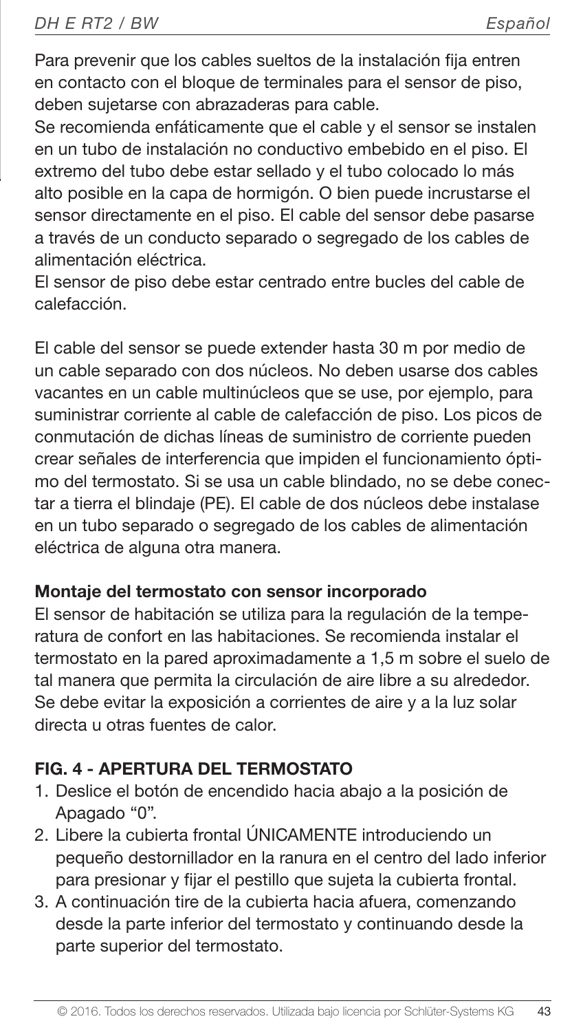Para prevenir que los cables sueltos de la instalación fija entren en contacto con el bloque de terminales para el sensor de piso, deben sujetarse con abrazaderas para cable.
Se recomienda enfáticamente que el cable y el sensor se instalen en un tubo de instalación no conductivo embebido en el piso. El extremo del tubo debe estar sellado y el tubo colocado lo más alto posible en la capa de hormigón. O bien puede incrustarse el sensor directamente en el piso. El cable del sensor debe pasarse a través de un conducto separado o segregado de los cables de alimentación eléctrica.
El sensor de piso debe estar centrado entre bucles del cable de calefacción.

El cable del sensor se puede extender hasta 30 m por medio de un cable separado con dos núcleos. No deben usarse dos cables vacantes en un cable multinúcleos que se use, por ejemplo, para suministrar corriente al cable de calefacción de piso. Los picos de conmutación de dichas líneas de suministro de corriente pueden crear señales de interferencia que impiden el funcionamiento óptimo del termostato. Si se usa un cable blindado, no se debe conectar a tierra el blindaje (PE). El cable de dos núcleos debe instalase en un tubo separado o segregado de los cables de alimentación eléctrica de alguna otra manera.

**Montaje del termostato con sensor incorporado**

El sensor de habitación se utiliza para la regulación de la temperatura de confort en las habitaciones. Se recomienda instalar el termostato en la pared aproximadamente a 1,5 m sobre el suelo de tal manera que permita la circulación de aire libre a su alrededor. Se debe evitar la exposición a corrientes de aire y a la luz solar directa u otras fuentes de calor.

## FIG. 4 - APERTURA DEL TERMOSTATO

1. Deslice el botón de encendido hacia abajo a la posición de Apagado "0".
2. Libere la cubierta frontal ÚNICAMENTE introduciendo un pequeño destornillador en la ranura en el centro del lado inferior para presionar y fijar el pestillo que sujeta la cubierta frontal.
3. A continuación tire de la cubierta hacia afuera, comenzando desde la parte inferior del termostato y continuando desde la parte superior del termostato.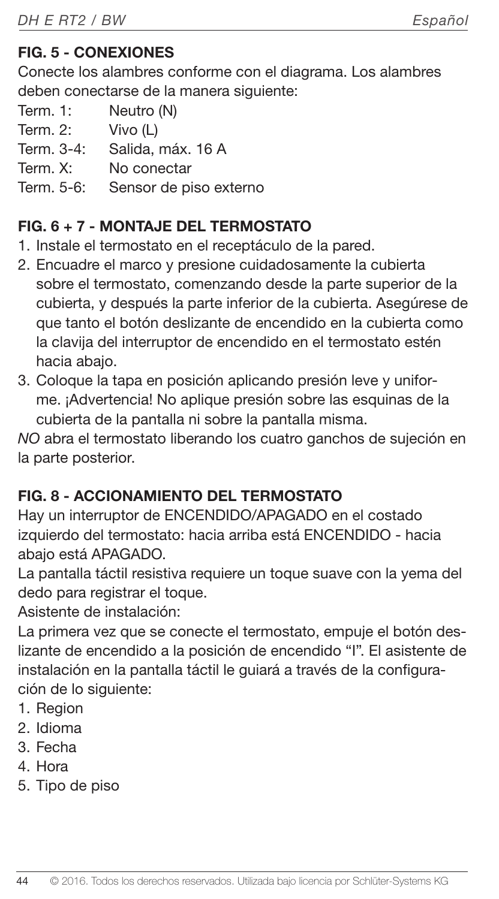## FIG. 5 - CONEXIONES

Conecte los alambres conforme con el diagrama. Los alambres deben conectarse de la manera siguiente:

| | |
|---|---|
| Term. 1: | Neutro (N) |
| Term. 2: | Vivo (L) |
| Term. 3-4: | Salida, máx. 16 A |
| Term. X: | No conectar |
| Term. 5-6: | Sensor de piso externo |

## FIG. 6 + 7 - MONTAJE DEL TERMOSTATO

1. Instale el termostato en el receptáculo de la pared.
2. Encuadre el marco y presione cuidadosamente la cubierta sobre el termostato, comenzando desde la parte superior de la cubierta, y después la parte inferior de la cubierta. Asegúrese de que tanto el botón deslizante de encendido en la cubierta como la clavija del interruptor de encendido en el termostato estén hacia abajo.
3. Coloque la tapa en posición aplicando presión leve y uniforme. ¡Advertencia! No aplique presión sobre las esquinas de la cubierta de la pantalla ni sobre la pantalla misma.

*NO* abra el termostato liberando los cuatro ganchos de sujeción en la parte posterior.

## FIG. 8 - ACCIONAMIENTO DEL TERMOSTATO

Hay un interruptor de ENCENDIDO/APAGADO en el costado izquierdo del termostato: hacia arriba está ENCENDIDO - hacia abajo está APAGADO.

La pantalla táctil resistiva requiere un toque suave con la yema del dedo para registrar el toque.

Asistente de instalación:

La primera vez que se conecte el termostato, empuje el botón deslizante de encendido a la posición de encendido "I". El asistente de instalación en la pantalla táctil le guiará a través de la configuración de lo siguiente:

1. Region
2. Idioma
3. Fecha
4. Hora
5. Tipo de piso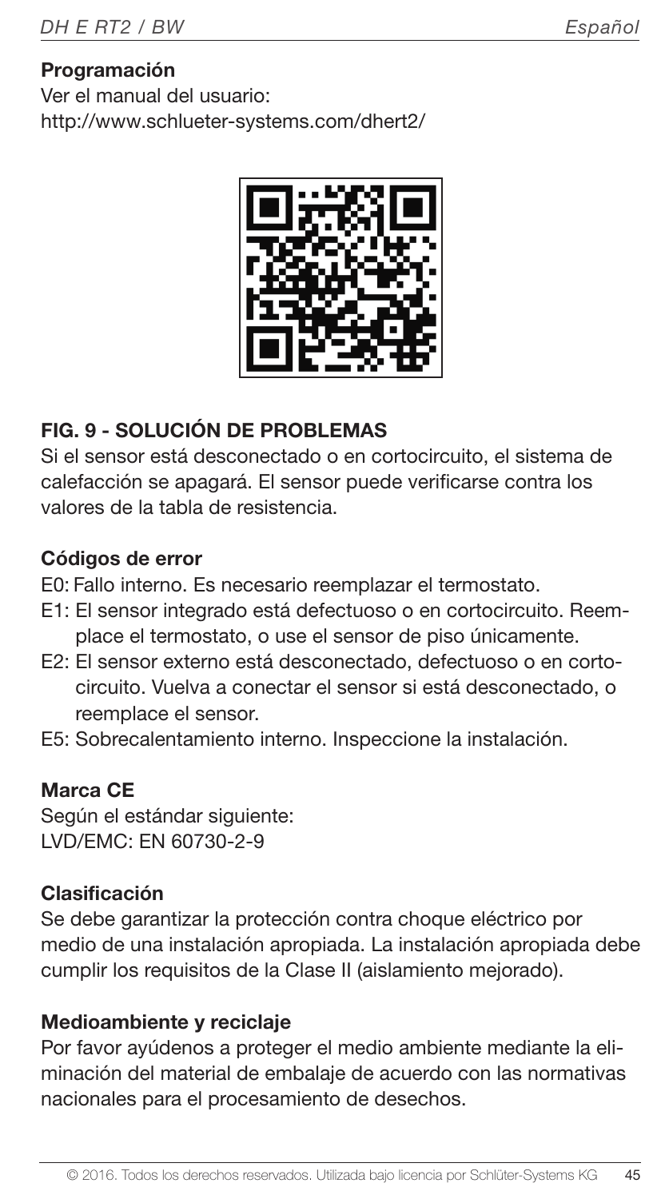**Programación**

Ver el manual del usuario:
http://www.schlueter-systems.com/dhert2/

## FIG. 9 - SOLUCIÓN DE PROBLEMAS

Si el sensor está desconectado o en cortocircuito, el sistema de calefacción se apagará. El sensor puede verificarse contra los valores de la tabla de resistencia.

**Códigos de error**

E0: Fallo interno. Es necesario reemplazar el termostato.

E1: El sensor integrado está defectuoso o en cortocircuito. Reemplace el termostato, o use el sensor de piso únicamente.

E2: El sensor externo está desconectado, defectuoso o en cortocircuito. Vuelva a conectar el sensor si está desconectado, o reemplace el sensor.

E5: Sobrecalentamiento interno. Inspeccione la instalación.

**Marca CE**

Según el estándar siguiente:
LVD/EMC: EN 60730-2-9

**Clasificación**

Se debe garantizar la protección contra choque eléctrico por medio de una instalación apropiada. La instalación apropiada debe cumplir los requisitos de la Clase II (aislamiento mejorado).

**Medioambiente y reciclaje**

Por favor ayúdenos a proteger el medio ambiente mediante la eliminación del material de embalaje de acuerdo con las normativas nacionales para el procesamiento de desechos.

© 2016. Todos los derechos reservados. Utilizada bajo licencia por Schlüter-Systems KG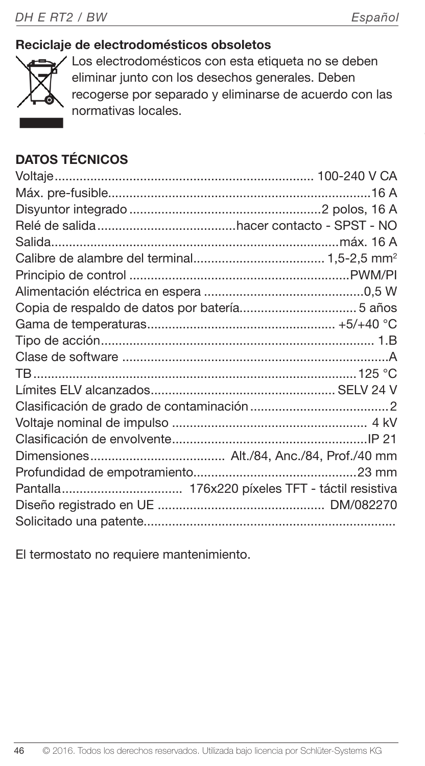### Reciclaje de electrodomésticos obsoletos

Los electrodomésticos con esta etiqueta no se deben eliminar junto con los desechos generales. Deben recogerse por separado y eliminarse de acuerdo con las normativas locales.

## DATOS TÉCNICOS

| | |
|---|---|
| Voltaje | 100-240 V CA |
| Máx. pre-fusible | 16 A |
| Disyuntor integrado | 2 polos, 16 A |
| Relé de salida | hacer contacto - SPST - NO |
| Salida | máx. 16 A |
| Calibre de alambre del terminal | 1,5-2,5 mm² |
| Principio de control | PWM/PI |
| Alimentación eléctrica en espera | 0,5 W |
| Copia de respaldo de datos por batería | 5 años |
| Gama de temperaturas | +5/+40 °C |
| Tipo de acción | 1.B |
| Clase de software | A |
| TB | 125 °C |
| Límites ELV alcanzados | SELV 24 V |
| Clasificación de grado de contaminación | 2 |
| Voltaje nominal de impulso | 4 kV |
| Clasificación de envolvente | IP 21 |
| Dimensiones | Alt./84, Anc./84, Prof./40 mm |
| Profundidad de empotramiento | 23 mm |
| Pantalla | 176x220 píxeles TFT - táctil resistiva |
| Diseño registrado en UE | DM/082270 |
| Solicitado una patente | |

El termostato no requiere mantenimiento.

© 2016. Todos los derechos reservados. Utilizada bajo licencia por Schlüter-Systems KG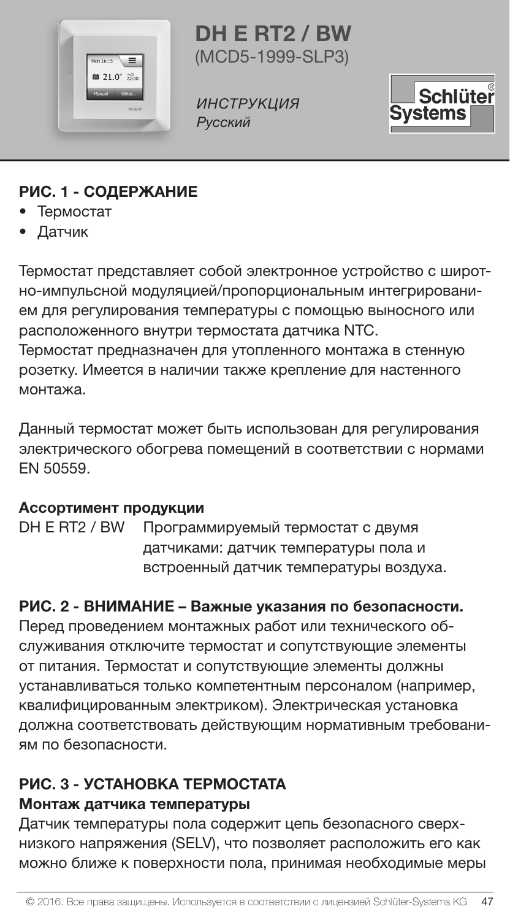# DH E RT2 / BW

(MCD5-1999-SLP3)

*ИНСТРУКЦИЯ*
*Русский*

## РИС. 1 - СОДЕРЖАНИЕ

- Термостат
- Датчик

Термостат представляет собой электронное устройство с широтно-импульсной модуляцией/пропорциональным интегрированием для регулирования температуры с помощью выносного или расположенного внутри термостата датчика NTC.
Термостат предназначен для утопленного монтажа в стенную розетку. Имеется в наличии также крепление для настенного монтажа.

Данный термостат может быть использован для регулирования электрического обогрева помещений в соответствии с нормами EN 50559.

**Ассортимент продукции**

| | |
|---|---|
| DH E RT2 / BW | Программируемый термостат с двумя датчиками: датчик температуры пола и встроенный датчик температуры воздуха. |

## РИС. 2 - ВНИМАНИЕ – Важные указания по безопасности.

Перед проведением монтажных работ или технического обслуживания отключите термостат и сопутствующие элементы от питания. Термостат и сопутствующие элементы должны устанавливаться только компетентным персоналом (например, квалифицированным электриком). Электрическая установка должна соответствовать действующим нормативным требованиям по безопасности.

## РИС. 3 - УСТАНОВКА ТЕРМОСТАТА

### Монтаж датчика температуры

Датчик температуры пола содержит цепь безопасного сверхнизкого напряжения (SELV), что позволяет расположить его как можно ближе к поверхности пола, принимая необходимые меры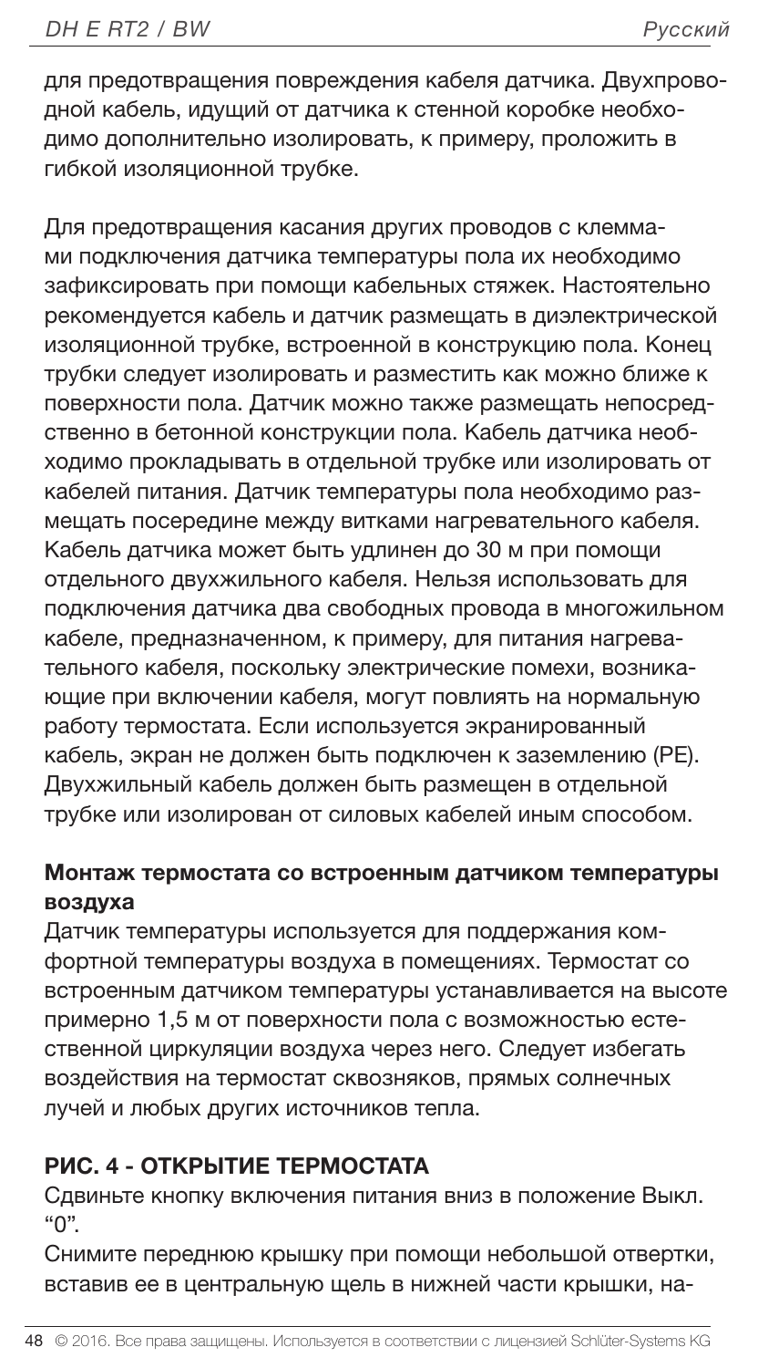для предотвращения повреждения кабеля датчика. Двухпроводной кабель, идущий от датчика к стенной коробке необходимо дополнительно изолировать, к примеру, проложить в гибкой изоляционной трубке.

Для предотвращения касания других проводов с клеммами подключения датчика температуры пола их необходимо зафиксировать при помощи кабельных стяжек. Настоятельно рекомендуется кабель и датчик размещать в диэлектрической изоляционной трубке, встроенной в конструкцию пола. Конец трубки следует изолировать и разместить как можно ближе к поверхности пола. Датчик можно также размещать непосредственно в бетонной конструкции пола. Кабель датчика необходимо прокладывать в отдельной трубке или изолировать от кабелей питания. Датчик температуры пола необходимо размещать посередине между витками нагревательного кабеля. Кабель датчика может быть удлинен до 30 м при помощи отдельного двухжильного кабеля. Нельзя использовать для подключения датчика два свободных провода в многожильном кабеле, предназначенном, к примеру, для питания нагревательного кабеля, поскольку электрические помехи, возникающие при включении кабеля, могут повлиять на нормальную работу термостата. Если используется экранированный кабель, экран не должен быть подключен к заземлению (PE). Двухжильный кабель должен быть размещен в отдельной трубке или изолирован от силовых кабелей иным способом.

### Монтаж термостата со встроенным датчиком температуры воздуха

Датчик температуры используется для поддержания комфортной температуры воздуха в помещениях. Термостат со встроенным датчиком температуры устанавливается на высоте примерно 1,5 м от поверхности пола с возможностью естественной циркуляции воздуха через него. Следует избегать воздействия на термостат сквозняков, прямых солнечных лучей и любых других источников тепла.

### РИС. 4 - ОТКРЫТИЕ ТЕРМОСТАТА

Сдвиньте кнопку включения питания вниз в положение Выкл. “0”.

Снимите переднюю крышку при помощи небольшой отвертки, вставив ее в центральную щель в нижней части крышки, на-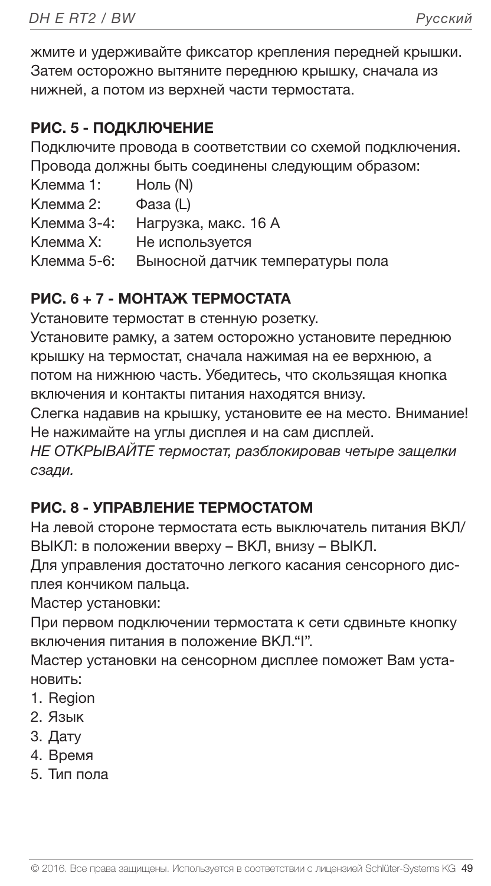жмите и удерживайте фиксатор крепления передней крышки. Затем осторожно вытяните переднюю крышку, сначала из нижней, а потом из верхней части термостата.

## РИС. 5 - ПОДКЛЮЧЕНИЕ

Подключите провода в соответствии со схемой подключения. Провода должны быть соединены следующим образом:

Клемма 1: Ноль (N)
Клемма 2: Фаза (L)
Клемма 3-4: Нагрузка, макс. 16 A
Клемма X: Не используется
Клемма 5-6: Выносной датчик температуры пола

## РИС. 6 + 7 - МОНТАЖ ТЕРМОСТАТА

Установите термостат в стенную розетку.
Установите рамку, а затем осторожно установите переднюю крышку на термостат, сначала нажимая на ее верхнюю, а потом на нижнюю часть. Убедитесь, что скользящая кнопка включения и контакты питания находятся внизу.
Слегка надавив на крышку, установите ее на место. Внимание! Не нажимайте на углы дисплея и на сам дисплей.
*НЕ ОТКРЫВАЙТЕ термостат, разблокировав четыре защелки сзади.*

## РИС. 8 - УПРАВЛЕНИЕ ТЕРМОСТАТОМ

На левой стороне термостата есть выключатель питания ВКЛ/ВЫКЛ: в положении вверху – ВКЛ, внизу – ВЫКЛ.
Для управления достаточно легкого касания сенсорного дисплея кончиком пальца.
Мастер установки:
При первом подключении термостата к сети сдвиньте кнопку включения питания в положение ВКЛ.“I”.
Мастер установки на сенсорном дисплее поможет Вам установить:

1. Region
2. Язык
3. Дату
4. Время
5. Тип пола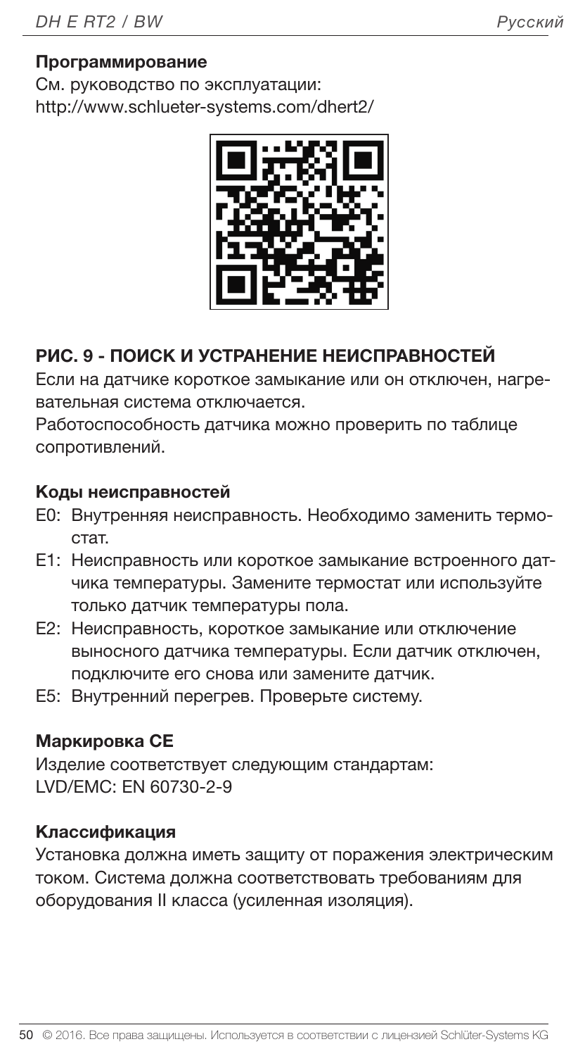**Программирование**

См. руководство по эксплуатации:
http://www.schlueter-systems.com/dhert2/

## РИС. 9 - ПОИСК И УСТРАНЕНИЕ НЕИСПРАВНОСТЕЙ

Если на датчике короткое замыкание или он отключен, нагревательная система отключается.

Работоспособность датчика можно проверить по таблице сопротивлений.

**Коды неисправностей**

- E0: Внутренняя неисправность. Необходимо заменить термостат.
- E1: Неисправность или короткое замыкание встроенного датчика температуры. Замените термостат или используйте только датчик температуры пола.
- E2: Неисправность, короткое замыкание или отключение выносного датчика температуры. Если датчик отключен, подключите его снова или замените датчик.
- E5: Внутренний перегрев. Проверьте систему.

**Маркировка CE**

Изделие соответствует следующим стандартам:
LVD/EMC: EN 60730-2-9

**Классификация**

Установка должна иметь защиту от поражения электрическим током. Система должна соответствовать требованиям для оборудования II класса (усиленная изоляция).

© 2016. Все права защищены. Используется в соответствии с лицензией Schlüter-Systems KG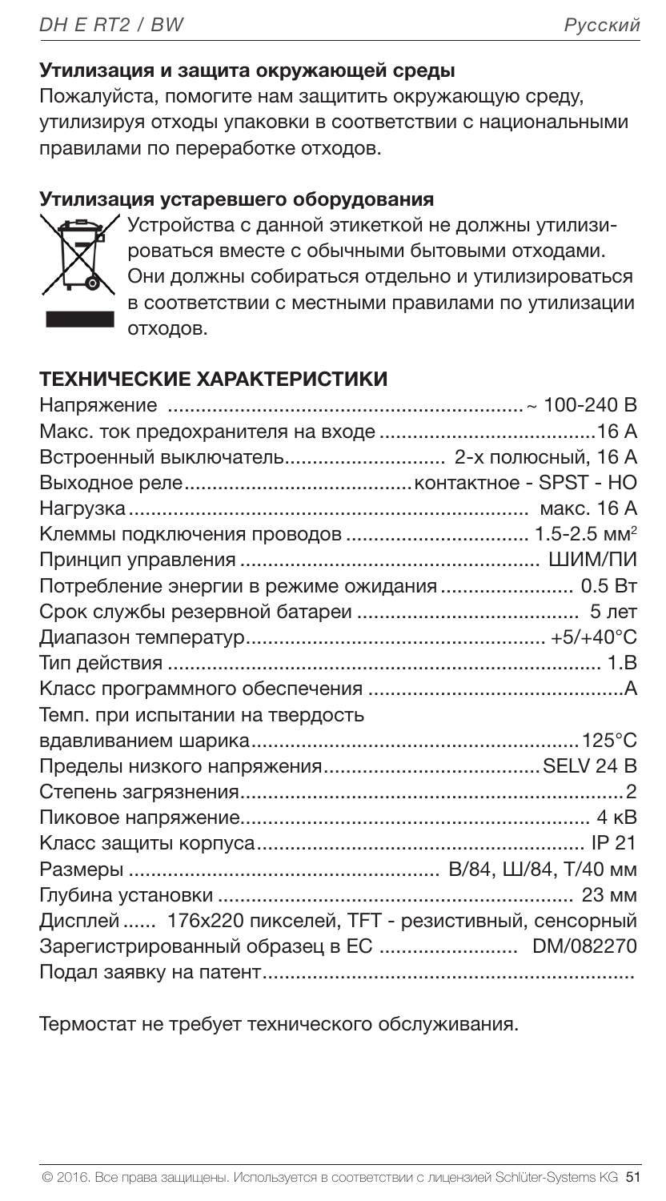**Утилизация и защита окружающей среды**

Пожалуйста, помогите нам защитить окружающую среду, утилизируя отходы упаковки в соответствии с национальными правилами по переработке отходов.

**Утилизация устаревшего оборудования**

Устройства с данной этикеткой не должны утилизироваться вместе с обычными бытовыми отходами. Они должны собираться отдельно и утилизироваться в соответствии с местными правилами по утилизации отходов.

## ТЕХНИЧЕСКИЕ ХАРАКТЕРИСТИКИ

| | |
|---|---|
| Напряжение | ~ 100-240 В |
| Макс. ток предохранителя на входе | 16 А |
| Встроенный выключатель | 2-х полюсный, 16 А |
| Выходное реле | контактное - SPST - НО |
| Нагрузка | макс. 16 А |
| Клеммы подключения проводов | 1.5-2.5 мм² |
| Принцип управления | ШИМ/ПИ |
| Потребление энергии в режиме ожидания | 0.5 Вт |
| Срок службы резервной батареи | 5 лет |
| Диапазон температур | +5/+40°C |
| Тип действия | 1.B |
| Класс программного обеспечения | A |
| Темп. при испытании на твердость вдавливанием шарика | 125°C |
| Пределы низкого напряжения | SELV 24 В |
| Степень загрязнения | 2 |
| Пиковое напряжение | 4 кВ |
| Класс защиты корпуса | IP 21 |
| Размеры | В/84, Ш/84, Т/40 мм |
| Глубина установки | 23 мм |
| Дисплей | 176x220 пикселей, TFT - резистивный, сенсорный |
| Зарегистрированный образец в ЕС | DM/082270 |
| Подал заявку на патент | |

Термостат не требует технического обслуживания.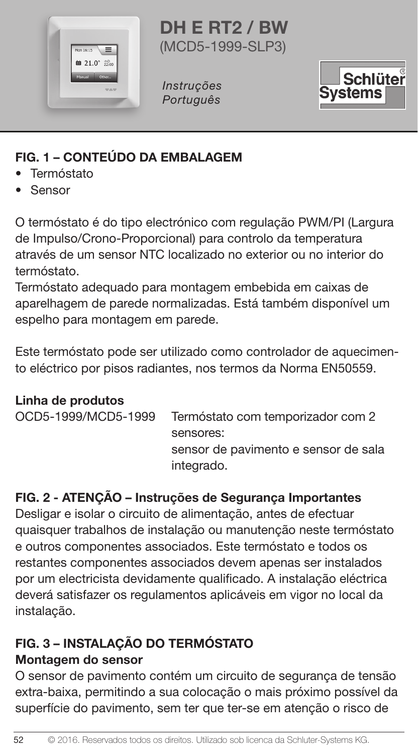# DH E RT2 / BW
(MCD5-1999-SLP3)

*Instruções*
*Português*

## FIG. 1 – CONTEÚDO DA EMBALAGEM

- Termóstato
- Sensor

O termóstato é do tipo electrónico com regulação PWM/PI (Largura de Impulso/Crono-Proporcional) para controlo da temperatura através de um sensor NTC localizado no exterior ou no interior do termóstato.
Termóstato adequado para montagem embebida em caixas de aparelhagem de parede normalizadas. Está também disponível um espelho para montagem em parede.

Este termóstato pode ser utilizado como controlador de aquecimento eléctrico por pisos radiantes, nos termos da Norma EN50559.

**Linha de produtos**

| | |
|---|---|
| OCD5-1999/MCD5-1999 | Termóstato com temporizador com 2 sensores: sensor de pavimento e sensor de sala integrado. |

## FIG. 2 - ATENÇÃO – Instruções de Segurança Importantes

Desligar e isolar o circuito de alimentação, antes de efectuar quaisquer trabalhos de instalação ou manutenção neste termóstato e outros componentes associados. Este termóstato e todos os restantes componentes associados devem apenas ser instalados por um electricista devidamente qualificado. A instalação eléctrica deverá satisfazer os regulamentos aplicáveis em vigor no local da instalação.

## FIG. 3 – INSTALAÇÃO DO TERMÓSTATO

### Montagem do sensor

O sensor de pavimento contém um circuito de segurança de tensão extra-baixa, permitindo a sua colocação o mais próximo possível da superfície do pavimento, sem ter que ter-se em atenção o risco de

© 2016. Reservados todos os direitos. Utilizado sob licenca da Schluter-Systems KG.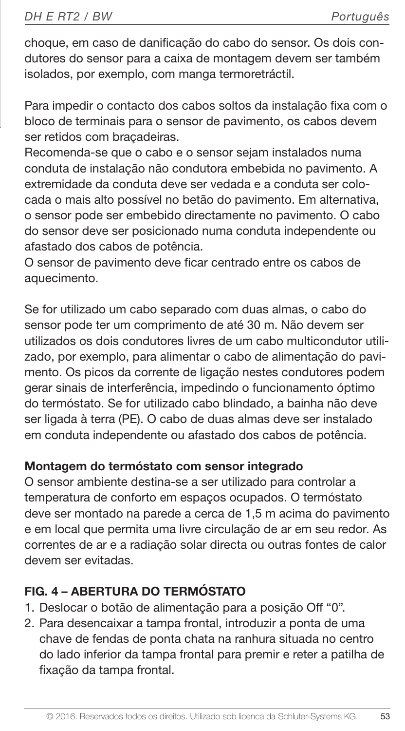choque, em caso de danificação do cabo do sensor. Os dois condutores do sensor para a caixa de montagem devem ser também isolados, por exemplo, com manga termoretráctil.

Para impedir o contacto dos cabos soltos da instalação fixa com o bloco de terminais para o sensor de pavimento, os cabos devem ser retidos com braçadeiras.
Recomenda-se que o cabo e o sensor sejam instalados numa conduta de instalação não condutora embebida no pavimento. A extremidade da conduta deve ser vedada e a conduta ser colocada o mais alto possível no betão do pavimento. Em alternativa, o sensor pode ser embebido directamente no pavimento. O cabo do sensor deve ser posicionado numa conduta independente ou afastado dos cabos de potência.
O sensor de pavimento deve ficar centrado entre os cabos de aquecimento.

Se for utilizado um cabo separado com duas almas, o cabo do sensor pode ter um comprimento de até 30 m. Não devem ser utilizados os dois condutores livres de um cabo multicondutor utilizado, por exemplo, para alimentar o cabo de alimentação do pavimento. Os picos da corrente de ligação nestes condutores podem gerar sinais de interferência, impedindo o funcionamento óptimo do termóstato. Se for utilizado cabo blindado, a bainha não deve ser ligada à terra (PE). O cabo de duas almas deve ser instalado em conduta independente ou afastado dos cabos de potência.

**Montagem do termóstato com sensor integrado**
O sensor ambiente destina-se a ser utilizado para controlar a temperatura de conforto em espaços ocupados. O termóstato deve ser montado na parede a cerca de 1,5 m acima do pavimento e em local que permita uma livre circulação de ar em seu redor. As correntes de ar e a radiação solar directa ou outras fontes de calor devem ser evitadas.

## FIG. 4 – ABERTURA DO TERMÓSTATO

1. Deslocar o botão de alimentação para a posição Off "0".
2. Para desencaixar a tampa frontal, introduzir a ponta de uma chave de fendas de ponta chata na ranhura situada no centro do lado inferior da tampa frontal para premir e reter a patilha de fixação da tampa frontal.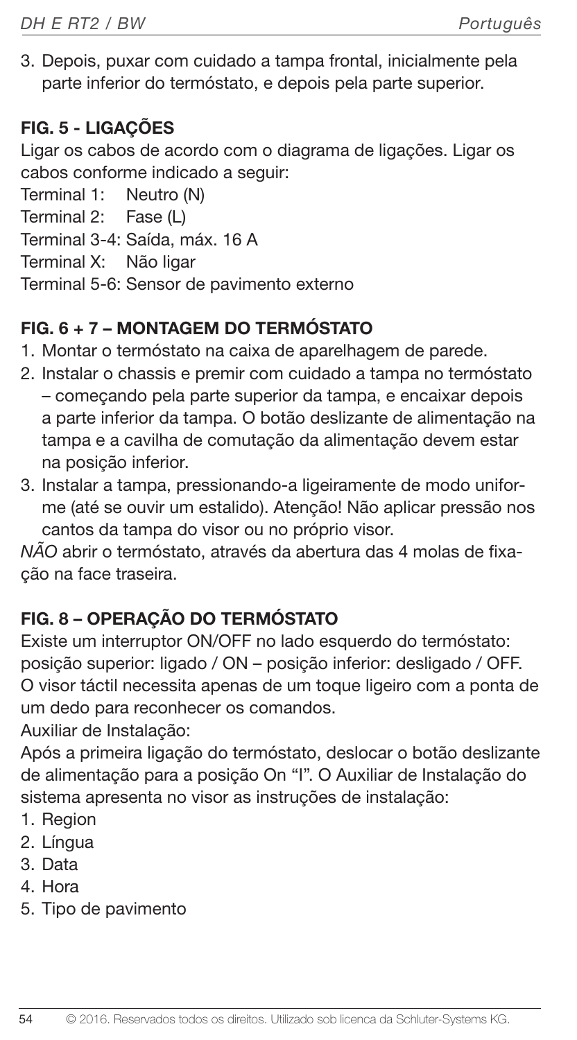3. Depois, puxar com cuidado a tampa frontal, inicialmente pela parte inferior do termóstato, e depois pela parte superior.

## FIG. 5 - LIGAÇÕES

Ligar os cabos de acordo com o diagrama de ligações. Ligar os cabos conforme indicado a seguir:

Terminal 1: Neutro (N)
Terminal 2: Fase (L)
Terminal 3-4: Saída, máx. 16 A
Terminal X: Não ligar
Terminal 5-6: Sensor de pavimento externo

## FIG. 6 + 7 – MONTAGEM DO TERMÓSTATO

1. Montar o termóstato na caixa de aparelhagem de parede.
2. Instalar o chassis e premir com cuidado a tampa no termóstato – começando pela parte superior da tampa, e encaixar depois a parte inferior da tampa. O botão deslizante de alimentação na tampa e a cavilha de comutação da alimentação devem estar na posição inferior.
3. Instalar a tampa, pressionando-a ligeiramente de modo uniforme (até se ouvir um estalido). Atenção! Não aplicar pressão nos cantos da tampa do visor ou no próprio visor.

*NÃO* abrir o termóstato, através da abertura das 4 molas de fixação na face traseira.

## FIG. 8 – OPERAÇÃO DO TERMÓSTATO

Existe um interruptor ON/OFF no lado esquerdo do termóstato: posição superior: ligado / ON – posição inferior: desligado / OFF. O visor táctil necessita apenas de um toque ligeiro com a ponta de um dedo para reconhecer os comandos.

Auxiliar de Instalação:

Após a primeira ligação do termóstato, deslocar o botão deslizante de alimentação para a posição On "I". O Auxiliar de Instalação do sistema apresenta no visor as instruções de instalação:

1. Region
2. Língua
3. Data
4. Hora
5. Tipo de pavimento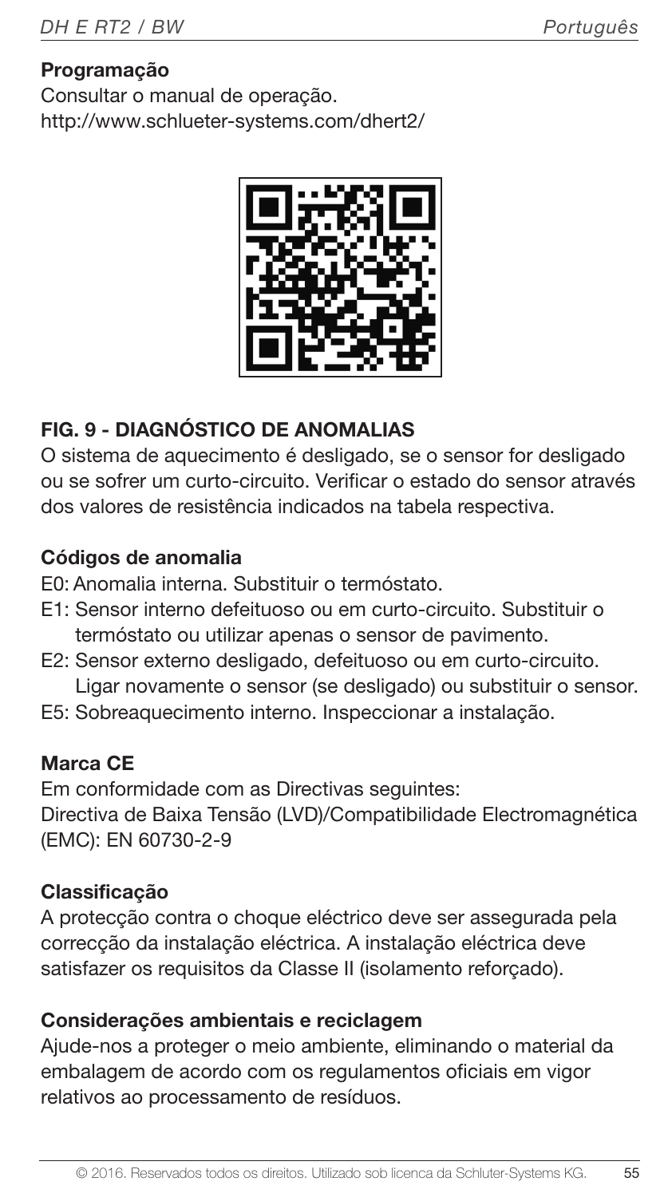### Programação

Consultar o manual de operação.
http://www.schlueter-systems.com/dhert2/

## FIG. 9 - DIAGNÓSTICO DE ANOMALIAS

O sistema de aquecimento é desligado, se o sensor for desligado ou se sofrer um curto-circuito. Verificar o estado do sensor através dos valores de resistência indicados na tabela respectiva.

### Códigos de anomalia

- E0: Anomalia interna. Substituir o termóstato.
- E1: Sensor interno defeituoso ou em curto-circuito. Substituir o termóstato ou utilizar apenas o sensor de pavimento.
- E2: Sensor externo desligado, defeituoso ou em curto-circuito. Ligar novamente o sensor (se desligado) ou substituir o sensor.
- E5: Sobreaquecimento interno. Inspeccionar a instalação.

### Marca CE

Em conformidade com as Directivas seguintes:
Directiva de Baixa Tensão (LVD)/Compatibilidade Electromagnética (EMC): EN 60730-2-9

### Classificação

A protecção contra o choque eléctrico deve ser assegurada pela correcção da instalação eléctrica. A instalação eléctrica deve satisfazer os requisitos da Classe II (isolamento reforçado).

### Considerações ambientais e reciclagem

Ajude-nos a proteger o meio ambiente, eliminando o material da embalagem de acordo com os regulamentos oficiais em vigor relativos ao processamento de resíduos.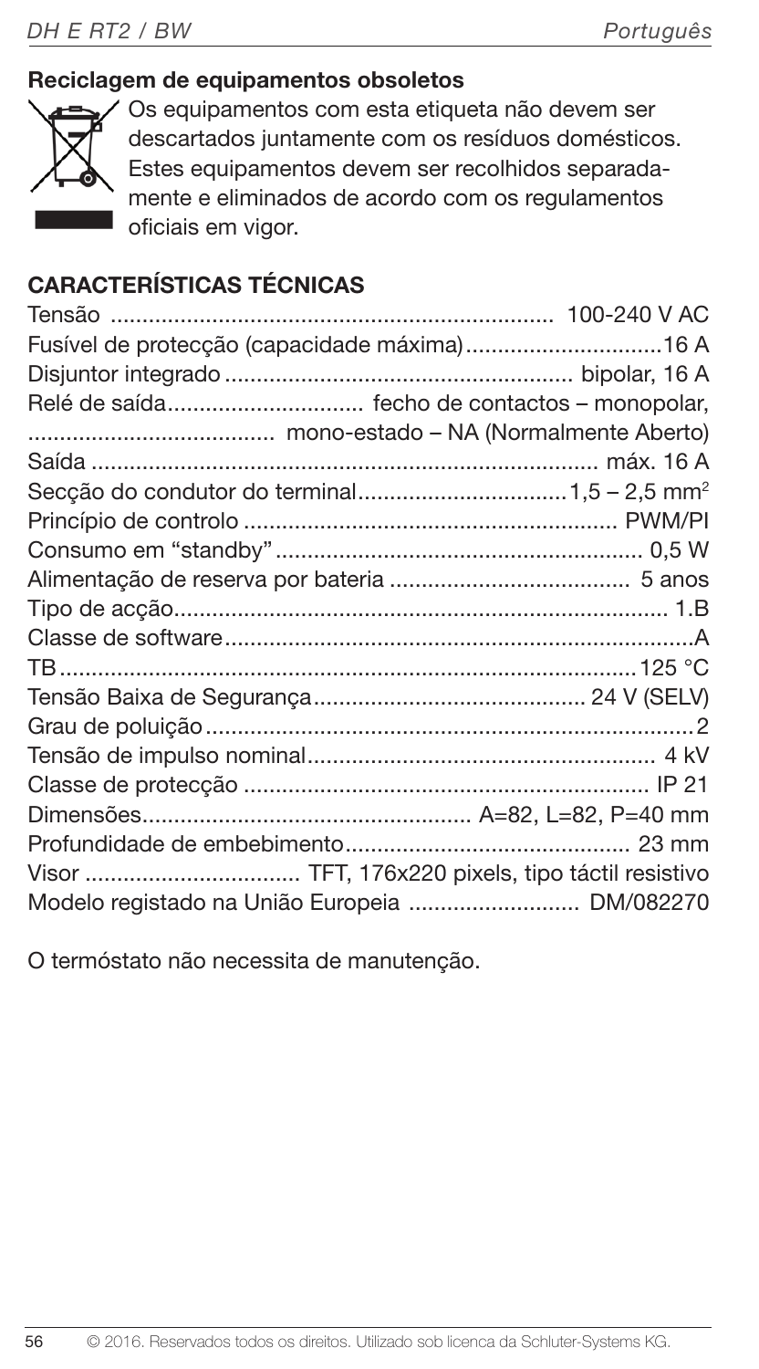### Reciclagem de equipamentos obsoletos

Os equipamentos com esta etiqueta não devem ser descartados juntamente com os resíduos domésticos. Estes equipamentos devem ser recolhidos separadamente e eliminados de acordo com os regulamentos oficiais em vigor.

## CARACTERÍSTICAS TÉCNICAS

| | |
|---|---|
| Tensão | 100-240 V AC |
| Fusível de protecção (capacidade máxima) | 16 A |
| Disjuntor integrado | bipolar, 16 A |
| Relé de saída | fecho de contactos – monopolar, mono-estado – NA (Normalmente Aberto) |
| Saída | máx. 16 A |
| Secção do condutor do terminal | 1,5 – 2,5 mm² |
| Princípio de controlo | PWM/PI |
| Consumo em "standby" | 0,5 W |
| Alimentação de reserva por bateria | 5 anos |
| Tipo de acção | 1.B |
| Classe de software | A |
| TB | 125 °C |
| Tensão Baixa de Segurança | 24 V (SELV) |
| Grau de poluição | 2 |
| Tensão de impulso nominal | 4 kV |
| Classe de protecção | IP 21 |
| Dimensões | A=82, L=82, P=40 mm |
| Profundidade de embebimento | 23 mm |
| Visor | TFT, 176x220 pixels, tipo táctil resistivo |
| Modelo registado na União Europeia | DM/082270 |

O termóstato não necessita de manutenção.

© 2016. Reservados todos os direitos. Utilizado sob licenca da Schluter-Systems KG.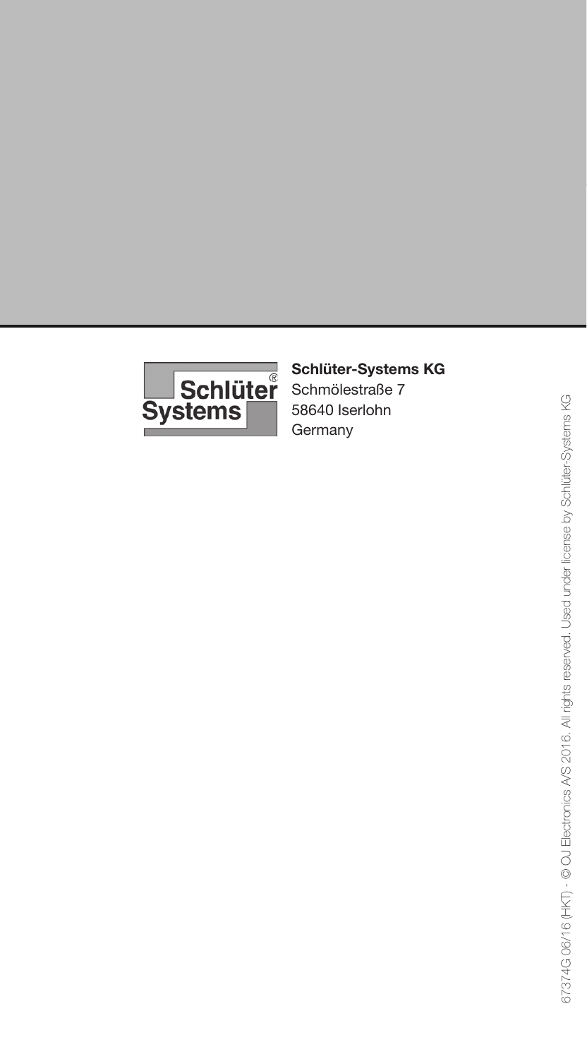**Schlüter-Systems KG**
Schmölestraße 7
58640 Iserlohn
Germany

67374G 06/16 (HKT) - © OJ Electronics A/S 2016. All rights reserved. Used under license by Schlüter-Systems KG